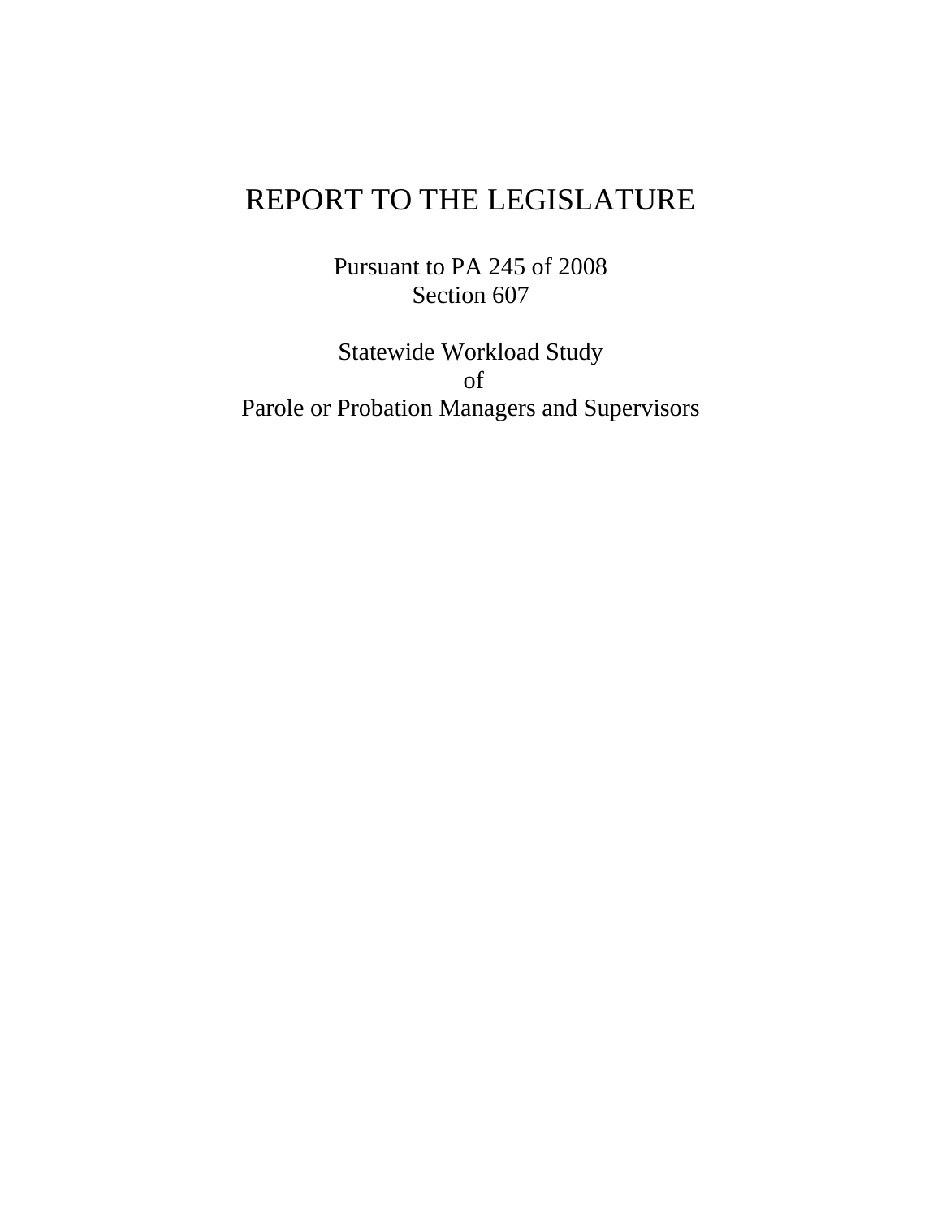# REPORT TO THE LEGISLATURE

Pursuant to PA 245 of 2008
Section 607

Statewide Workload Study
of
Parole or Probation Managers and Supervisors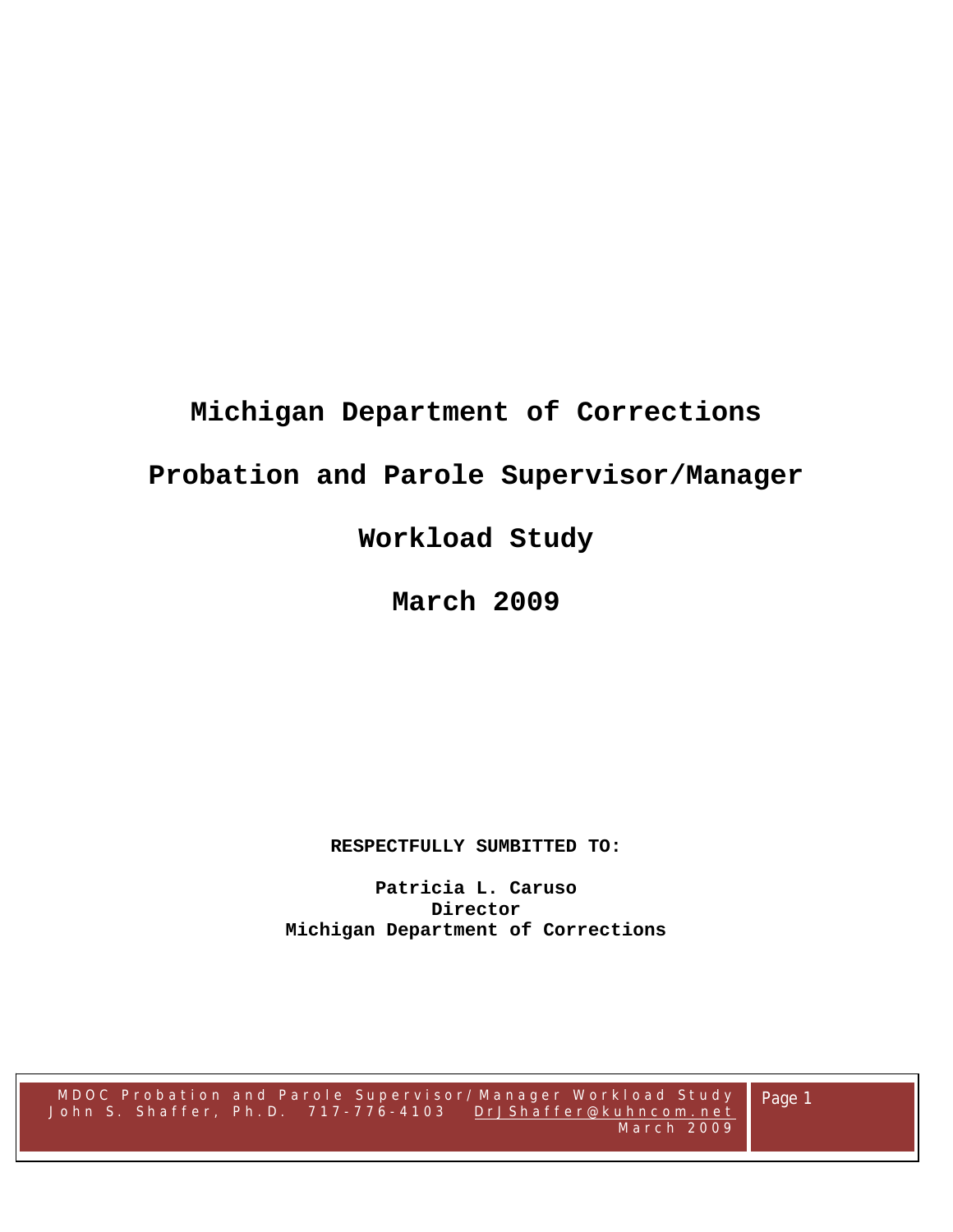# Michigan Department of Corrections

# Probation and Parole Supervisor/Manager

# Workload Study

# March 2009

**RESPECTFULLY SUMBITTED TO:**

**Patricia L. Caruso**
**Director**
**Michigan Department of Corrections**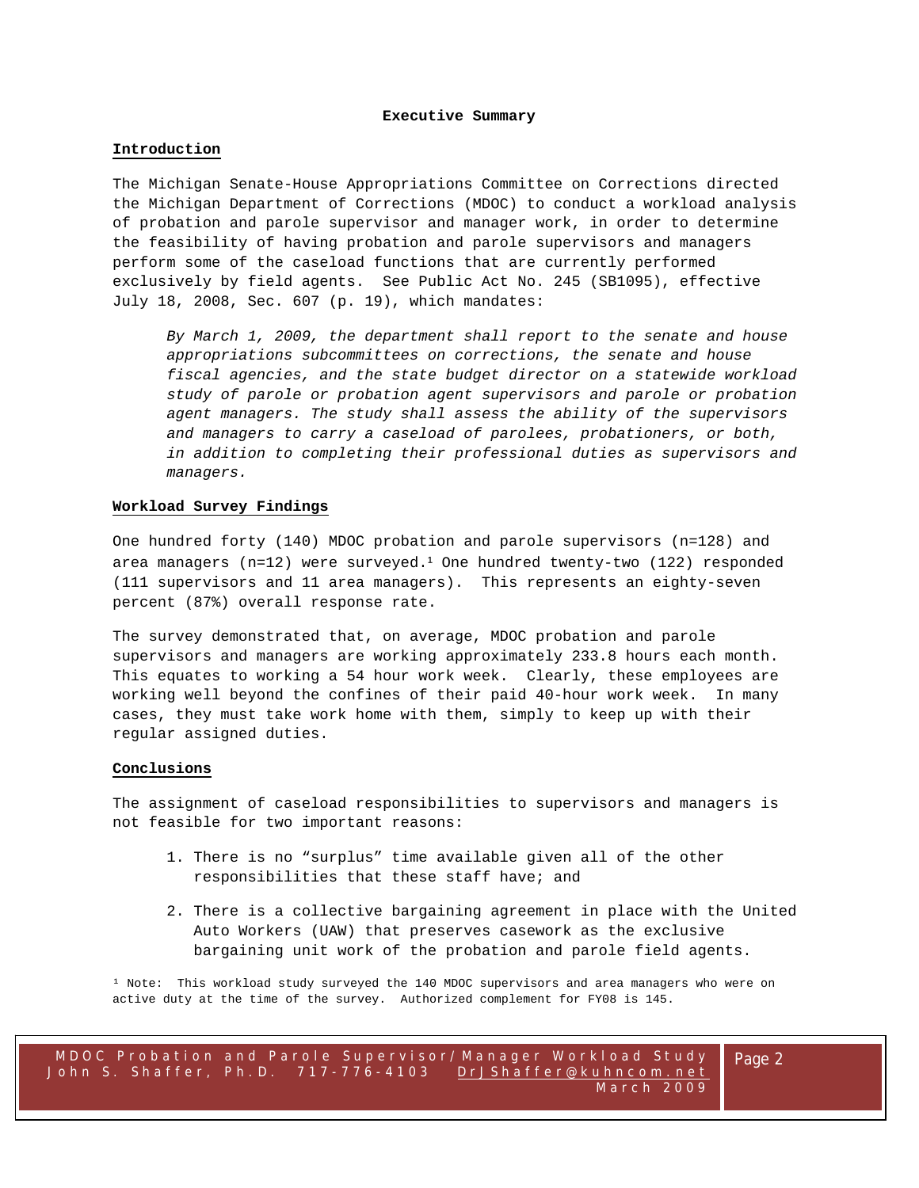# Executive Summary

## Introduction

The Michigan Senate-House Appropriations Committee on Corrections directed the Michigan Department of Corrections (MDOC) to conduct a workload analysis of probation and parole supervisor and manager work, in order to determine the feasibility of having probation and parole supervisors and managers perform some of the caseload functions that are currently performed exclusively by field agents. See Public Act No. 245 (SB1095), effective July 18, 2008, Sec. 607 (p. 19), which mandates:

> *By March 1, 2009, the department shall report to the senate and house appropriations subcommittees on corrections, the senate and house fiscal agencies, and the state budget director on a statewide workload study of parole or probation agent supervisors and parole or probation agent managers. The study shall assess the ability of the supervisors and managers to carry a caseload of parolees, probationers, or both, in addition to completing their professional duties as supervisors and managers.*

## Workload Survey Findings

One hundred forty (140) MDOC probation and parole supervisors (n=128) and area managers (n=12) were surveyed.[1] One hundred twenty-two (122) responded (111 supervisors and 11 area managers). This represents an eighty-seven percent (87%) overall response rate.

The survey demonstrated that, on average, MDOC probation and parole supervisors and managers are working approximately 233.8 hours each month. This equates to working a 54 hour work week. Clearly, these employees are working well beyond the confines of their paid 40-hour work week. In many cases, they must take work home with them, simply to keep up with their regular assigned duties.

## Conclusions

The assignment of caseload responsibilities to supervisors and managers is not feasible for two important reasons:

1. There is no “surplus” time available given all of the other responsibilities that these staff have; and
2. There is a collective bargaining agreement in place with the United Auto Workers (UAW) that preserves casework as the exclusive bargaining unit work of the probation and parole field agents.

[1] Note: This workload study surveyed the 140 MDOC supervisors and area managers who were on active duty at the time of the survey. Authorized complement for FY08 is 145.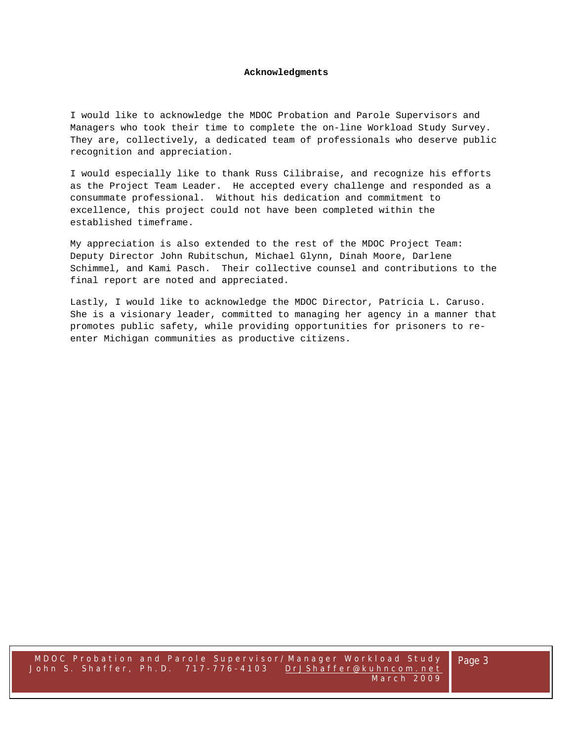## Acknowledgments

I would like to acknowledge the MDOC Probation and Parole Supervisors and Managers who took their time to complete the on-line Workload Study Survey. They are, collectively, a dedicated team of professionals who deserve public recognition and appreciation.

I would especially like to thank Russ Cilibraise, and recognize his efforts as the Project Team Leader. He accepted every challenge and responded as a consummate professional. Without his dedication and commitment to excellence, this project could not have been completed within the established timeframe.

My appreciation is also extended to the rest of the MDOC Project Team: Deputy Director John Rubitschun, Michael Glynn, Dinah Moore, Darlene Schimmel, and Kami Pasch. Their collective counsel and contributions to the final report are noted and appreciated.

Lastly, I would like to acknowledge the MDOC Director, Patricia L. Caruso. She is a visionary leader, committed to managing her agency in a manner that promotes public safety, while providing opportunities for prisoners to re-enter Michigan communities as productive citizens.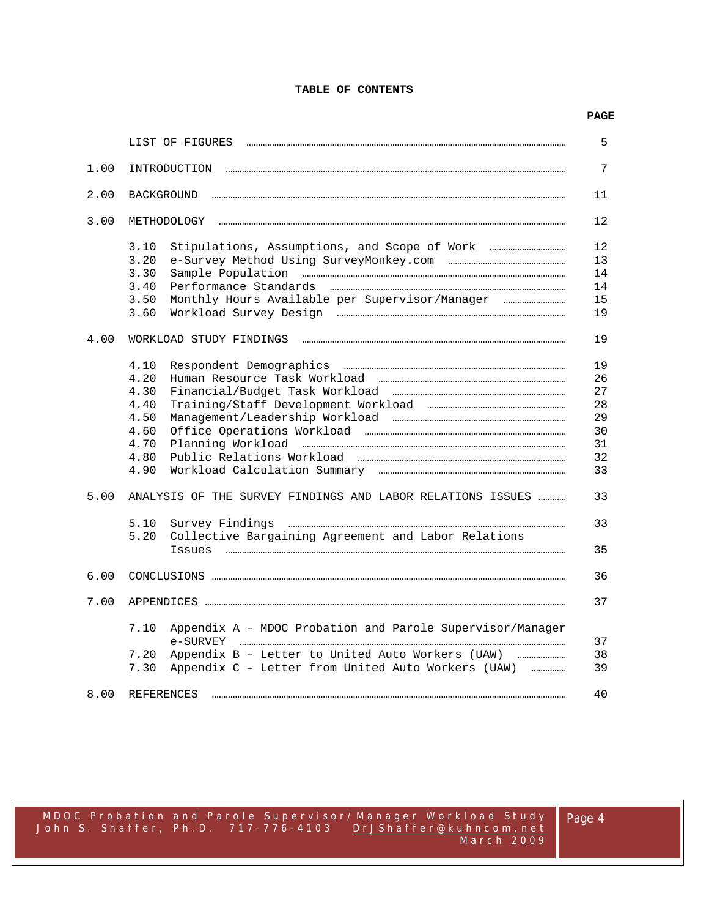# TABLE OF CONTENTS

| | | PAGE |
|---|---|---|
| | LIST OF FIGURES | 5 |
| 1.00 | INTRODUCTION | 7 |
| 2.00 | BACKGROUND | 11 |
| 3.00 | METHODOLOGY | 12 |
| | 3.10 Stipulations, Assumptions, and Scope of Work | 12 |
| | 3.20 e-Survey Method Using SurveyMonkey.com | 13 |
| | 3.30 Sample Population | 14 |
| | 3.40 Performance Standards | 14 |
| | 3.50 Monthly Hours Available per Supervisor/Manager | 15 |
| | 3.60 Workload Survey Design | 19 |
| 4.00 | WORKLOAD STUDY FINDINGS | 19 |
| | 4.10 Respondent Demographics | 19 |
| | 4.20 Human Resource Task Workload | 26 |
| | 4.30 Financial/Budget Task Workload | 27 |
| | 4.40 Training/Staff Development Workload | 28 |
| | 4.50 Management/Leadership Workload | 29 |
| | 4.60 Office Operations Workload | 30 |
| | 4.70 Planning Workload | 31 |
| | 4.80 Public Relations Workload | 32 |
| | 4.90 Workload Calculation Summary | 33 |
| 5.00 | ANALYSIS OF THE SURVEY FINDINGS AND LABOR RELATIONS ISSUES | 33 |
| | 5.10 Survey Findings | 33 |
| | 5.20 Collective Bargaining Agreement and Labor Relations Issues | 35 |
| 6.00 | CONCLUSIONS | 36 |
| 7.00 | APPENDICES | 37 |
| | 7.10 Appendix A – MDOC Probation and Parole Supervisor/Manager e-SURVEY | 37 |
| | 7.20 Appendix B – Letter to United Auto Workers (UAW) | 38 |
| | 7.30 Appendix C – Letter from United Auto Workers (UAW) | 39 |
| 8.00 | REFERENCES | 40 |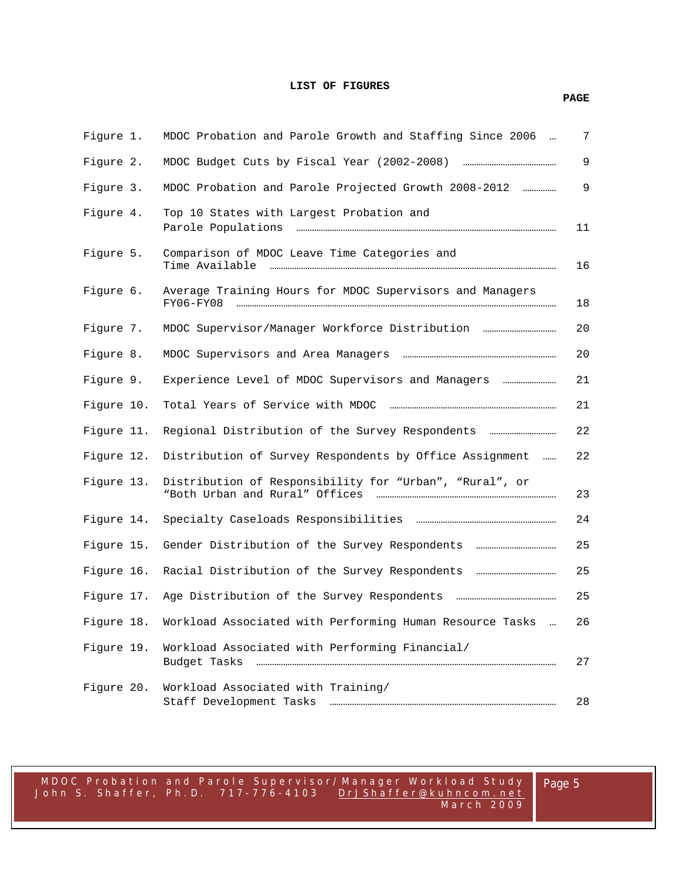# LIST OF FIGURES

| | | PAGE |
|---|---|---|
| Figure 1. | MDOC Probation and Parole Growth and Staffing Since 2006 | 7 |
| Figure 2. | MDOC Budget Cuts by Fiscal Year (2002-2008) | 9 |
| Figure 3. | MDOC Probation and Parole Projected Growth 2008-2012 | 9 |
| Figure 4. | Top 10 States with Largest Probation and Parole Populations | 11 |
| Figure 5. | Comparison of MDOC Leave Time Categories and Time Available | 16 |
| Figure 6. | Average Training Hours for MDOC Supervisors and Managers FY06-FY08 | 18 |
| Figure 7. | MDOC Supervisor/Manager Workforce Distribution | 20 |
| Figure 8. | MDOC Supervisors and Area Managers | 20 |
| Figure 9. | Experience Level of MDOC Supervisors and Managers | 21 |
| Figure 10. | Total Years of Service with MDOC | 21 |
| Figure 11. | Regional Distribution of the Survey Respondents | 22 |
| Figure 12. | Distribution of Survey Respondents by Office Assignment | 22 |
| Figure 13. | Distribution of Responsibility for "Urban", "Rural", or "Both Urban and Rural" Offices | 23 |
| Figure 14. | Specialty Caseloads Responsibilities | 24 |
| Figure 15. | Gender Distribution of the Survey Respondents | 25 |
| Figure 16. | Racial Distribution of the Survey Respondents | 25 |
| Figure 17. | Age Distribution of the Survey Respondents | 25 |
| Figure 18. | Workload Associated with Performing Human Resource Tasks | 26 |
| Figure 19. | Workload Associated with Performing Financial/ Budget Tasks | 27 |
| Figure 20. | Workload Associated with Training/ Staff Development Tasks | 28 |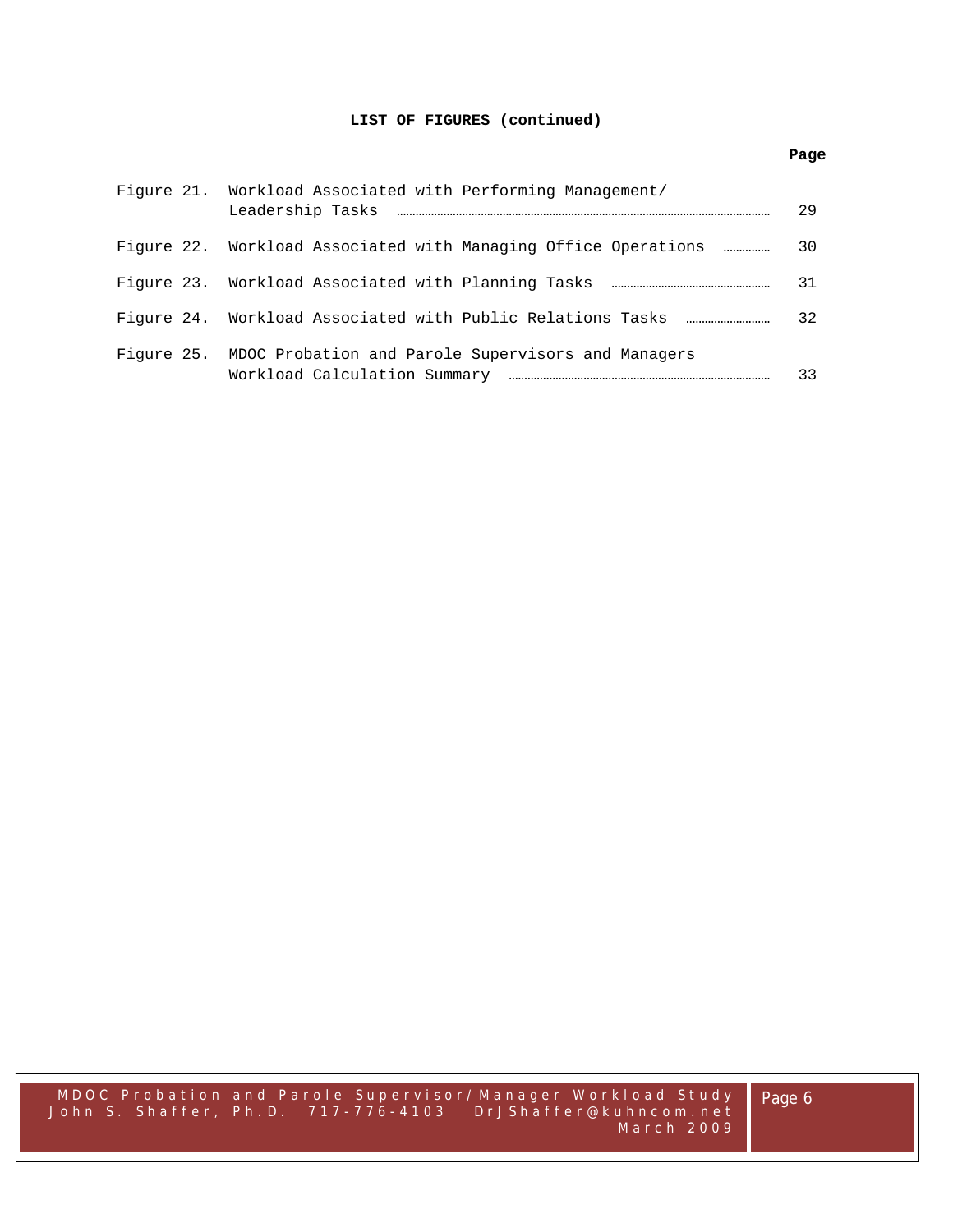**LIST OF FIGURES (continued)**

| | | Page |
|---|---|---|
| Figure 21. | Workload Associated with Performing Management/ Leadership Tasks | 29 |
| Figure 22. | Workload Associated with Managing Office Operations | 30 |
| Figure 23. | Workload Associated with Planning Tasks | 31 |
| Figure 24. | Workload Associated with Public Relations Tasks | 32 |
| Figure 25. | MDOC Probation and Parole Supervisors and Managers Workload Calculation Summary | 33 |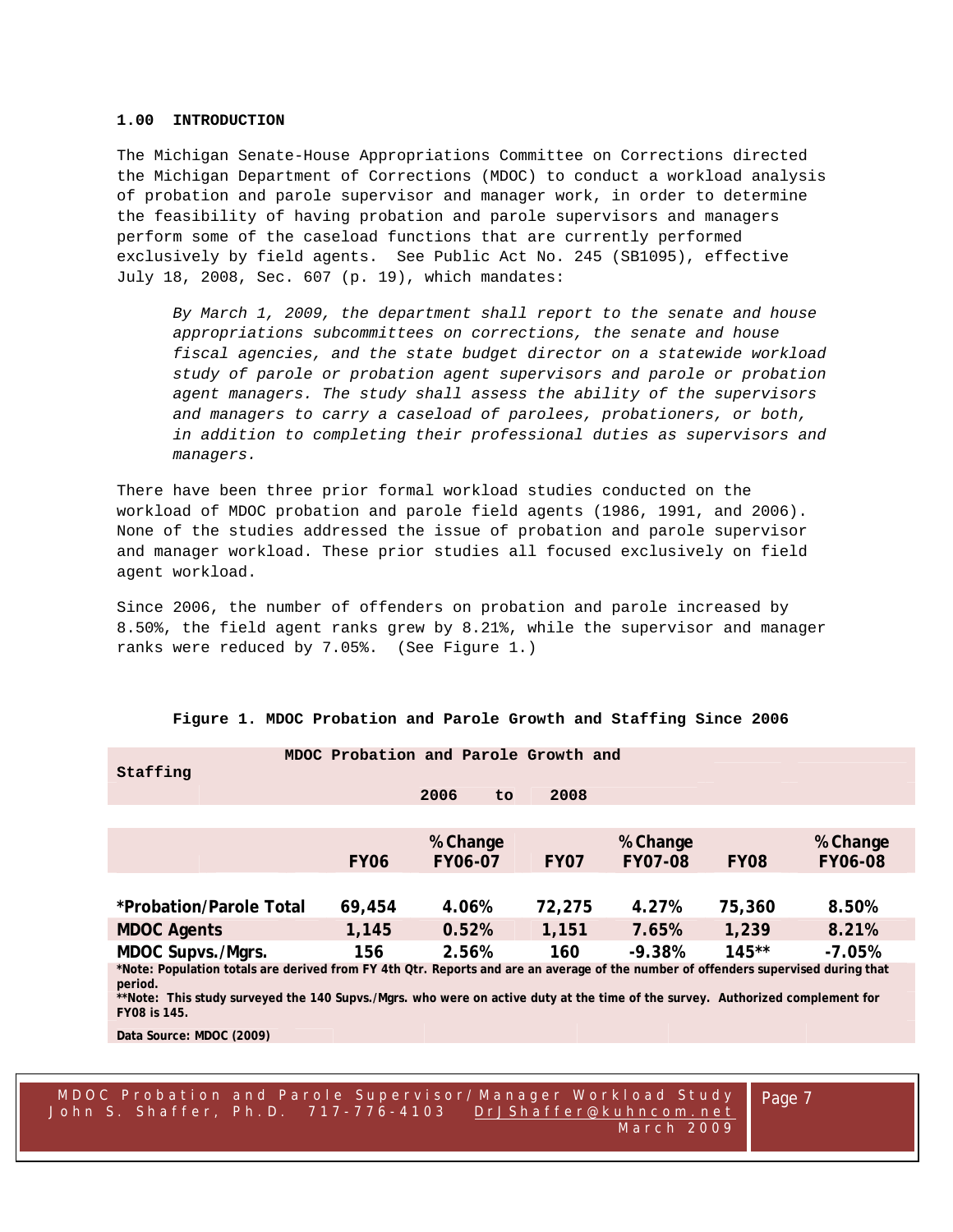## 1.00 INTRODUCTION

The Michigan Senate-House Appropriations Committee on Corrections directed the Michigan Department of Corrections (MDOC) to conduct a workload analysis of probation and parole supervisor and manager work, in order to determine the feasibility of having probation and parole supervisors and managers perform some of the caseload functions that are currently performed exclusively by field agents. See Public Act No. 245 (SB1095), effective July 18, 2008, Sec. 607 (p. 19), which mandates:

> *By March 1, 2009, the department shall report to the senate and house appropriations subcommittees on corrections, the senate and house fiscal agencies, and the state budget director on a statewide workload study of parole or probation agent supervisors and parole or probation agent managers. The study shall assess the ability of the supervisors and managers to carry a caseload of parolees, probationers, or both, in addition to completing their professional duties as supervisors and managers.*

There have been three prior formal workload studies conducted on the workload of MDOC probation and parole field agents (1986, 1991, and 2006). None of the studies addressed the issue of probation and parole supervisor and manager workload. These prior studies all focused exclusively on field agent workload.

Since 2006, the number of offenders on probation and parole increased by 8.50%, the field agent ranks grew by 8.21%, while the supervisor and manager ranks were reduced by 7.05%. (See Figure 1.)

**Figure 1. MDOC Probation and Parole Growth and Staffing Since 2006**

**MDOC Probation and Parole Growth and Staffing 2006 to 2008**

| | FY06 | % Change FY06-07 | FY07 | % Change FY07-08 | FY08 | % Change FY06-08 |
|---|---|---|---|---|---|---|
| **\*Probation/Parole Total** | **69,454** | **4.06%** | **72,275** | **4.27%** | **75,360** | **8.50%** |
| **MDOC Agents** | **1,145** | **0.52%** | **1,151** | **7.65%** | **1,239** | **8.21%** |
| **MDOC Supvs./Mgrs.** | **156** | **2.56%** | **160** | **-9.38%** | **145\*\*** | **-7.05%** |

**\*Note: Population totals are derived from FY 4th Qtr. Reports and are an average of the number of offenders supervised during that period.**
**\*\*Note: This study surveyed the 140 Supvs./Mgrs. who were on active duty at the time of the survey. Authorized complement for FY08 is 145.**

**Data Source: MDOC (2009)**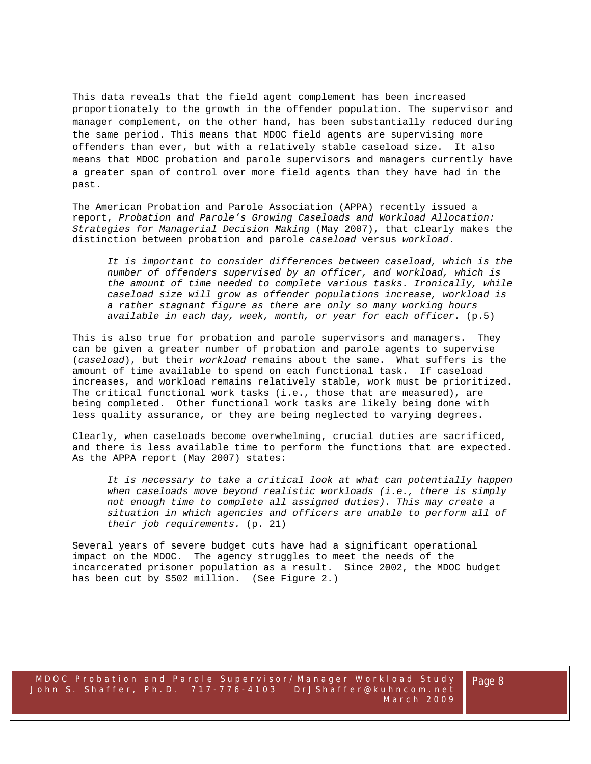This data reveals that the field agent complement has been increased proportionately to the growth in the offender population. The supervisor and manager complement, on the other hand, has been substantially reduced during the same period. This means that MDOC field agents are supervising more offenders than ever, but with a relatively stable caseload size. It also means that MDOC probation and parole supervisors and managers currently have a greater span of control over more field agents than they have had in the past.

The American Probation and Parole Association (APPA) recently issued a report, *Probation and Parole's Growing Caseloads and Workload Allocation: Strategies for Managerial Decision Making* (May 2007), that clearly makes the distinction between probation and parole *caseload* versus *workload*.

> *It is important to consider differences between caseload, which is the number of offenders supervised by an officer, and workload, which is the amount of time needed to complete various tasks. Ironically, while caseload size will grow as offender populations increase, workload is a rather stagnant figure as there are only so many working hours available in each day, week, month, or year for each officer.* (p.5)

This is also true for probation and parole supervisors and managers. They can be given a greater number of probation and parole agents to supervise (*caseload*), but their *workload* remains about the same. What suffers is the amount of time available to spend on each functional task. If caseload increases, and workload remains relatively stable, work must be prioritized. The critical functional work tasks (i.e., those that are measured), are being completed. Other functional work tasks are likely being done with less quality assurance, or they are being neglected to varying degrees.

Clearly, when caseloads become overwhelming, crucial duties are sacrificed, and there is less available time to perform the functions that are expected. As the APPA report (May 2007) states:

> *It is necessary to take a critical look at what can potentially happen when caseloads move beyond realistic workloads (i.e., there is simply not enough time to complete all assigned duties). This may create a situation in which agencies and officers are unable to perform all of their job requirements.* (p. 21)

Several years of severe budget cuts have had a significant operational impact on the MDOC. The agency struggles to meet the needs of the incarcerated prisoner population as a result. Since 2002, the MDOC budget has been cut by $502 million. (See Figure 2.)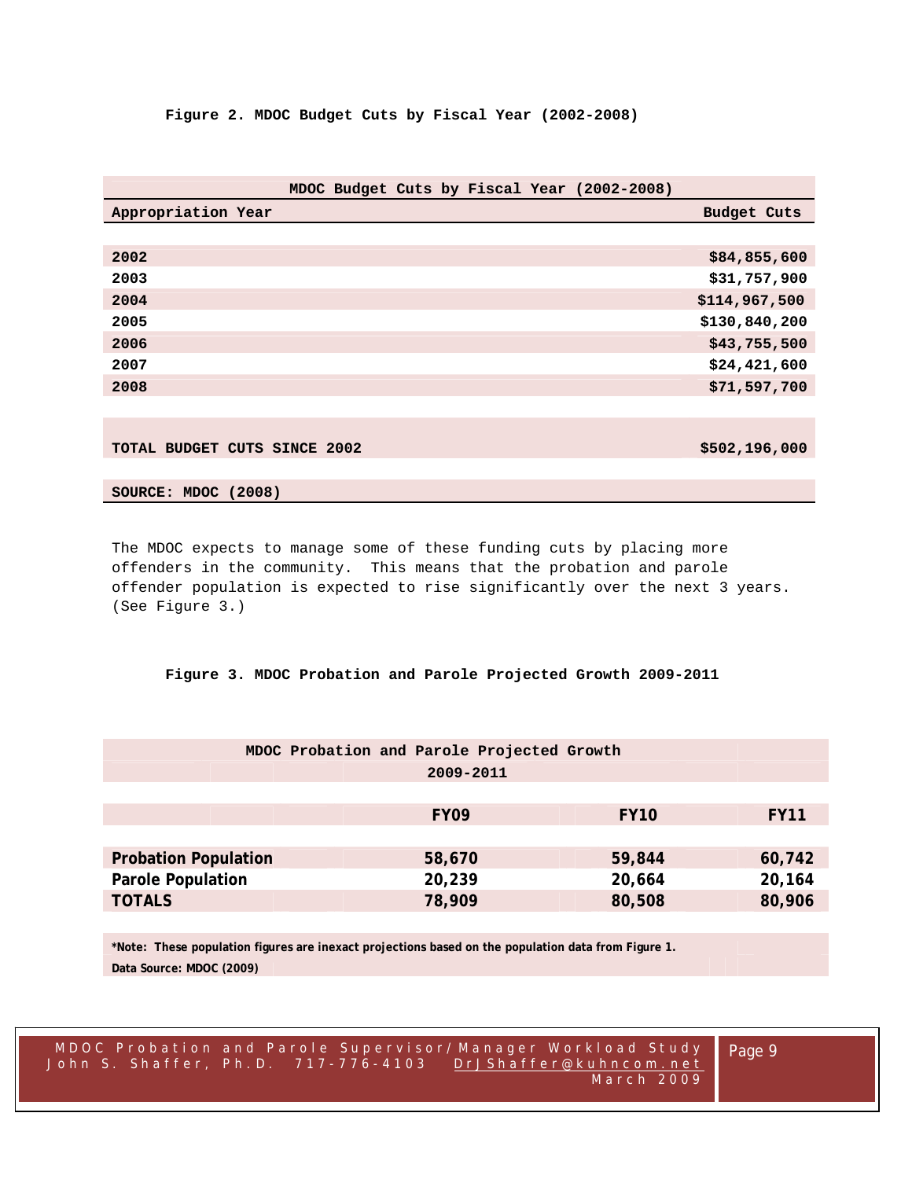**Figure 2. MDOC Budget Cuts by Fiscal Year (2002-2008)**

| MDOC Budget Cuts by Fiscal Year (2002-2008) | |
|---|---|
| **Appropriation Year** | **Budget Cuts** |
| **2002** | **$84,855,600** |
| **2003** | **$31,757,900** |
| **2004** | **$114,967,500** |
| **2005** | **$130,840,200** |
| **2006** | **$43,755,500** |
| **2007** | **$24,421,600** |
| **2008** | **$71,597,700** |
| **TOTAL BUDGET CUTS SINCE 2002** | **$502,196,000** |
| **SOURCE: MDOC (2008)** | |

The MDOC expects to manage some of these funding cuts by placing more offenders in the community. This means that the probation and parole offender population is expected to rise significantly over the next 3 years. (See Figure 3.)

**Figure 3. MDOC Probation and Parole Projected Growth 2009-2011**

| MDOC Probation and Parole Projected Growth 2009-2011 | | | |
|---|---|---|---|
| | **FY09** | **FY10** | **FY11** |
| **Probation Population** | **58,670** | **59,844** | **60,742** |
| **Parole Population** | **20,239** | **20,664** | **20,164** |
| **TOTALS** | **78,909** | **80,508** | **80,906** |

**\*Note: These population figures are inexact projections based on the population data from Figure 1.**
**Data Source: MDOC (2009)**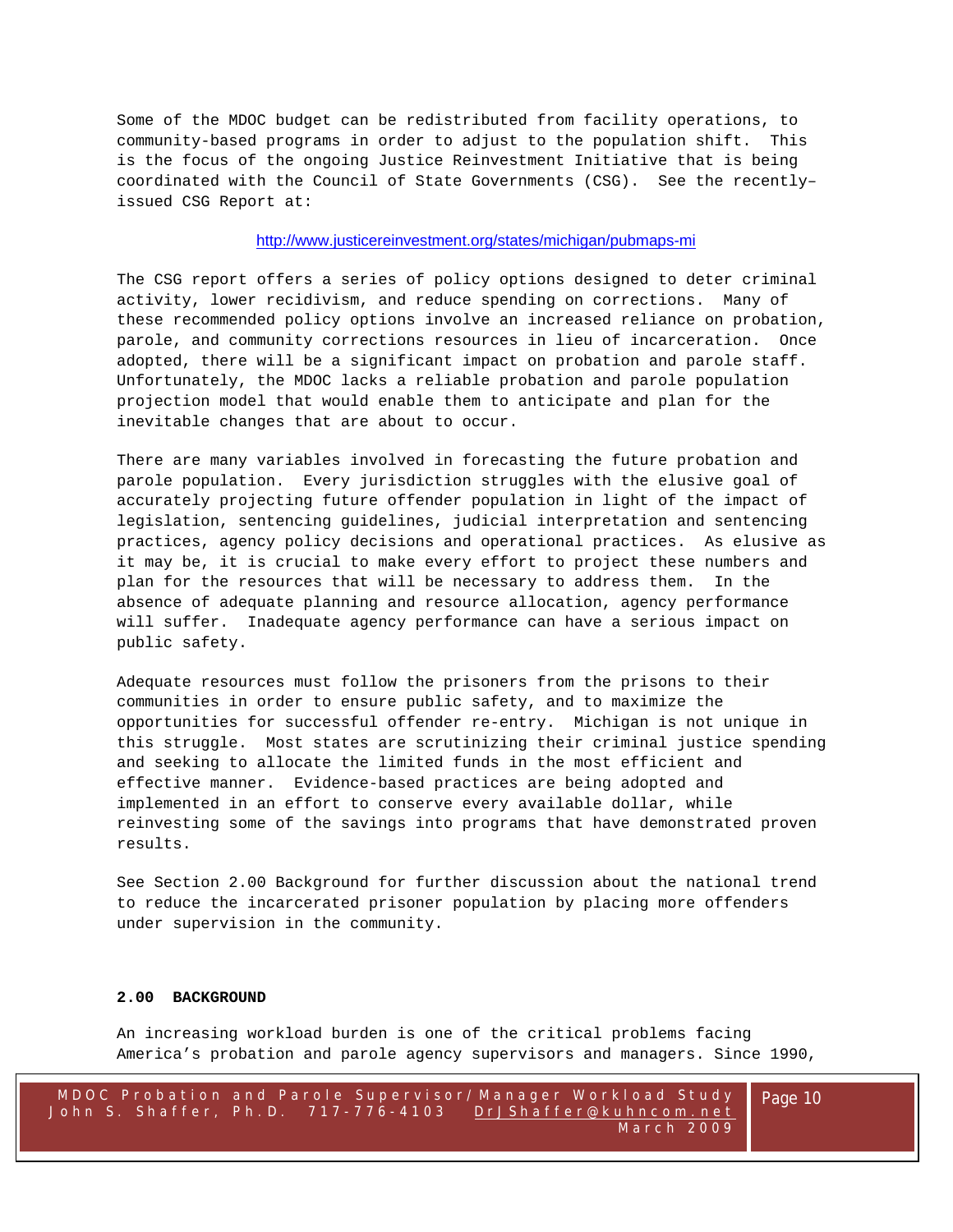Some of the MDOC budget can be redistributed from facility operations, to community-based programs in order to adjust to the population shift. This is the focus of the ongoing Justice Reinvestment Initiative that is being coordinated with the Council of State Governments (CSG). See the recently–issued CSG Report at:

http://www.justicereinvestment.org/states/michigan/pubmaps-mi

The CSG report offers a series of policy options designed to deter criminal activity, lower recidivism, and reduce spending on corrections. Many of these recommended policy options involve an increased reliance on probation, parole, and community corrections resources in lieu of incarceration. Once adopted, there will be a significant impact on probation and parole staff. Unfortunately, the MDOC lacks a reliable probation and parole population projection model that would enable them to anticipate and plan for the inevitable changes that are about to occur.

There are many variables involved in forecasting the future probation and parole population. Every jurisdiction struggles with the elusive goal of accurately projecting future offender population in light of the impact of legislation, sentencing guidelines, judicial interpretation and sentencing practices, agency policy decisions and operational practices. As elusive as it may be, it is crucial to make every effort to project these numbers and plan for the resources that will be necessary to address them. In the absence of adequate planning and resource allocation, agency performance will suffer. Inadequate agency performance can have a serious impact on public safety.

Adequate resources must follow the prisoners from the prisons to their communities in order to ensure public safety, and to maximize the opportunities for successful offender re-entry. Michigan is not unique in this struggle. Most states are scrutinizing their criminal justice spending and seeking to allocate the limited funds in the most efficient and effective manner. Evidence-based practices are being adopted and implemented in an effort to conserve every available dollar, while reinvesting some of the savings into programs that have demonstrated proven results.

See Section 2.00 Background for further discussion about the national trend to reduce the incarcerated prisoner population by placing more offenders under supervision in the community.

## 2.00 BACKGROUND

An increasing workload burden is one of the critical problems facing America's probation and parole agency supervisors and managers. Since 1990,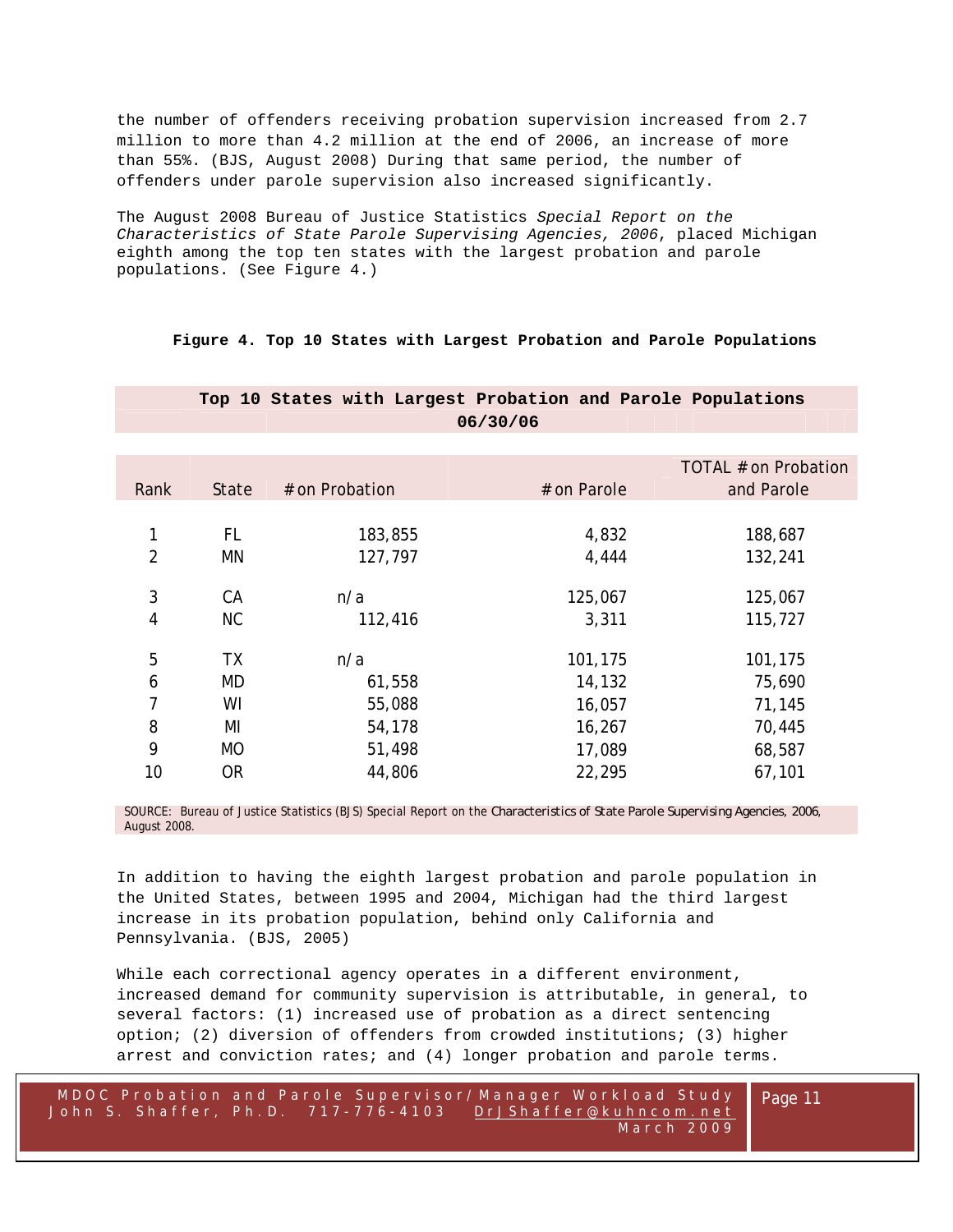the number of offenders receiving probation supervision increased from 2.7 million to more than 4.2 million at the end of 2006, an increase of more than 55%. (BJS, August 2008) During that same period, the number of offenders under parole supervision also increased significantly.

The August 2008 Bureau of Justice Statistics *Special Report on the Characteristics of State Parole Supervising Agencies, 2006*, placed Michigan eighth among the top ten states with the largest probation and parole populations. (See Figure 4.)

**Figure 4. Top 10 States with Largest Probation and Parole Populations**

**Top 10 States with Largest Probation and Parole Populations 06/30/06**

| Rank | State | # on Probation | # on Parole | TOTAL # on Probation and Parole |
|---|---|---|---|---|
| 1 | FL | 183,855 | 4,832 | 188,687 |
| 2 | MN | 127,797 | 4,444 | 132,241 |
| 3 | CA | n/a | 125,067 | 125,067 |
| 4 | NC | 112,416 | 3,311 | 115,727 |
| 5 | TX | n/a | 101,175 | 101,175 |
| 6 | MD | 61,558 | 14,132 | 75,690 |
| 7 | WI | 55,088 | 16,057 | 71,145 |
| 8 | MI | 54,178 | 16,267 | 70,445 |
| 9 | MO | 51,498 | 17,089 | 68,587 |
| 10 | OR | 44,806 | 22,295 | 67,101 |

SOURCE: Bureau of Justice Statistics (BJS) Special Report on the Characteristics of State Parole Supervising Agencies, 2006, August 2008.

In addition to having the eighth largest probation and parole population in the United States, between 1995 and 2004, Michigan had the third largest increase in its probation population, behind only California and Pennsylvania. (BJS, 2005)

While each correctional agency operates in a different environment, increased demand for community supervision is attributable, in general, to several factors: (1) increased use of probation as a direct sentencing option; (2) diversion of offenders from crowded institutions; (3) higher arrest and conviction rates; and (4) longer probation and parole terms.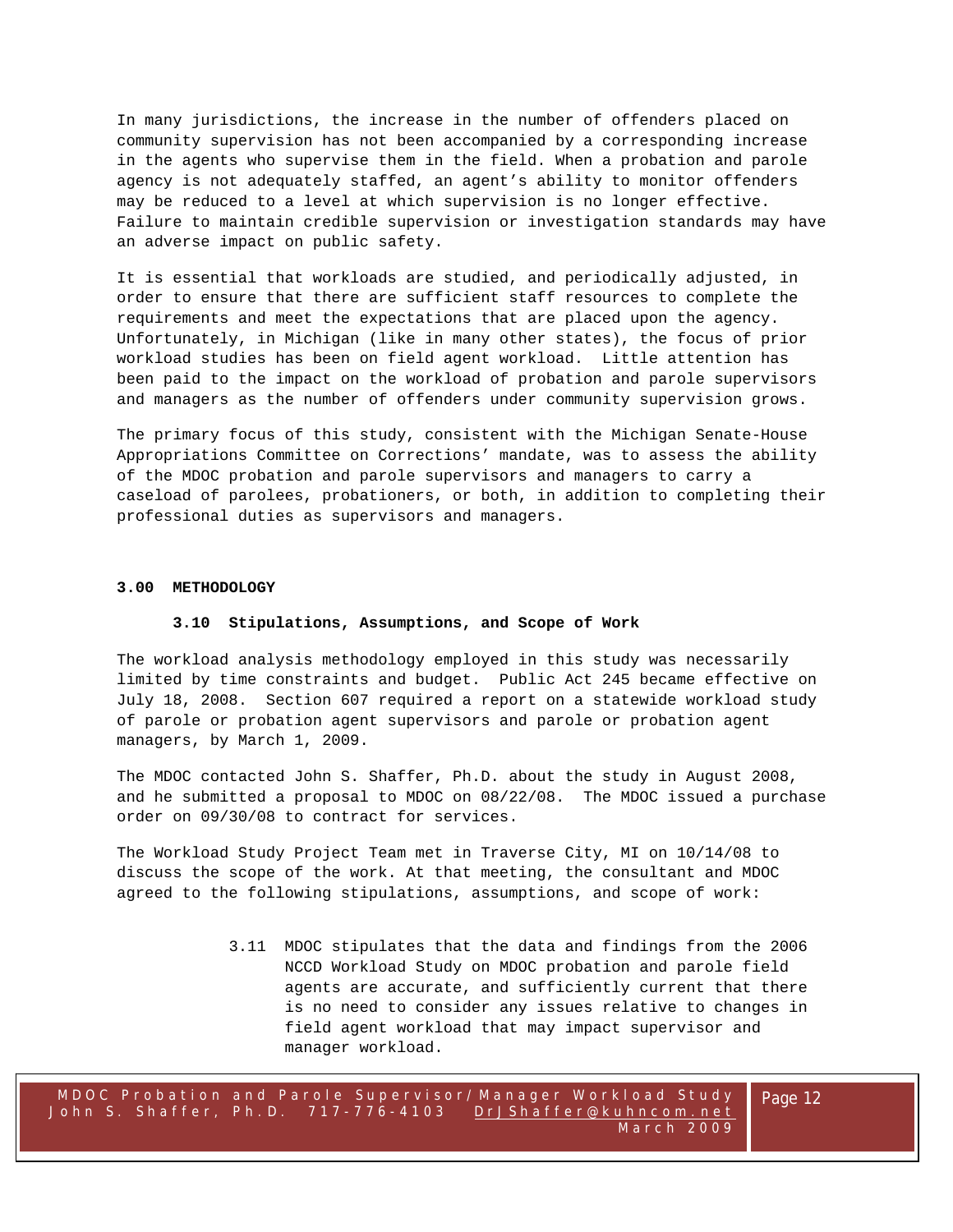In many jurisdictions, the increase in the number of offenders placed on community supervision has not been accompanied by a corresponding increase in the agents who supervise them in the field. When a probation and parole agency is not adequately staffed, an agent's ability to monitor offenders may be reduced to a level at which supervision is no longer effective. Failure to maintain credible supervision or investigation standards may have an adverse impact on public safety.

It is essential that workloads are studied, and periodically adjusted, in order to ensure that there are sufficient staff resources to complete the requirements and meet the expectations that are placed upon the agency. Unfortunately, in Michigan (like in many other states), the focus of prior workload studies has been on field agent workload. Little attention has been paid to the impact on the workload of probation and parole supervisors and managers as the number of offenders under community supervision grows.

The primary focus of this study, consistent with the Michigan Senate-House Appropriations Committee on Corrections' mandate, was to assess the ability of the MDOC probation and parole supervisors and managers to carry a caseload of parolees, probationers, or both, in addition to completing their professional duties as supervisors and managers.

## 3.00 METHODOLOGY

### 3.10 Stipulations, Assumptions, and Scope of Work

The workload analysis methodology employed in this study was necessarily limited by time constraints and budget. Public Act 245 became effective on July 18, 2008. Section 607 required a report on a statewide workload study of parole or probation agent supervisors and parole or probation agent managers, by March 1, 2009.

The MDOC contacted John S. Shaffer, Ph.D. about the study in August 2008, and he submitted a proposal to MDOC on 08/22/08. The MDOC issued a purchase order on 09/30/08 to contract for services.

The Workload Study Project Team met in Traverse City, MI on 10/14/08 to discuss the scope of the work. At that meeting, the consultant and MDOC agreed to the following stipulations, assumptions, and scope of work:

3.11 MDOC stipulates that the data and findings from the 2006 NCCD Workload Study on MDOC probation and parole field agents are accurate, and sufficiently current that there is no need to consider any issues relative to changes in field agent workload that may impact supervisor and manager workload.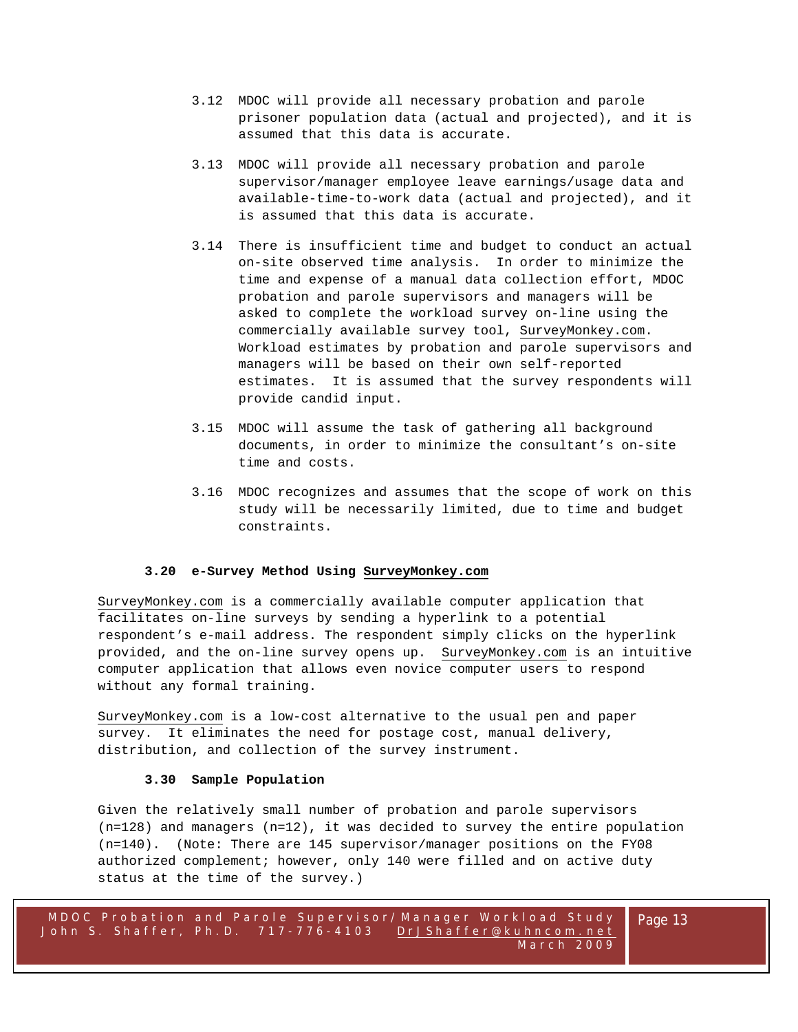3.12 MDOC will provide all necessary probation and parole prisoner population data (actual and projected), and it is assumed that this data is accurate.

3.13 MDOC will provide all necessary probation and parole supervisor/manager employee leave earnings/usage data and available-time-to-work data (actual and projected), and it is assumed that this data is accurate.

3.14 There is insufficient time and budget to conduct an actual on-site observed time analysis. In order to minimize the time and expense of a manual data collection effort, MDOC probation and parole supervisors and managers will be asked to complete the workload survey on-line using the commercially available survey tool, SurveyMonkey.com. Workload estimates by probation and parole supervisors and managers will be based on their own self-reported estimates. It is assumed that the survey respondents will provide candid input.

3.15 MDOC will assume the task of gathering all background documents, in order to minimize the consultant's on-site time and costs.

3.16 MDOC recognizes and assumes that the scope of work on this study will be necessarily limited, due to time and budget constraints.

### 3.20 e-Survey Method Using SurveyMonkey.com

SurveyMonkey.com is a commercially available computer application that facilitates on-line surveys by sending a hyperlink to a potential respondent's e-mail address. The respondent simply clicks on the hyperlink provided, and the on-line survey opens up. SurveyMonkey.com is an intuitive computer application that allows even novice computer users to respond without any formal training.

SurveyMonkey.com is a low-cost alternative to the usual pen and paper survey. It eliminates the need for postage cost, manual delivery, distribution, and collection of the survey instrument.

### 3.30 Sample Population

Given the relatively small number of probation and parole supervisors (n=128) and managers (n=12), it was decided to survey the entire population (n=140). (Note: There are 145 supervisor/manager positions on the FY08 authorized complement; however, only 140 were filled and on active duty status at the time of the survey.)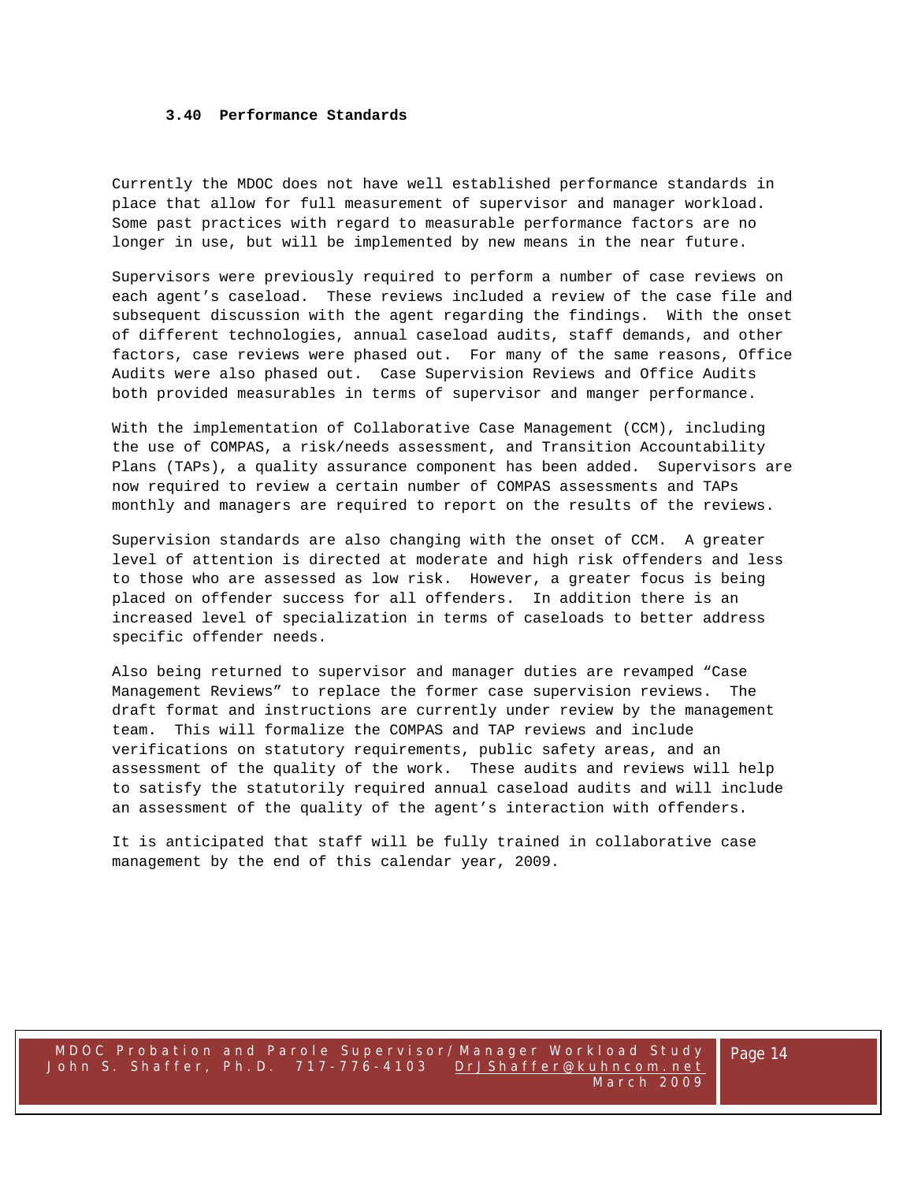### 3.40 Performance Standards

Currently the MDOC does not have well established performance standards in place that allow for full measurement of supervisor and manager workload. Some past practices with regard to measurable performance factors are no longer in use, but will be implemented by new means in the near future.

Supervisors were previously required to perform a number of case reviews on each agent's caseload. These reviews included a review of the case file and subsequent discussion with the agent regarding the findings. With the onset of different technologies, annual caseload audits, staff demands, and other factors, case reviews were phased out. For many of the same reasons, Office Audits were also phased out. Case Supervision Reviews and Office Audits both provided measurables in terms of supervisor and manger performance.

With the implementation of Collaborative Case Management (CCM), including the use of COMPAS, a risk/needs assessment, and Transition Accountability Plans (TAPs), a quality assurance component has been added. Supervisors are now required to review a certain number of COMPAS assessments and TAPs monthly and managers are required to report on the results of the reviews.

Supervision standards are also changing with the onset of CCM. A greater level of attention is directed at moderate and high risk offenders and less to those who are assessed as low risk. However, a greater focus is being placed on offender success for all offenders. In addition there is an increased level of specialization in terms of caseloads to better address specific offender needs.

Also being returned to supervisor and manager duties are revamped "Case Management Reviews" to replace the former case supervision reviews. The draft format and instructions are currently under review by the management team. This will formalize the COMPAS and TAP reviews and include verifications on statutory requirements, public safety areas, and an assessment of the quality of the work. These audits and reviews will help to satisfy the statutorily required annual caseload audits and will include an assessment of the quality of the agent's interaction with offenders.

It is anticipated that staff will be fully trained in collaborative case management by the end of this calendar year, 2009.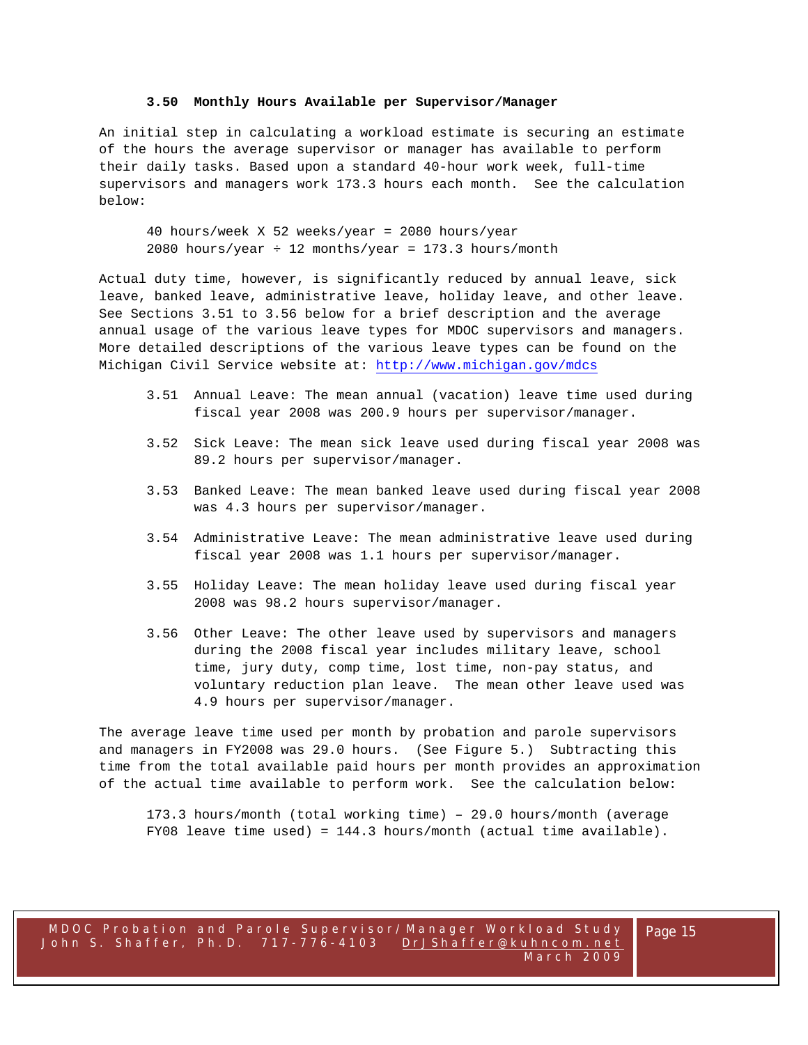### 3.50 Monthly Hours Available per Supervisor/Manager

An initial step in calculating a workload estimate is securing an estimate of the hours the average supervisor or manager has available to perform their daily tasks. Based upon a standard 40-hour work week, full-time supervisors and managers work 173.3 hours each month. See the calculation below:

> 40 hours/week X 52 weeks/year = 2080 hours/year
> 2080 hours/year ÷ 12 months/year = 173.3 hours/month

Actual duty time, however, is significantly reduced by annual leave, sick leave, banked leave, administrative leave, holiday leave, and other leave. See Sections 3.51 to 3.56 below for a brief description and the average annual usage of the various leave types for MDOC supervisors and managers. More detailed descriptions of the various leave types can be found on the Michigan Civil Service website at: http://www.michigan.gov/mdcs

3.51 Annual Leave: The mean annual (vacation) leave time used during fiscal year 2008 was 200.9 hours per supervisor/manager.

3.52 Sick Leave: The mean sick leave used during fiscal year 2008 was 89.2 hours per supervisor/manager.

3.53 Banked Leave: The mean banked leave used during fiscal year 2008 was 4.3 hours per supervisor/manager.

3.54 Administrative Leave: The mean administrative leave used during fiscal year 2008 was 1.1 hours per supervisor/manager.

3.55 Holiday Leave: The mean holiday leave used during fiscal year 2008 was 98.2 hours supervisor/manager.

3.56 Other Leave: The other leave used by supervisors and managers during the 2008 fiscal year includes military leave, school time, jury duty, comp time, lost time, non-pay status, and voluntary reduction plan leave. The mean other leave used was 4.9 hours per supervisor/manager.

The average leave time used per month by probation and parole supervisors and managers in FY2008 was 29.0 hours. (See Figure 5.) Subtracting this time from the total available paid hours per month provides an approximation of the actual time available to perform work. See the calculation below:

> 173.3 hours/month (total working time) – 29.0 hours/month (average FY08 leave time used) = 144.3 hours/month (actual time available).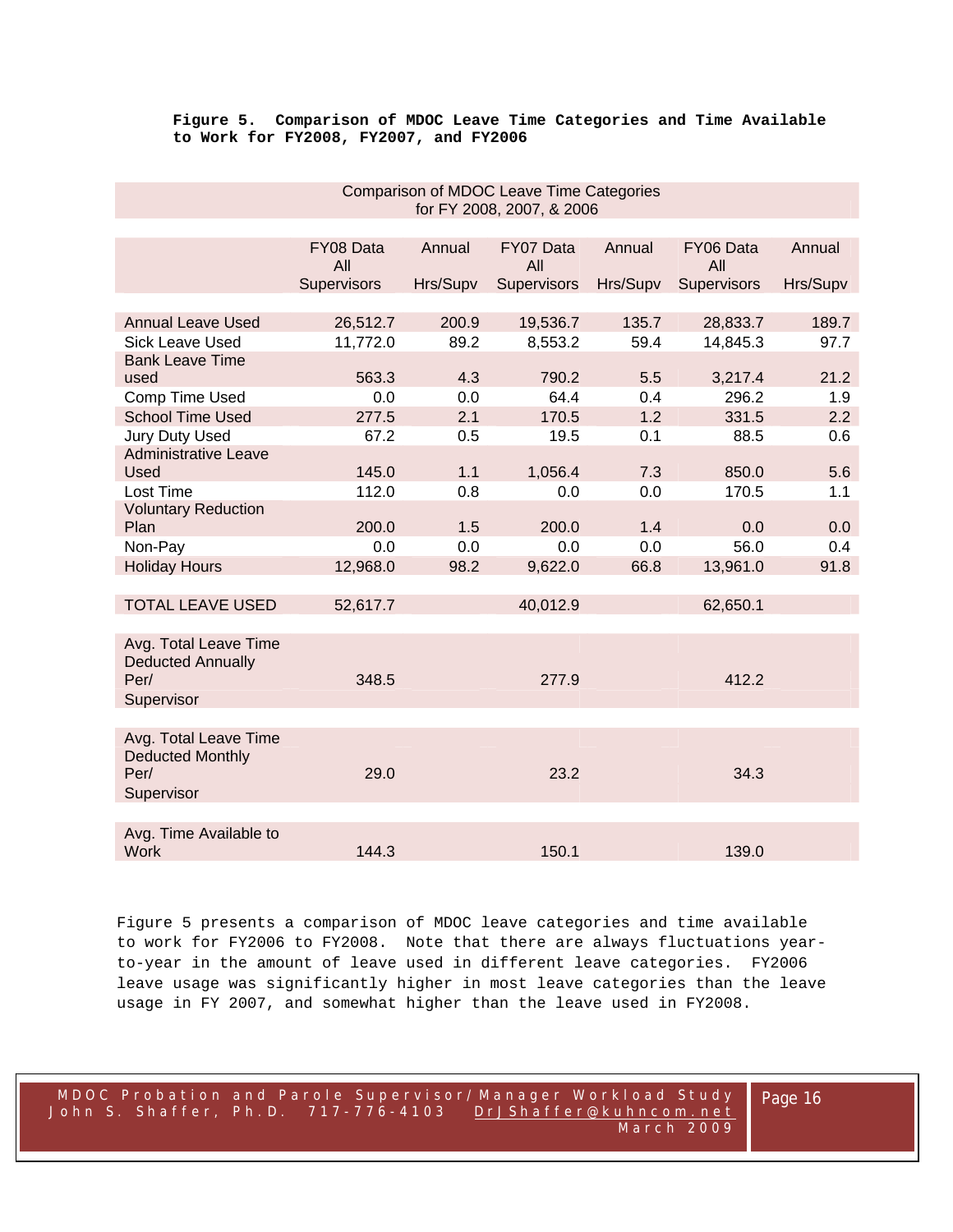**Figure 5. Comparison of MDOC Leave Time Categories and Time Available to Work for FY2008, FY2007, and FY2006**

| Comparison of MDOC Leave Time Categories for FY 2008, 2007, & 2006 | | | | | | |
|---|---|---|---|---|---|---|
| | FY08 Data All Supervisors | Annual Hrs/Supv | FY07 Data All Supervisors | Annual Hrs/Supv | FY06 Data All Supervisors | Annual Hrs/Supv |
| Annual Leave Used | 26,512.7 | 200.9 | 19,536.7 | 135.7 | 28,833.7 | 189.7 |
| Sick Leave Used | 11,772.0 | 89.2 | 8,553.2 | 59.4 | 14,845.3 | 97.7 |
| Bank Leave Time used | 563.3 | 4.3 | 790.2 | 5.5 | 3,217.4 | 21.2 |
| Comp Time Used | 0.0 | 0.0 | 64.4 | 0.4 | 296.2 | 1.9 |
| School Time Used | 277.5 | 2.1 | 170.5 | 1.2 | 331.5 | 2.2 |
| Jury Duty Used | 67.2 | 0.5 | 19.5 | 0.1 | 88.5 | 0.6 |
| Administrative Leave Used | 145.0 | 1.1 | 1,056.4 | 7.3 | 850.0 | 5.6 |
| Lost Time | 112.0 | 0.8 | 0.0 | 0.0 | 170.5 | 1.1 |
| Voluntary Reduction Plan | 200.0 | 1.5 | 200.0 | 1.4 | 0.0 | 0.0 |
| Non-Pay | 0.0 | 0.0 | 0.0 | 0.0 | 56.0 | 0.4 |
| Holiday Hours | 12,968.0 | 98.2 | 9,622.0 | 66.8 | 13,961.0 | 91.8 |
| TOTAL LEAVE USED | 52,617.7 | | 40,012.9 | | 62,650.1 | |
| Avg. Total Leave Time Deducted Annually Per/ Supervisor | 348.5 | | 277.9 | | 412.2 | |
| Avg. Total Leave Time Deducted Monthly Per/ Supervisor | 29.0 | | 23.2 | | 34.3 | |
| Avg. Time Available to Work | 144.3 | | 150.1 | | 139.0 | |

Figure 5 presents a comparison of MDOC leave categories and time available to work for FY2006 to FY2008. Note that there are always fluctuations year-to-year in the amount of leave used in different leave categories. FY2006 leave usage was significantly higher in most leave categories than the leave usage in FY 2007, and somewhat higher than the leave used in FY2008.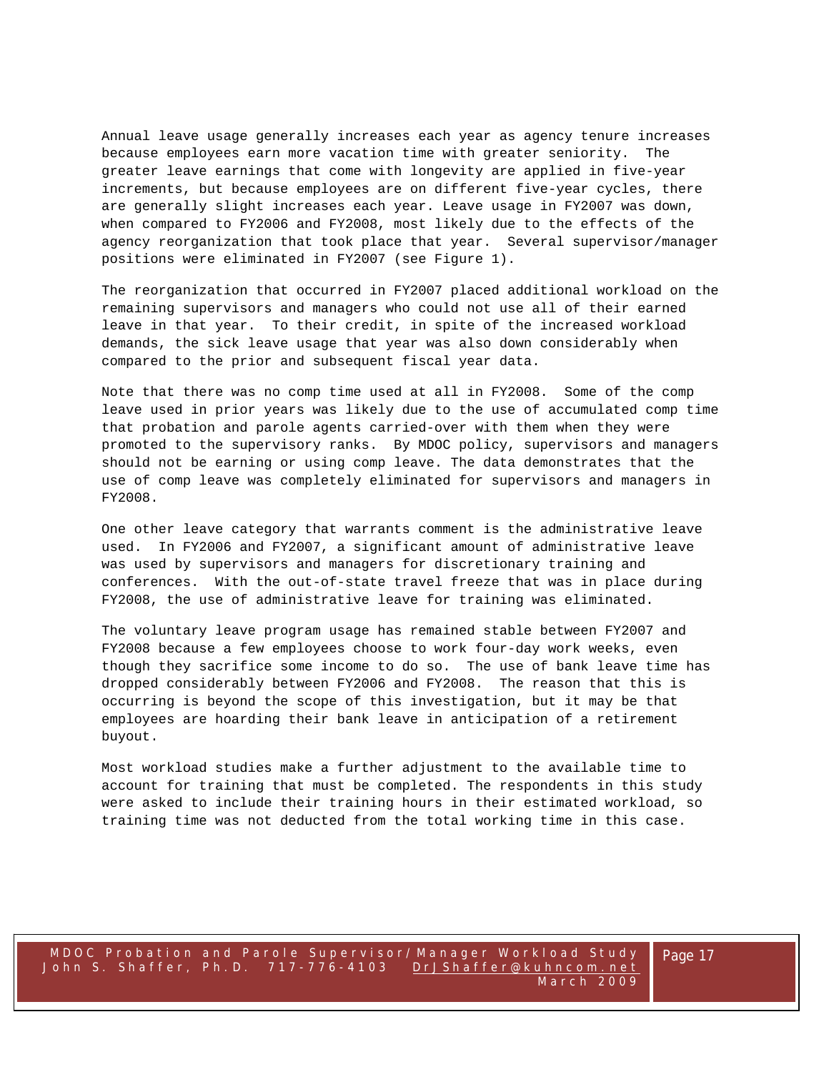Annual leave usage generally increases each year as agency tenure increases because employees earn more vacation time with greater seniority. The greater leave earnings that come with longevity are applied in five-year increments, but because employees are on different five-year cycles, there are generally slight increases each year. Leave usage in FY2007 was down, when compared to FY2006 and FY2008, most likely due to the effects of the agency reorganization that took place that year. Several supervisor/manager positions were eliminated in FY2007 (see Figure 1).

The reorganization that occurred in FY2007 placed additional workload on the remaining supervisors and managers who could not use all of their earned leave in that year. To their credit, in spite of the increased workload demands, the sick leave usage that year was also down considerably when compared to the prior and subsequent fiscal year data.

Note that there was no comp time used at all in FY2008. Some of the comp leave used in prior years was likely due to the use of accumulated comp time that probation and parole agents carried-over with them when they were promoted to the supervisory ranks. By MDOC policy, supervisors and managers should not be earning or using comp leave. The data demonstrates that the use of comp leave was completely eliminated for supervisors and managers in FY2008.

One other leave category that warrants comment is the administrative leave used. In FY2006 and FY2007, a significant amount of administrative leave was used by supervisors and managers for discretionary training and conferences. With the out-of-state travel freeze that was in place during FY2008, the use of administrative leave for training was eliminated.

The voluntary leave program usage has remained stable between FY2007 and FY2008 because a few employees choose to work four-day work weeks, even though they sacrifice some income to do so. The use of bank leave time has dropped considerably between FY2006 and FY2008. The reason that this is occurring is beyond the scope of this investigation, but it may be that employees are hoarding their bank leave in anticipation of a retirement buyout.

Most workload studies make a further adjustment to the available time to account for training that must be completed. The respondents in this study were asked to include their training hours in their estimated workload, so training time was not deducted from the total working time in this case.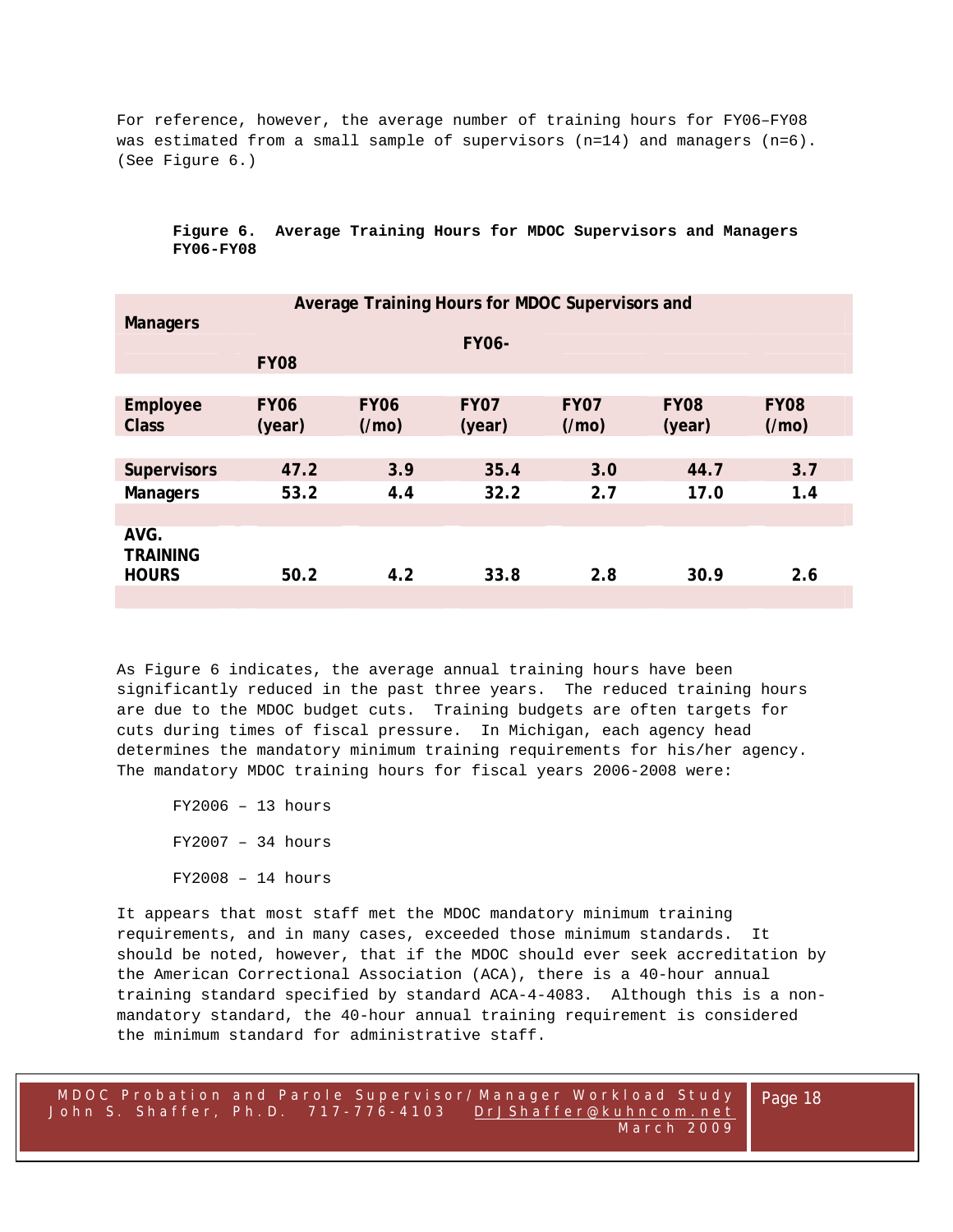For reference, however, the average number of training hours for FY06–FY08 was estimated from a small sample of supervisors (n=14) and managers (n=6). (See Figure 6.)

**Figure 6. Average Training Hours for MDOC Supervisors and Managers FY06-FY08**

| Average Training Hours for MDOC Supervisors and Managers FY06-FY08 | | | | | | |
|---|---|---|---|---|---|---|
| **Employee Class** | **FY06 (year)** | **FY06 (/mo)** | **FY07 (year)** | **FY07 (/mo)** | **FY08 (year)** | **FY08 (/mo)** |
| **Supervisors** | 47.2 | 3.9 | 35.4 | 3.0 | 44.7 | 3.7 |
| **Managers** | 53.2 | 4.4 | 32.2 | 2.7 | 17.0 | 1.4 |
| **AVG. TRAINING HOURS** | 50.2 | 4.2 | 33.8 | 2.8 | 30.9 | 2.6 |

As Figure 6 indicates, the average annual training hours have been significantly reduced in the past three years. The reduced training hours are due to the MDOC budget cuts. Training budgets are often targets for cuts during times of fiscal pressure. In Michigan, each agency head determines the mandatory minimum training requirements for his/her agency. The mandatory MDOC training hours for fiscal years 2006-2008 were:

FY2006 – 13 hours

FY2007 – 34 hours

FY2008 – 14 hours

It appears that most staff met the MDOC mandatory minimum training requirements, and in many cases, exceeded those minimum standards. It should be noted, however, that if the MDOC should ever seek accreditation by the American Correctional Association (ACA), there is a 40-hour annual training standard specified by standard ACA-4-4083. Although this is a non-mandatory standard, the 40-hour annual training requirement is considered the minimum standard for administrative staff.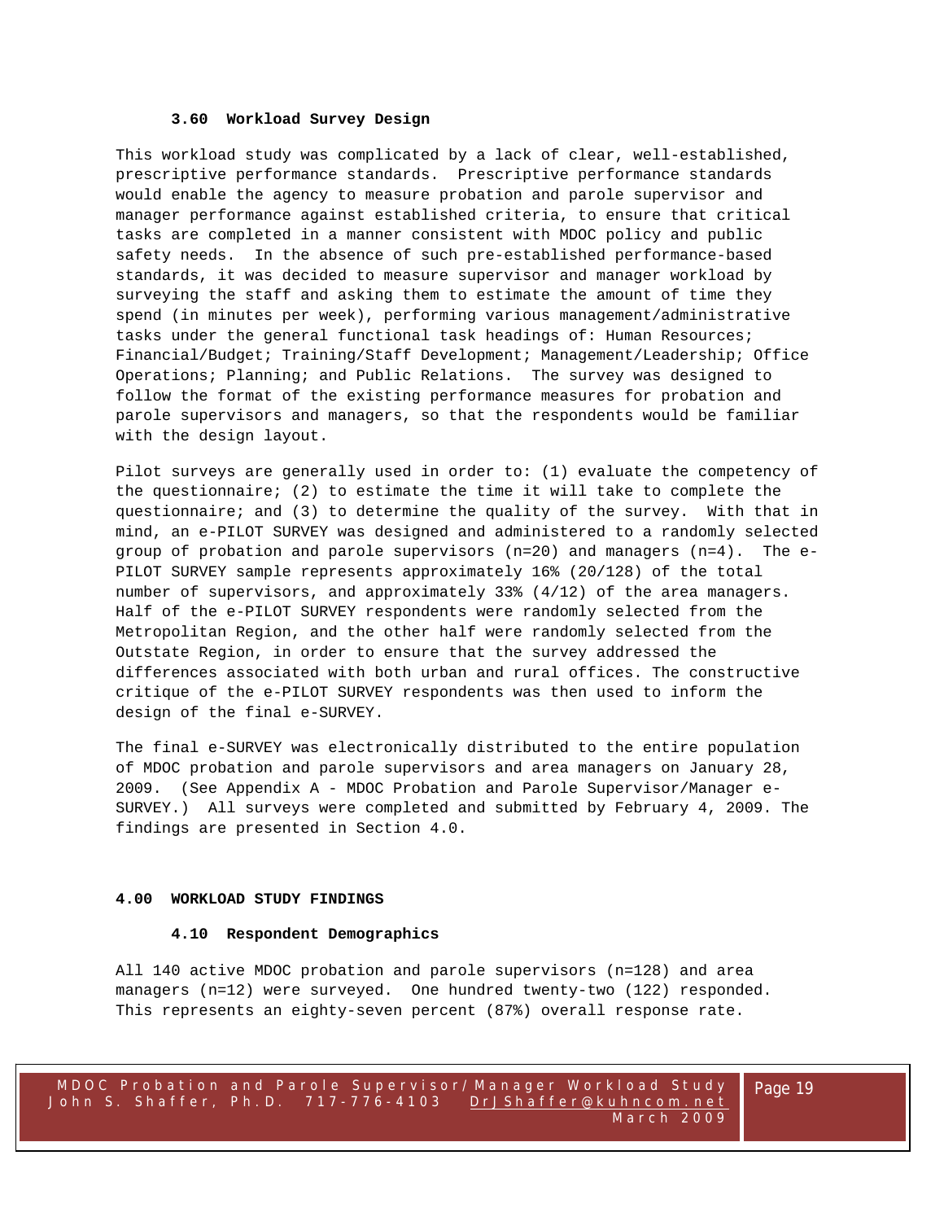### 3.60 Workload Survey Design

This workload study was complicated by a lack of clear, well-established, prescriptive performance standards. Prescriptive performance standards would enable the agency to measure probation and parole supervisor and manager performance against established criteria, to ensure that critical tasks are completed in a manner consistent with MDOC policy and public safety needs. In the absence of such pre-established performance-based standards, it was decided to measure supervisor and manager workload by surveying the staff and asking them to estimate the amount of time they spend (in minutes per week), performing various management/administrative tasks under the general functional task headings of: Human Resources; Financial/Budget; Training/Staff Development; Management/Leadership; Office Operations; Planning; and Public Relations. The survey was designed to follow the format of the existing performance measures for probation and parole supervisors and managers, so that the respondents would be familiar with the design layout.

Pilot surveys are generally used in order to: (1) evaluate the competency of the questionnaire; (2) to estimate the time it will take to complete the questionnaire; and (3) to determine the quality of the survey. With that in mind, an e-PILOT SURVEY was designed and administered to a randomly selected group of probation and parole supervisors (n=20) and managers (n=4). The e-PILOT SURVEY sample represents approximately 16% (20/128) of the total number of supervisors, and approximately 33% (4/12) of the area managers. Half of the e-PILOT SURVEY respondents were randomly selected from the Metropolitan Region, and the other half were randomly selected from the Outstate Region, in order to ensure that the survey addressed the differences associated with both urban and rural offices. The constructive critique of the e-PILOT SURVEY respondents was then used to inform the design of the final e-SURVEY.

The final e-SURVEY was electronically distributed to the entire population of MDOC probation and parole supervisors and area managers on January 28, 2009. (See Appendix A - MDOC Probation and Parole Supervisor/Manager e-SURVEY.) All surveys were completed and submitted by February 4, 2009. The findings are presented in Section 4.0.

## 4.00 WORKLOAD STUDY FINDINGS

### 4.10 Respondent Demographics

All 140 active MDOC probation and parole supervisors (n=128) and area managers (n=12) were surveyed. One hundred twenty-two (122) responded. This represents an eighty-seven percent (87%) overall response rate.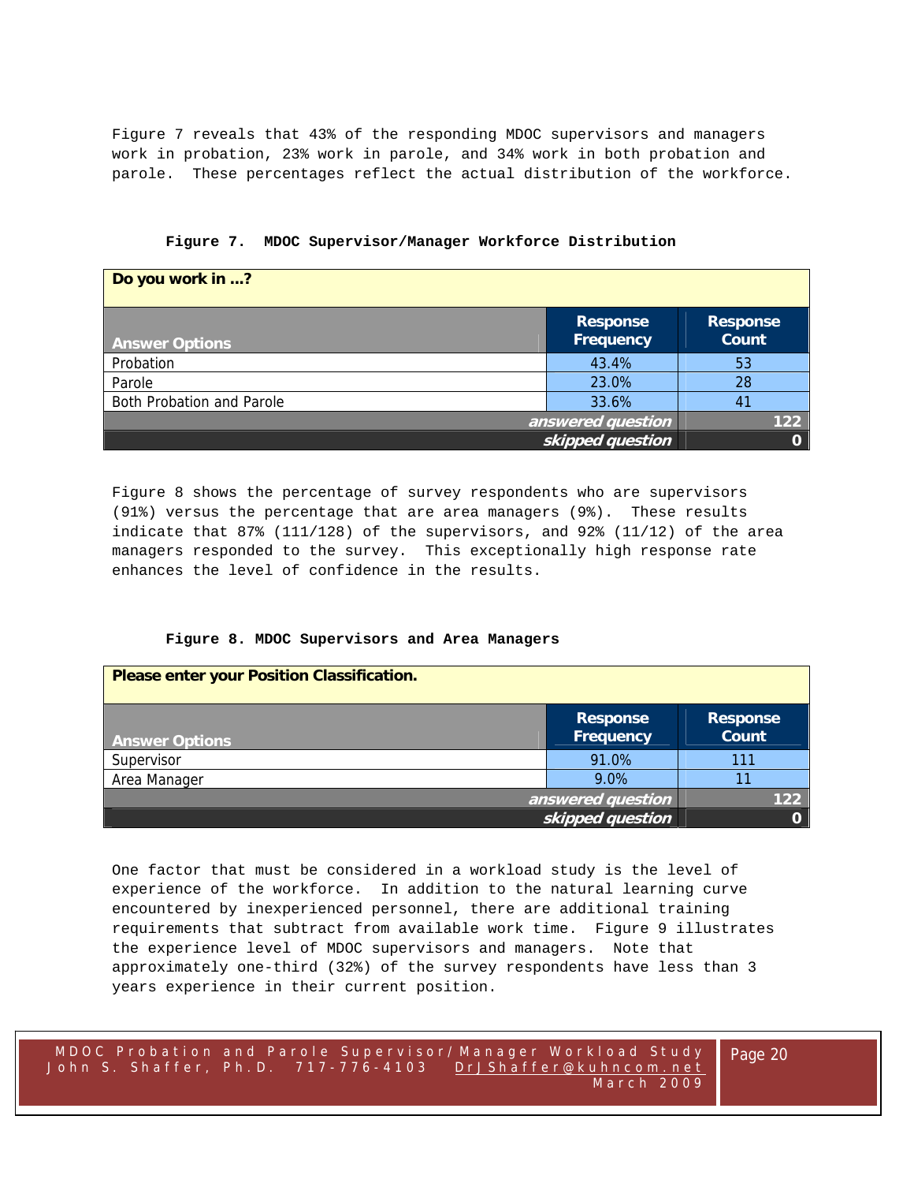Figure 7 reveals that 43% of the responding MDOC supervisors and managers work in probation, 23% work in parole, and 34% work in both probation and parole. These percentages reflect the actual distribution of the workforce.

**Figure 7. MDOC Supervisor/Manager Workforce Distribution**

| Do you work in ...? | | |
|---|---|---|
| **Answer Options** | **Response Frequency** | **Response Count** |
| Probation | 43.4% | 53 |
| Parole | 23.0% | 28 |
| Both Probation and Parole | 33.6% | 41 |
| | *answered question* | 122 |
| | *skipped question* | 0 |

Figure 8 shows the percentage of survey respondents who are supervisors (91%) versus the percentage that are area managers (9%). These results indicate that 87% (111/128) of the supervisors, and 92% (11/12) of the area managers responded to the survey. This exceptionally high response rate enhances the level of confidence in the results.

**Figure 8. MDOC Supervisors and Area Managers**

| Please enter your Position Classification. | | |
|---|---|---|
| **Answer Options** | **Response Frequency** | **Response Count** |
| Supervisor | 91.0% | 111 |
| Area Manager | 9.0% | 11 |
| | *answered question* | 122 |
| | *skipped question* | 0 |

One factor that must be considered in a workload study is the level of experience of the workforce. In addition to the natural learning curve encountered by inexperienced personnel, there are additional training requirements that subtract from available work time. Figure 9 illustrates the experience level of MDOC supervisors and managers. Note that approximately one-third (32%) of the survey respondents have less than 3 years experience in their current position.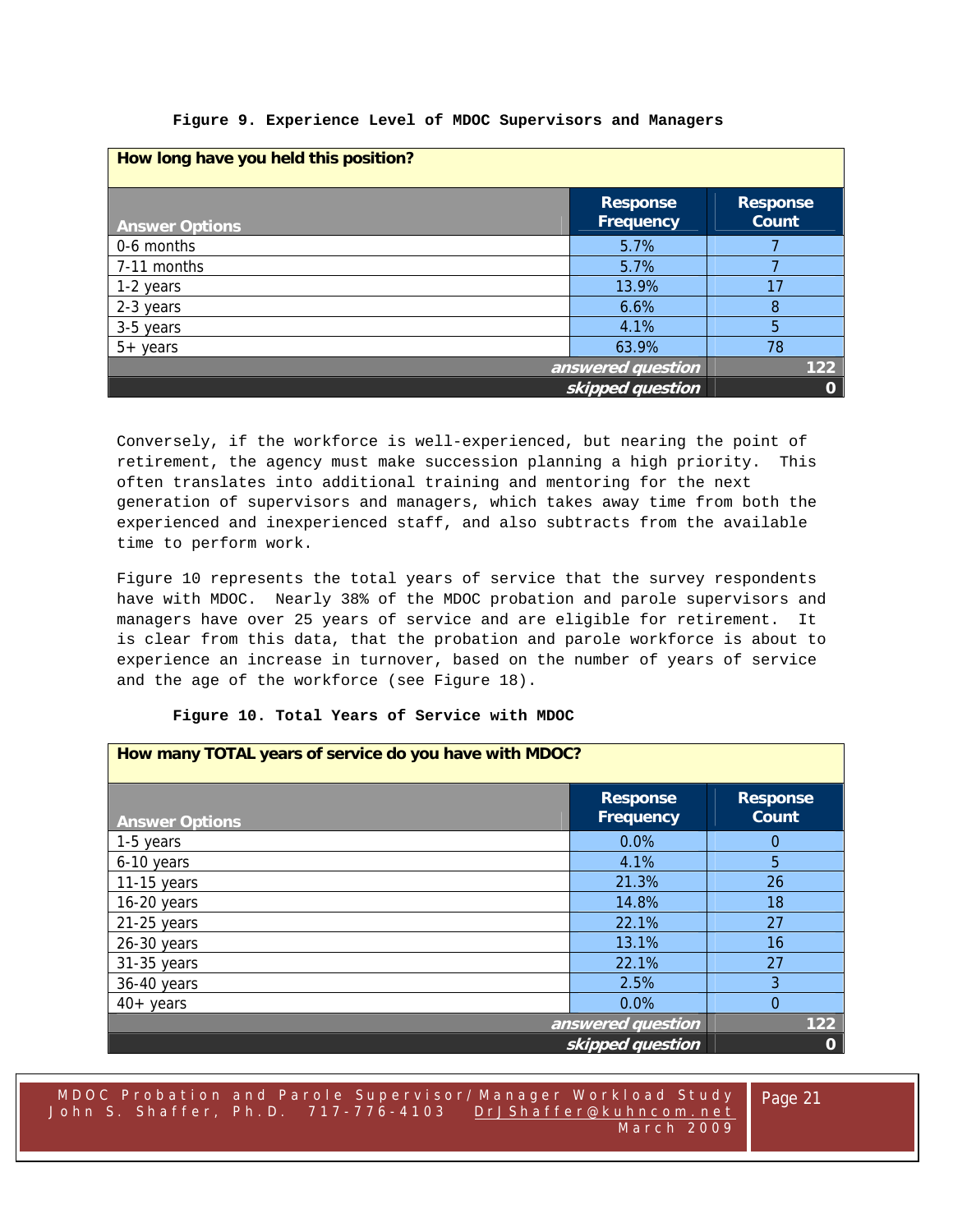**Figure 9. Experience Level of MDOC Supervisors and Managers**

| How long have you held this position? | | |
|---|---|---|
| **Answer Options** | **Response Frequency** | **Response Count** |
| 0-6 months | 5.7% | 7 |
| 7-11 months | 5.7% | 7 |
| 1-2 years | 13.9% | 17 |
| 2-3 years | 6.6% | 8 |
| 3-5 years | 4.1% | 5 |
| 5+ years | 63.9% | 78 |
| | *answered question* | 122 |
| | *skipped question* | 0 |

Conversely, if the workforce is well-experienced, but nearing the point of retirement, the agency must make succession planning a high priority. This often translates into additional training and mentoring for the next generation of supervisors and managers, which takes away time from both the experienced and inexperienced staff, and also subtracts from the available time to perform work.

Figure 10 represents the total years of service that the survey respondents have with MDOC. Nearly 38% of the MDOC probation and parole supervisors and managers have over 25 years of service and are eligible for retirement. It is clear from this data, that the probation and parole workforce is about to experience an increase in turnover, based on the number of years of service and the age of the workforce (see Figure 18).

**Figure 10. Total Years of Service with MDOC**

| How many TOTAL years of service do you have with MDOC? | | |
|---|---|---|
| **Answer Options** | **Response Frequency** | **Response Count** |
| 1-5 years | 0.0% | 0 |
| 6-10 years | 4.1% | 5 |
| 11-15 years | 21.3% | 26 |
| 16-20 years | 14.8% | 18 |
| 21-25 years | 22.1% | 27 |
| 26-30 years | 13.1% | 16 |
| 31-35 years | 22.1% | 27 |
| 36-40 years | 2.5% | 3 |
| 40+ years | 0.0% | 0 |
| | *answered question* | 122 |
| | *skipped question* | 0 |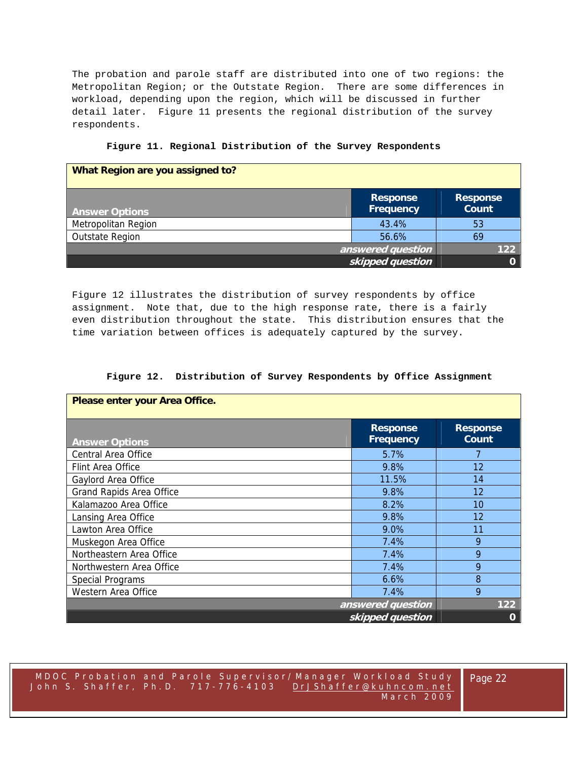The probation and parole staff are distributed into one of two regions: the Metropolitan Region; or the Outstate Region. There are some differences in workload, depending upon the region, which will be discussed in further detail later. Figure 11 presents the regional distribution of the survey respondents.

**Figure 11. Regional Distribution of the Survey Respondents**

| What Region are you assigned to? | | |
|---|---|---|
| **Answer Options** | **Response Frequency** | **Response Count** |
| Metropolitan Region | 43.4% | 53 |
| Outstate Region | 56.6% | 69 |
| | *answered question* | 122 |
| | *skipped question* | 0 |

Figure 12 illustrates the distribution of survey respondents by office assignment. Note that, due to the high response rate, there is a fairly even distribution throughout the state. This distribution ensures that the time variation between offices is adequately captured by the survey.

**Figure 12. Distribution of Survey Respondents by Office Assignment**

| Please enter your Area Office. | | |
|---|---|---|
| **Answer Options** | **Response Frequency** | **Response Count** |
| Central Area Office | 5.7% | 7 |
| Flint Area Office | 9.8% | 12 |
| Gaylord Area Office | 11.5% | 14 |
| Grand Rapids Area Office | 9.8% | 12 |
| Kalamazoo Area Office | 8.2% | 10 |
| Lansing Area Office | 9.8% | 12 |
| Lawton Area Office | 9.0% | 11 |
| Muskegon Area Office | 7.4% | 9 |
| Northeastern Area Office | 7.4% | 9 |
| Northwestern Area Office | 7.4% | 9 |
| Special Programs | 6.6% | 8 |
| Western Area Office | 7.4% | 9 |
| | *answered question* | 122 |
| | *skipped question* | 0 |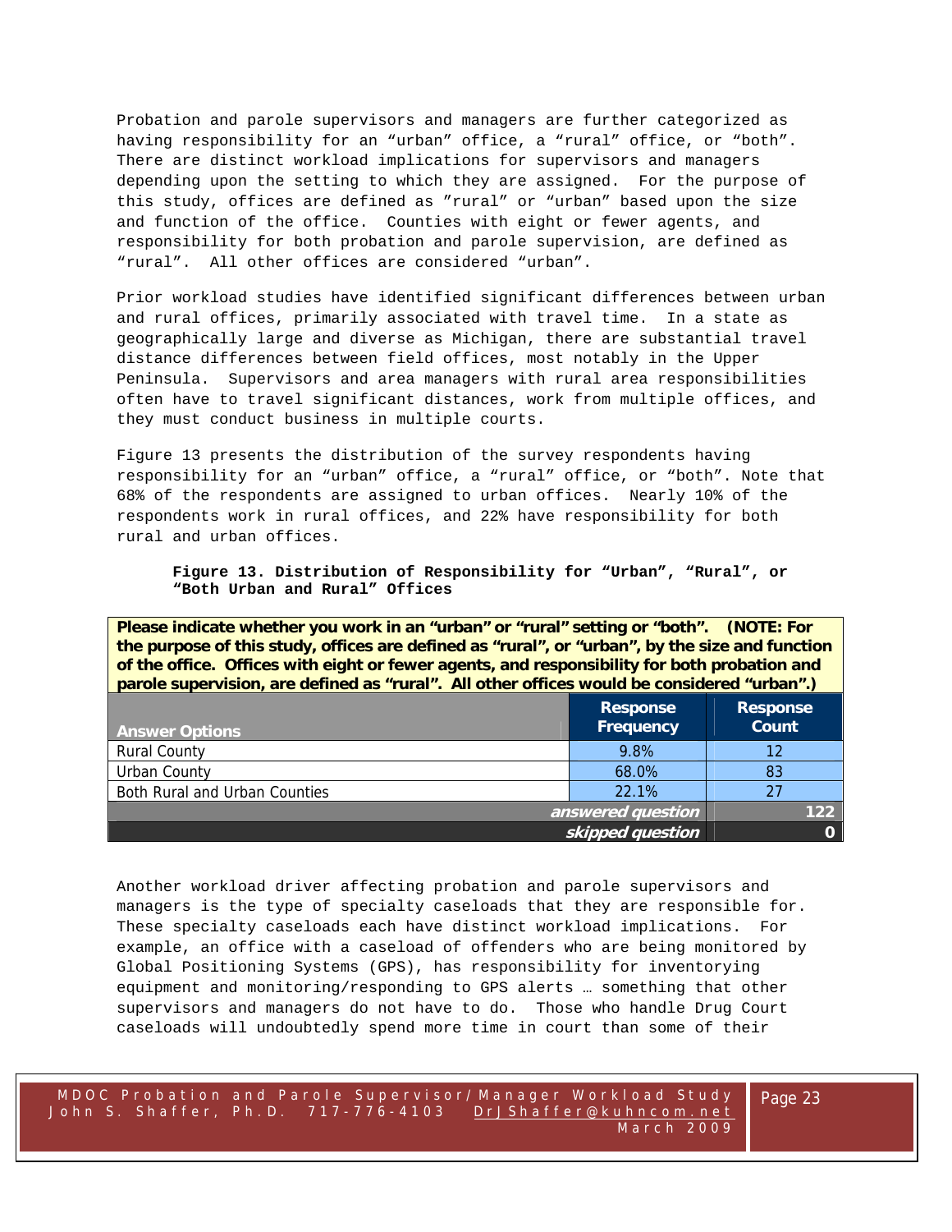Probation and parole supervisors and managers are further categorized as having responsibility for an "urban" office, a "rural" office, or "both". There are distinct workload implications for supervisors and managers depending upon the setting to which they are assigned. For the purpose of this study, offices are defined as "rural" or "urban" based upon the size and function of the office. Counties with eight or fewer agents, and responsibility for both probation and parole supervision, are defined as "rural". All other offices are considered "urban".

Prior workload studies have identified significant differences between urban and rural offices, primarily associated with travel time. In a state as geographically large and diverse as Michigan, there are substantial travel distance differences between field offices, most notably in the Upper Peninsula. Supervisors and area managers with rural area responsibilities often have to travel significant distances, work from multiple offices, and they must conduct business in multiple courts.

Figure 13 presents the distribution of the survey respondents having responsibility for an "urban" office, a "rural" office, or "both". Note that 68% of the respondents are assigned to urban offices. Nearly 10% of the respondents work in rural offices, and 22% have responsibility for both rural and urban offices.

**Figure 13. Distribution of Responsibility for "Urban", "Rural", or "Both Urban and Rural" Offices**

| Please indicate whether you work in an "urban" or "rural" setting or "both". (NOTE: For the purpose of this study, offices are defined as "rural", or "urban", by the size and function of the office. Offices with eight or fewer agents, and responsibility for both probation and parole supervision, are defined as "rural". All other offices would be considered "urban".) | | |
|---|---|---|
| **Answer Options** | **Response Frequency** | **Response Count** |
| Rural County | 9.8% | 12 |
| Urban County | 68.0% | 83 |
| Both Rural and Urban Counties | 22.1% | 27 |
| | ***answered question*** | **122** |
| | ***skipped question*** | **0** |

Another workload driver affecting probation and parole supervisors and managers is the type of specialty caseloads that they are responsible for. These specialty caseloads each have distinct workload implications. For example, an office with a caseload of offenders who are being monitored by Global Positioning Systems (GPS), has responsibility for inventorying equipment and monitoring/responding to GPS alerts … something that other supervisors and managers do not have to do. Those who handle Drug Court caseloads will undoubtedly spend more time in court than some of their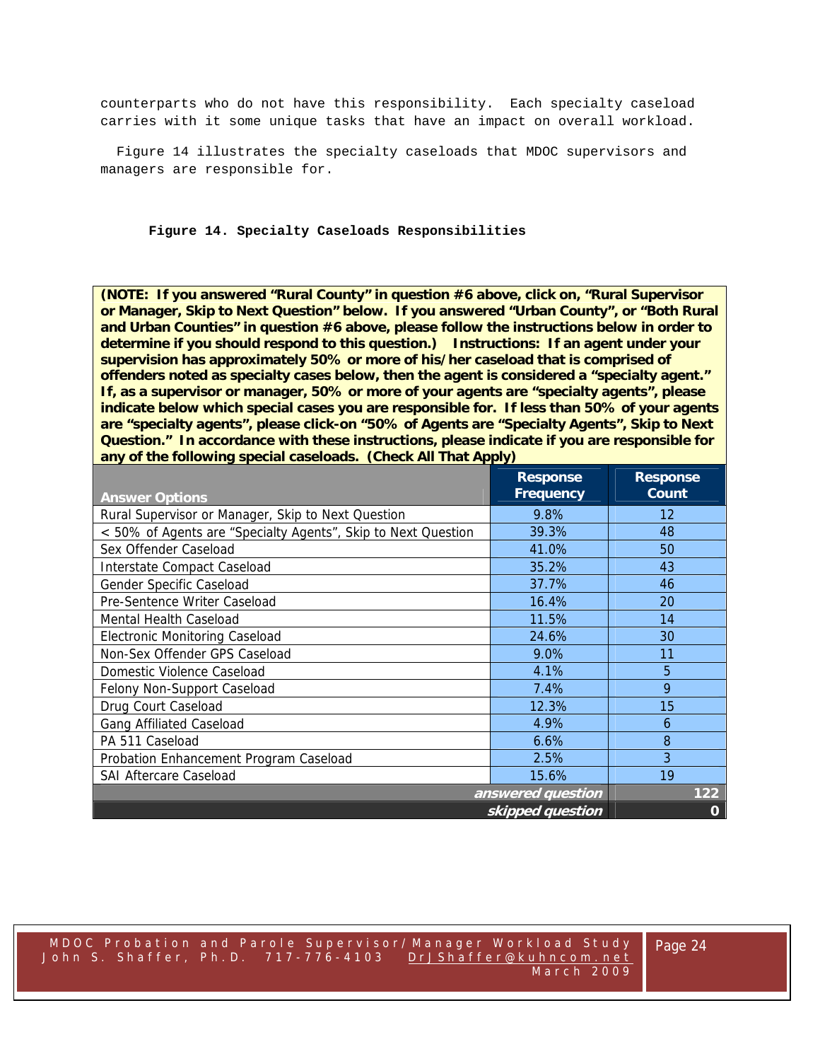counterparts who do not have this responsibility. Each specialty caseload carries with it some unique tasks that have an impact on overall workload.

Figure 14 illustrates the specialty caseloads that MDOC supervisors and managers are responsible for.

**Figure 14. Specialty Caseloads Responsibilities**

**(NOTE: If you answered "Rural County" in question #6 above, click on, "Rural Supervisor or Manager, Skip to Next Question" below. If you answered "Urban County", or "Both Rural and Urban Counties" in question #6 above, please follow the instructions below in order to determine if you should respond to this question.) Instructions: If an agent under your supervision has approximately 50% or more of his/her caseload that is comprised of offenders noted as specialty cases below, then the agent is considered a "specialty agent." If, as a supervisor or manager, 50% or more of your agents are "specialty agents", please indicate below which special cases you are responsible for. If less than 50% of your agents are "specialty agents", please click-on "50% of Agents are "Specialty Agents", Skip to Next Question." In accordance with these instructions, please indicate if you are responsible for any of the following special caseloads. (Check All That Apply)**

| Answer Options | Response Frequency | Response Count |
|---|---|---|
| Rural Supervisor or Manager, Skip to Next Question | 9.8% | 12 |
| < 50% of Agents are "Specialty Agents", Skip to Next Question | 39.3% | 48 |
| Sex Offender Caseload | 41.0% | 50 |
| Interstate Compact Caseload | 35.2% | 43 |
| Gender Specific Caseload | 37.7% | 46 |
| Pre-Sentence Writer Caseload | 16.4% | 20 |
| Mental Health Caseload | 11.5% | 14 |
| Electronic Monitoring Caseload | 24.6% | 30 |
| Non-Sex Offender GPS Caseload | 9.0% | 11 |
| Domestic Violence Caseload | 4.1% | 5 |
| Felony Non-Support Caseload | 7.4% | 9 |
| Drug Court Caseload | 12.3% | 15 |
| Gang Affiliated Caseload | 4.9% | 6 |
| PA 511 Caseload | 6.6% | 8 |
| Probation Enhancement Program Caseload | 2.5% | 3 |
| SAI Aftercare Caseload | 15.6% | 19 |
| | *answered question* | 122 |
| | *skipped question* | 0 |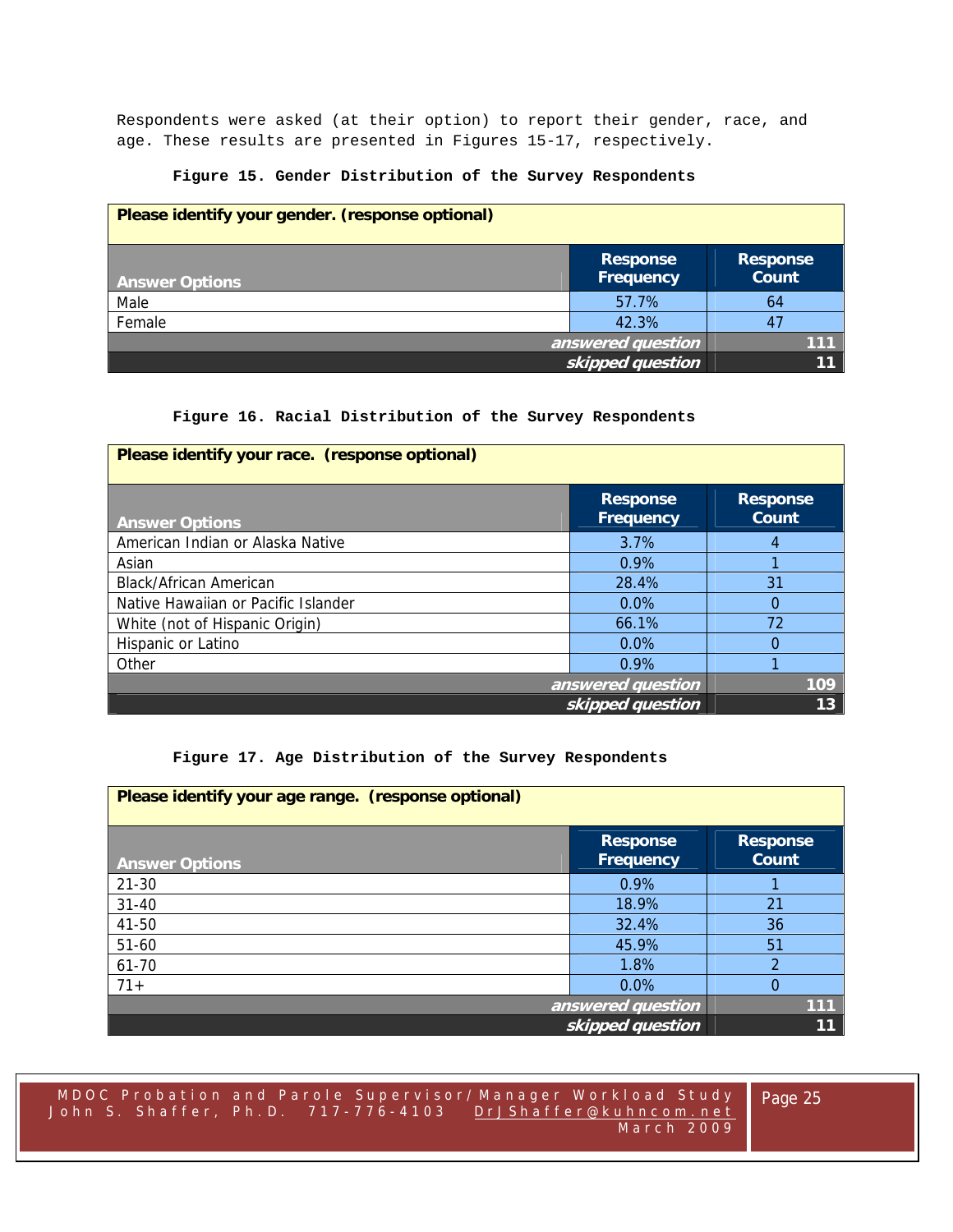Respondents were asked (at their option) to report their gender, race, and age. These results are presented in Figures 15-17, respectively.

**Figure 15. Gender Distribution of the Survey Respondents**

| Please identify your gender. (response optional) | | |
|---|---|---|
| **Answer Options** | **Response Frequency** | **Response Count** |
| Male | 57.7% | 64 |
| Female | 42.3% | 47 |
| | *answered question* | 111 |
| | *skipped question* | 11 |

**Figure 16. Racial Distribution of the Survey Respondents**

| Please identify your race. (response optional) | | |
|---|---|---|
| **Answer Options** | **Response Frequency** | **Response Count** |
| American Indian or Alaska Native | 3.7% | 4 |
| Asian | 0.9% | 1 |
| Black/African American | 28.4% | 31 |
| Native Hawaiian or Pacific Islander | 0.0% | 0 |
| White (not of Hispanic Origin) | 66.1% | 72 |
| Hispanic or Latino | 0.0% | 0 |
| Other | 0.9% | 1 |
| | *answered question* | 109 |
| | *skipped question* | 13 |

**Figure 17. Age Distribution of the Survey Respondents**

| Please identify your age range. (response optional) | | |
|---|---|---|
| **Answer Options** | **Response Frequency** | **Response Count** |
| 21-30 | 0.9% | 1 |
| 31-40 | 18.9% | 21 |
| 41-50 | 32.4% | 36 |
| 51-60 | 45.9% | 51 |
| 61-70 | 1.8% | 2 |
| 71+ | 0.0% | 0 |
| | *answered question* | 111 |
| | *skipped question* | 11 |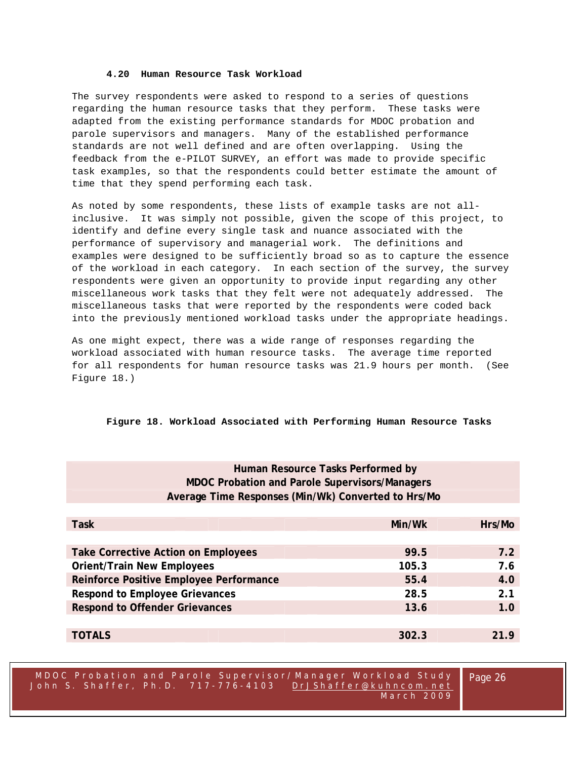### 4.20 Human Resource Task Workload

The survey respondents were asked to respond to a series of questions regarding the human resource tasks that they perform. These tasks were adapted from the existing performance standards for MDOC probation and parole supervisors and managers. Many of the established performance standards are not well defined and are often overlapping. Using the feedback from the e-PILOT SURVEY, an effort was made to provide specific task examples, so that the respondents could better estimate the amount of time that they spend performing each task.

As noted by some respondents, these lists of example tasks are not all-inclusive. It was simply not possible, given the scope of this project, to identify and define every single task and nuance associated with the performance of supervisory and managerial work. The definitions and examples were designed to be sufficiently broad so as to capture the essence of the workload in each category. In each section of the survey, the survey respondents were given an opportunity to provide input regarding any other miscellaneous work tasks that they felt were not adequately addressed. The miscellaneous tasks that were reported by the respondents were coded back into the previously mentioned workload tasks under the appropriate headings.

As one might expect, there was a wide range of responses regarding the workload associated with human resource tasks. The average time reported for all respondents for human resource tasks was 21.9 hours per month. (See Figure 18.)

**Figure 18. Workload Associated with Performing Human Resource Tasks**

**Human Resource Tasks Performed by MDOC Probation and Parole Supervisors/Managers**
**Average Time Responses (Min/Wk) Converted to Hrs/Mo**

| Task | Min/Wk | Hrs/Mo |
|---|---|---|
| Take Corrective Action on Employees | 99.5 | 7.2 |
| Orient/Train New Employees | 105.3 | 7.6 |
| Reinforce Positive Employee Performance | 55.4 | 4.0 |
| Respond to Employee Grievances | 28.5 | 2.1 |
| Respond to Offender Grievances | 13.6 | 1.0 |
| **TOTALS** | **302.3** | **21.9** |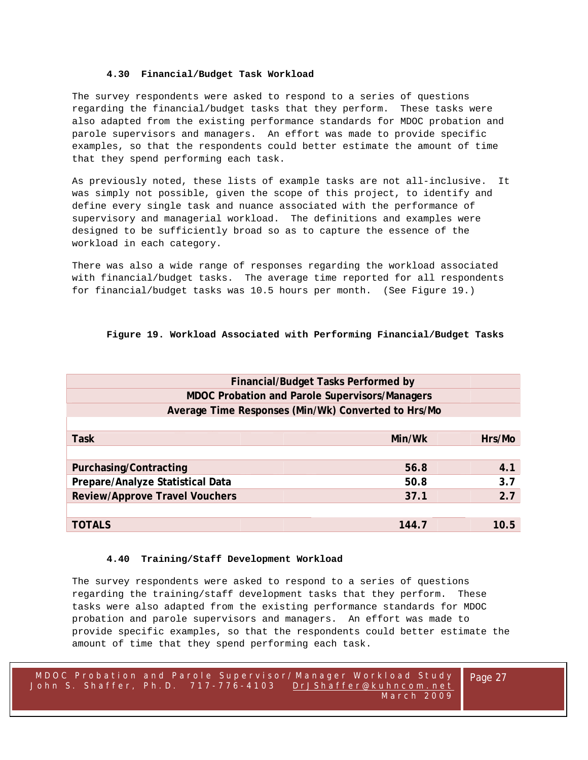### 4.30 Financial/Budget Task Workload

The survey respondents were asked to respond to a series of questions regarding the financial/budget tasks that they perform. These tasks were also adapted from the existing performance standards for MDOC probation and parole supervisors and managers. An effort was made to provide specific examples, so that the respondents could better estimate the amount of time that they spend performing each task.

As previously noted, these lists of example tasks are not all-inclusive. It was simply not possible, given the scope of this project, to identify and define every single task and nuance associated with the performance of supervisory and managerial workload. The definitions and examples were designed to be sufficiently broad so as to capture the essence of the workload in each category.

There was also a wide range of responses regarding the workload associated with financial/budget tasks. The average time reported for all respondents for financial/budget tasks was 10.5 hours per month. (See Figure 19.)

**Figure 19. Workload Associated with Performing Financial/Budget Tasks**

| Financial/Budget Tasks Performed by MDOC Probation and Parole Supervisors/Managers Average Time Responses (Min/Wk) Converted to Hrs/Mo | | |
|---|---|---|
| **Task** | **Min/Wk** | **Hrs/Mo** |
| **Purchasing/Contracting** | **56.8** | **4.1** |
| **Prepare/Analyze Statistical Data** | **50.8** | **3.7** |
| **Review/Approve Travel Vouchers** | **37.1** | **2.7** |
| **TOTALS** | **144.7** | **10.5** |

### 4.40 Training/Staff Development Workload

The survey respondents were asked to respond to a series of questions regarding the training/staff development tasks that they perform. These tasks were also adapted from the existing performance standards for MDOC probation and parole supervisors and managers. An effort was made to provide specific examples, so that the respondents could better estimate the amount of time that they spend performing each task.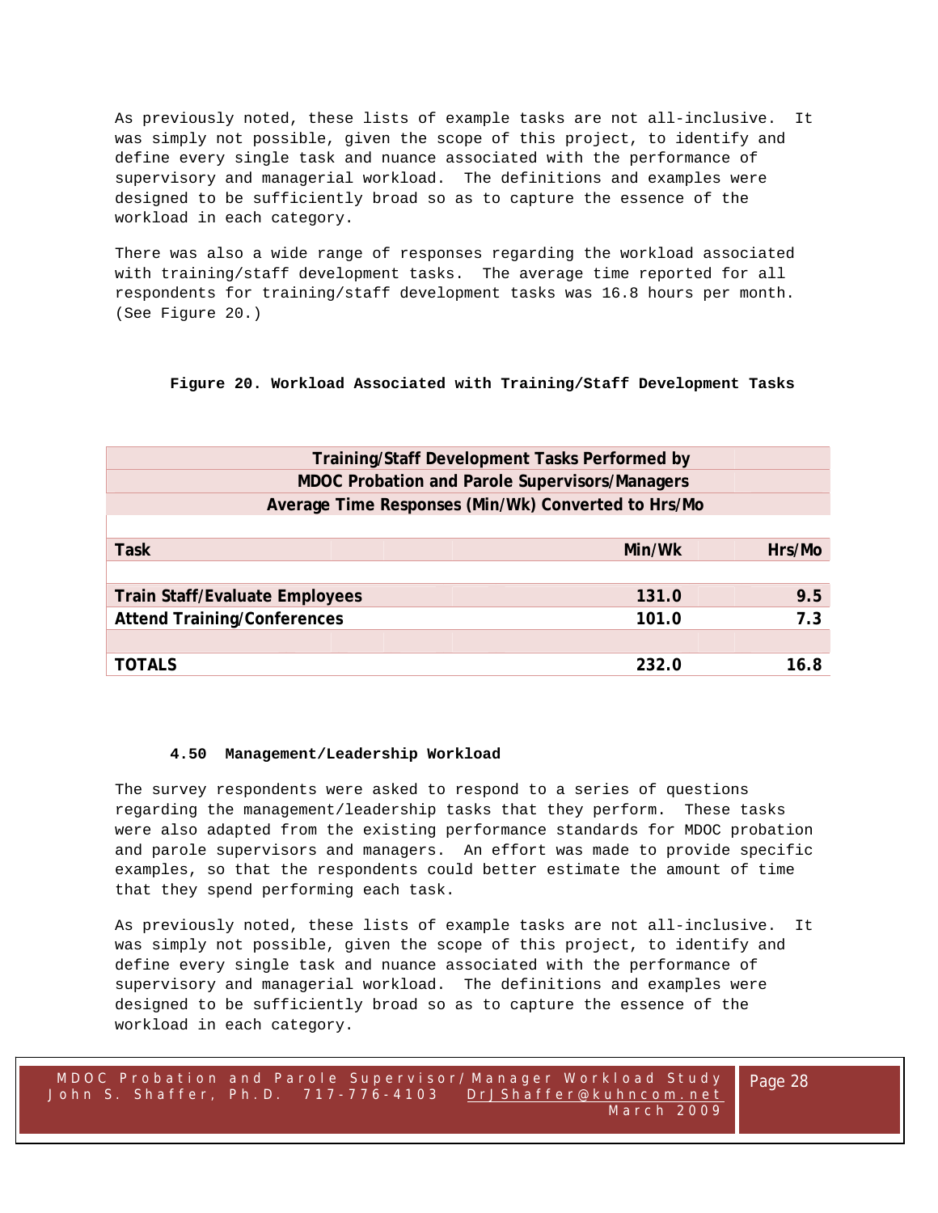As previously noted, these lists of example tasks are not all-inclusive. It was simply not possible, given the scope of this project, to identify and define every single task and nuance associated with the performance of supervisory and managerial workload. The definitions and examples were designed to be sufficiently broad so as to capture the essence of the workload in each category.

There was also a wide range of responses regarding the workload associated with training/staff development tasks. The average time reported for all respondents for training/staff development tasks was 16.8 hours per month. (See Figure 20.)

**Figure 20. Workload Associated with Training/Staff Development Tasks**

| Training/Staff Development Tasks Performed by MDOC Probation and Parole Supervisors/Managers Average Time Responses (Min/Wk) Converted to Hrs/Mo | | |
|---|---|---|
| **Task** | **Min/Wk** | **Hrs/Mo** |
| **Train Staff/Evaluate Employees** | **131.0** | **9.5** |
| **Attend Training/Conferences** | **101.0** | **7.3** |
| **TOTALS** | **232.0** | **16.8** |

### 4.50 Management/Leadership Workload

The survey respondents were asked to respond to a series of questions regarding the management/leadership tasks that they perform. These tasks were also adapted from the existing performance standards for MDOC probation and parole supervisors and managers. An effort was made to provide specific examples, so that the respondents could better estimate the amount of time that they spend performing each task.

As previously noted, these lists of example tasks are not all-inclusive. It was simply not possible, given the scope of this project, to identify and define every single task and nuance associated with the performance of supervisory and managerial workload. The definitions and examples were designed to be sufficiently broad so as to capture the essence of the workload in each category.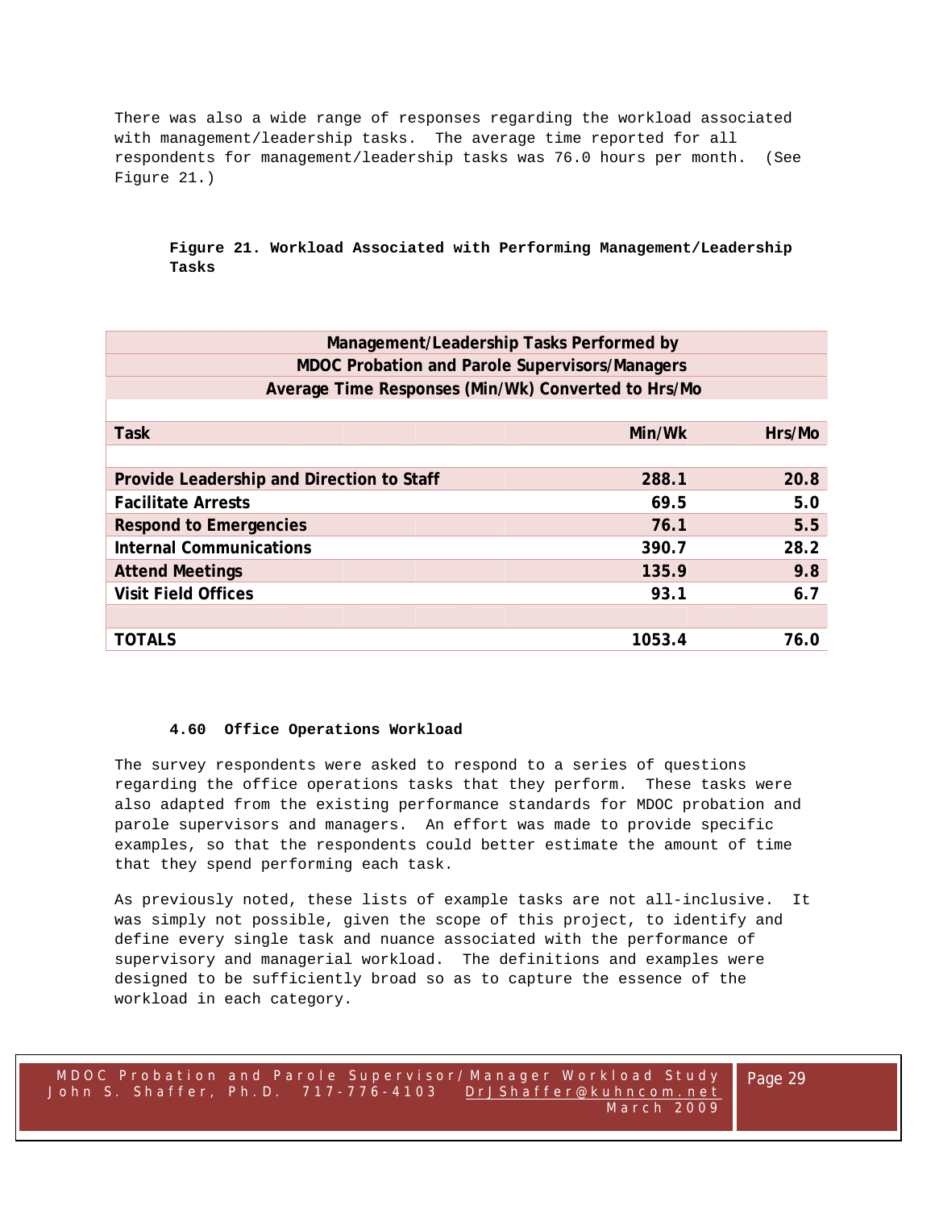There was also a wide range of responses regarding the workload associated with management/leadership tasks. The average time reported for all respondents for management/leadership tasks was 76.0 hours per month. (See Figure 21.)

**Figure 21. Workload Associated with Performing Management/Leadership Tasks**

| Management/Leadership Tasks Performed by MDOC Probation and Parole Supervisors/Managers Average Time Responses (Min/Wk) Converted to Hrs/Mo | | |
|---|---|---|
| **Task** | **Min/Wk** | **Hrs/Mo** |
| **Provide Leadership and Direction to Staff** | **288.1** | **20.8** |
| **Facilitate Arrests** | **69.5** | **5.0** |
| **Respond to Emergencies** | **76.1** | **5.5** |
| **Internal Communications** | **390.7** | **28.2** |
| **Attend Meetings** | **135.9** | **9.8** |
| **Visit Field Offices** | **93.1** | **6.7** |
| **TOTALS** | **1053.4** | **76.0** |

### 4.60 Office Operations Workload

The survey respondents were asked to respond to a series of questions regarding the office operations tasks that they perform. These tasks were also adapted from the existing performance standards for MDOC probation and parole supervisors and managers. An effort was made to provide specific examples, so that the respondents could better estimate the amount of time that they spend performing each task.

As previously noted, these lists of example tasks are not all-inclusive. It was simply not possible, given the scope of this project, to identify and define every single task and nuance associated with the performance of supervisory and managerial workload. The definitions and examples were designed to be sufficiently broad so as to capture the essence of the workload in each category.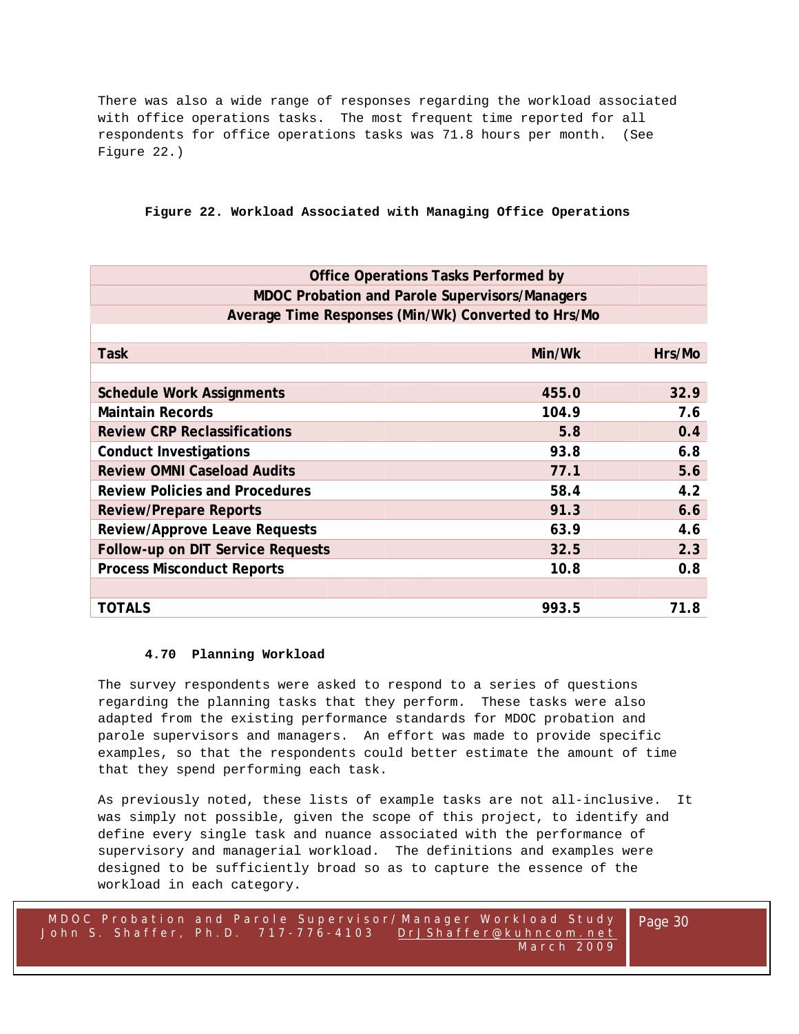There was also a wide range of responses regarding the workload associated with office operations tasks. The most frequent time reported for all respondents for office operations tasks was 71.8 hours per month. (See Figure 22.)

**Figure 22. Workload Associated with Managing Office Operations**

| Office Operations Tasks Performed by MDOC Probation and Parole Supervisors/Managers Average Time Responses (Min/Wk) Converted to Hrs/Mo | | |
|---|---|---|
| **Task** | **Min/Wk** | **Hrs/Mo** |
| **Schedule Work Assignments** | **455.0** | **32.9** |
| **Maintain Records** | **104.9** | **7.6** |
| **Review CRP Reclassifications** | **5.8** | **0.4** |
| **Conduct Investigations** | **93.8** | **6.8** |
| **Review OMNI Caseload Audits** | **77.1** | **5.6** |
| **Review Policies and Procedures** | **58.4** | **4.2** |
| **Review/Prepare Reports** | **91.3** | **6.6** |
| **Review/Approve Leave Requests** | **63.9** | **4.6** |
| **Follow-up on DIT Service Requests** | **32.5** | **2.3** |
| **Process Misconduct Reports** | **10.8** | **0.8** |
| **TOTALS** | **993.5** | **71.8** |

### 4.70 Planning Workload

The survey respondents were asked to respond to a series of questions regarding the planning tasks that they perform. These tasks were also adapted from the existing performance standards for MDOC probation and parole supervisors and managers. An effort was made to provide specific examples, so that the respondents could better estimate the amount of time that they spend performing each task.

As previously noted, these lists of example tasks are not all-inclusive. It was simply not possible, given the scope of this project, to identify and define every single task and nuance associated with the performance of supervisory and managerial workload. The definitions and examples were designed to be sufficiently broad so as to capture the essence of the workload in each category.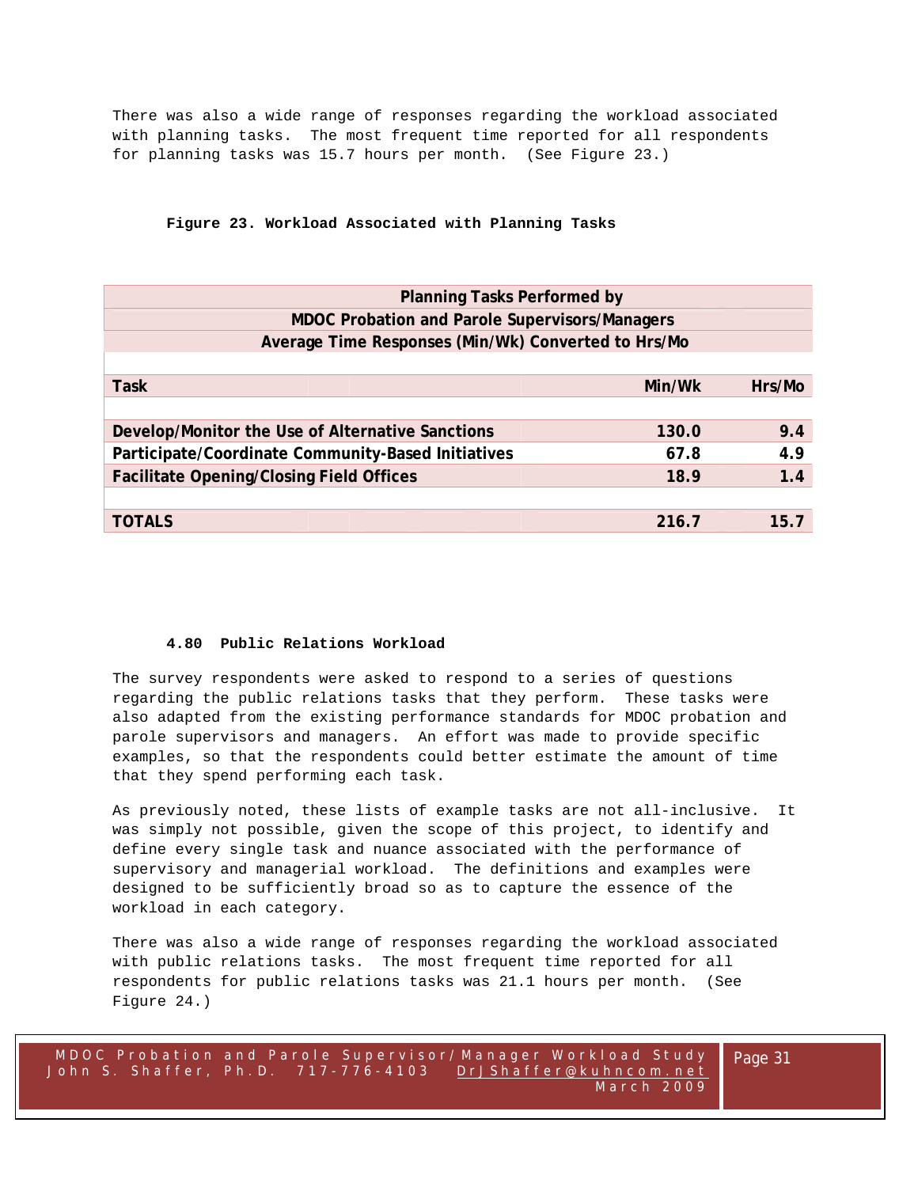There was also a wide range of responses regarding the workload associated with planning tasks. The most frequent time reported for all respondents for planning tasks was 15.7 hours per month. (See Figure 23.)

**Figure 23. Workload Associated with Planning Tasks**

| Planning Tasks Performed by MDOC Probation and Parole Supervisors/Managers Average Time Responses (Min/Wk) Converted to Hrs/Mo | | |
|---|---|---|
| **Task** | **Min/Wk** | **Hrs/Mo** |
| **Develop/Monitor the Use of Alternative Sanctions** | **130.0** | **9.4** |
| **Participate/Coordinate Community-Based Initiatives** | **67.8** | **4.9** |
| **Facilitate Opening/Closing Field Offices** | **18.9** | **1.4** |
| **TOTALS** | **216.7** | **15.7** |

### 4.80 Public Relations Workload

The survey respondents were asked to respond to a series of questions regarding the public relations tasks that they perform. These tasks were also adapted from the existing performance standards for MDOC probation and parole supervisors and managers. An effort was made to provide specific examples, so that the respondents could better estimate the amount of time that they spend performing each task.

As previously noted, these lists of example tasks are not all-inclusive. It was simply not possible, given the scope of this project, to identify and define every single task and nuance associated with the performance of supervisory and managerial workload. The definitions and examples were designed to be sufficiently broad so as to capture the essence of the workload in each category.

There was also a wide range of responses regarding the workload associated with public relations tasks. The most frequent time reported for all respondents for public relations tasks was 21.1 hours per month. (See Figure 24.)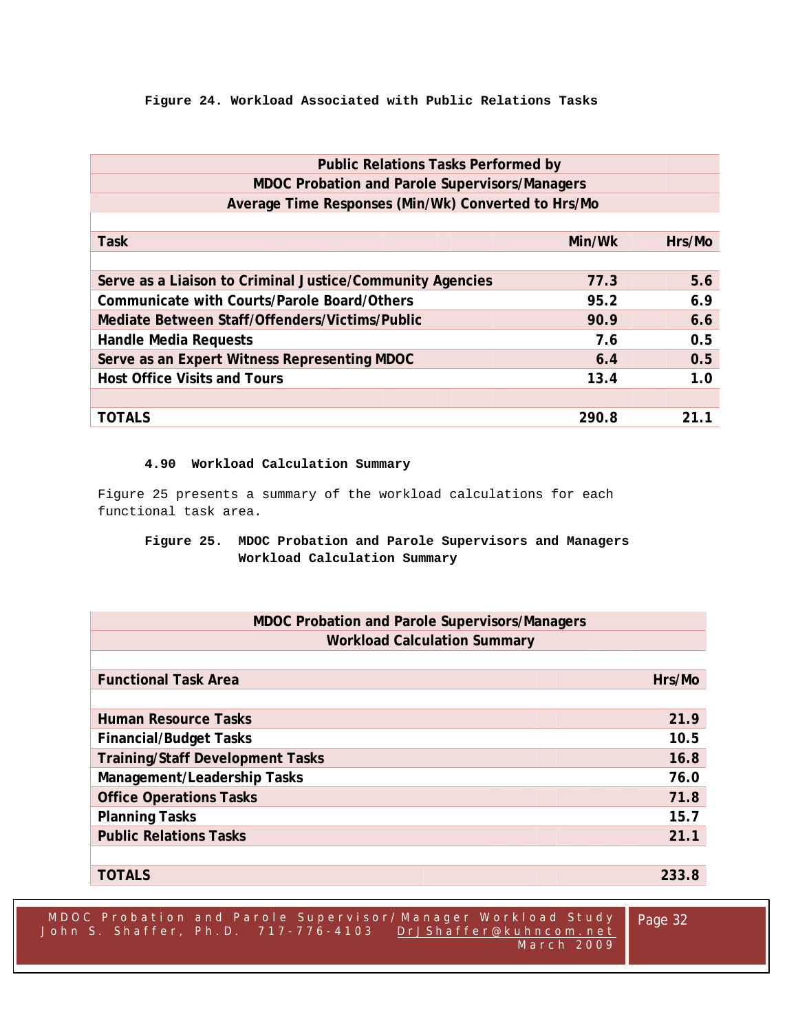**Figure 24. Workload Associated with Public Relations Tasks**

| Public Relations Tasks Performed by MDOC Probation and Parole Supervisors/Managers Average Time Responses (Min/Wk) Converted to Hrs/Mo | | |
|---|---|---|
| **Task** | **Min/Wk** | **Hrs/Mo** |
| Serve as a Liaison to Criminal Justice/Community Agencies | 77.3 | 5.6 |
| Communicate with Courts/Parole Board/Others | 95.2 | 6.9 |
| Mediate Between Staff/Offenders/Victims/Public | 90.9 | 6.6 |
| Handle Media Requests | 7.6 | 0.5 |
| Serve as an Expert Witness Representing MDOC | 6.4 | 0.5 |
| Host Office Visits and Tours | 13.4 | 1.0 |
| **TOTALS** | **290.8** | **21.1** |

#### 4.90 Workload Calculation Summary

Figure 25 presents a summary of the workload calculations for each functional task area.

**Figure 25. MDOC Probation and Parole Supervisors and Managers Workload Calculation Summary**

| MDOC Probation and Parole Supervisors/Managers Workload Calculation Summary | |
|---|---|
| **Functional Task Area** | **Hrs/Mo** |
| Human Resource Tasks | 21.9 |
| Financial/Budget Tasks | 10.5 |
| Training/Staff Development Tasks | 16.8 |
| Management/Leadership Tasks | 76.0 |
| Office Operations Tasks | 71.8 |
| Planning Tasks | 15.7 |
| Public Relations Tasks | 21.1 |
| **TOTALS** | **233.8** |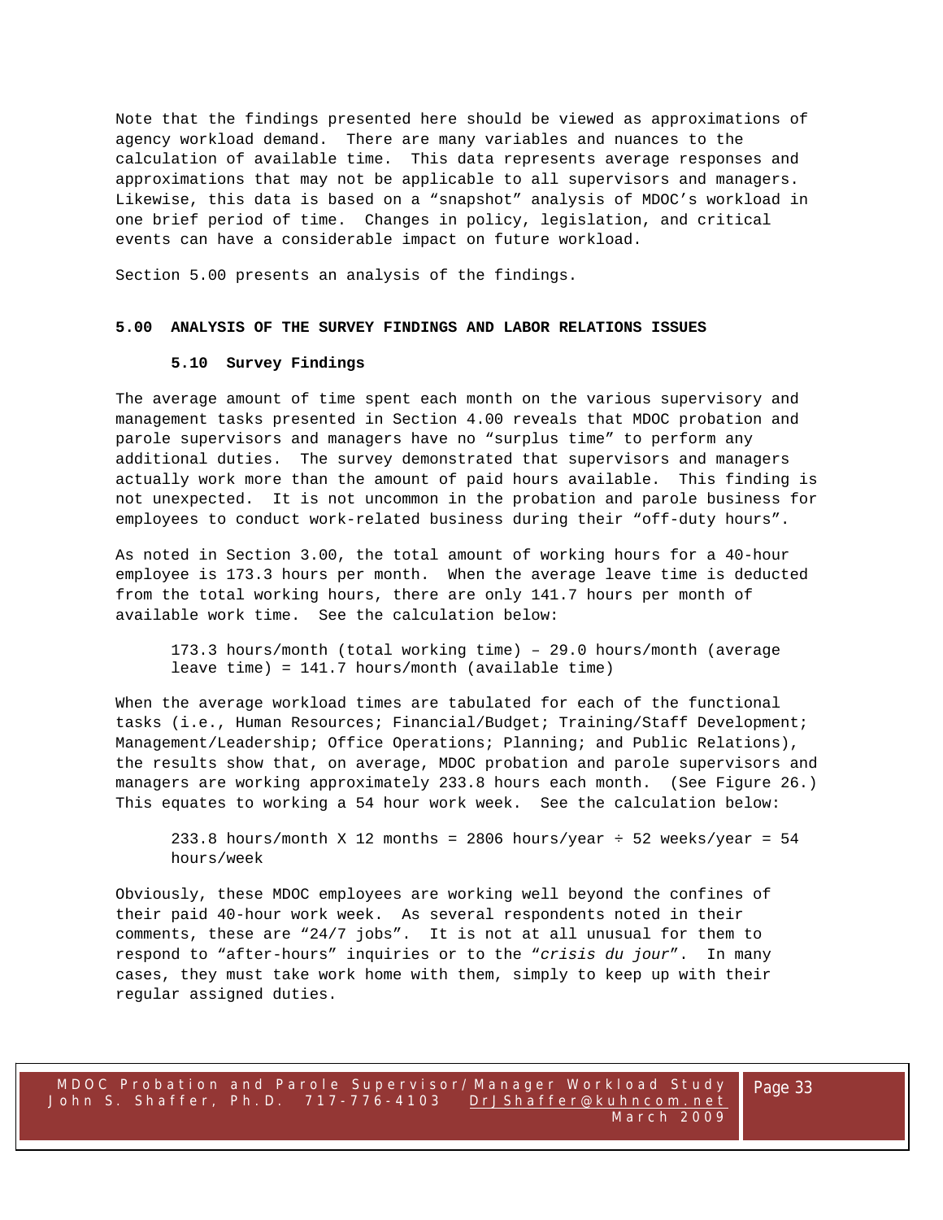Note that the findings presented here should be viewed as approximations of agency workload demand. There are many variables and nuances to the calculation of available time. This data represents average responses and approximations that may not be applicable to all supervisors and managers. Likewise, this data is based on a "snapshot" analysis of MDOC's workload in one brief period of time. Changes in policy, legislation, and critical events can have a considerable impact on future workload.

Section 5.00 presents an analysis of the findings.

## 5.00 ANALYSIS OF THE SURVEY FINDINGS AND LABOR RELATIONS ISSUES

### 5.10 Survey Findings

The average amount of time spent each month on the various supervisory and management tasks presented in Section 4.00 reveals that MDOC probation and parole supervisors and managers have no "surplus time" to perform any additional duties. The survey demonstrated that supervisors and managers actually work more than the amount of paid hours available. This finding is not unexpected. It is not uncommon in the probation and parole business for employees to conduct work-related business during their "off-duty hours".

As noted in Section 3.00, the total amount of working hours for a 40-hour employee is 173.3 hours per month. When the average leave time is deducted from the total working hours, there are only 141.7 hours per month of available work time. See the calculation below:

> 173.3 hours/month (total working time) – 29.0 hours/month (average leave time) = 141.7 hours/month (available time)

When the average workload times are tabulated for each of the functional tasks (i.e., Human Resources; Financial/Budget; Training/Staff Development; Management/Leadership; Office Operations; Planning; and Public Relations), the results show that, on average, MDOC probation and parole supervisors and managers are working approximately 233.8 hours each month. (See Figure 26.) This equates to working a 54 hour work week. See the calculation below:

> 233.8 hours/month X 12 months = 2806 hours/year ÷ 52 weeks/year = 54 hours/week

Obviously, these MDOC employees are working well beyond the confines of their paid 40-hour work week. As several respondents noted in their comments, these are "24/7 jobs". It is not at all unusual for them to respond to "after-hours" inquiries or to the "*crisis du jour*". In many cases, they must take work home with them, simply to keep up with their regular assigned duties.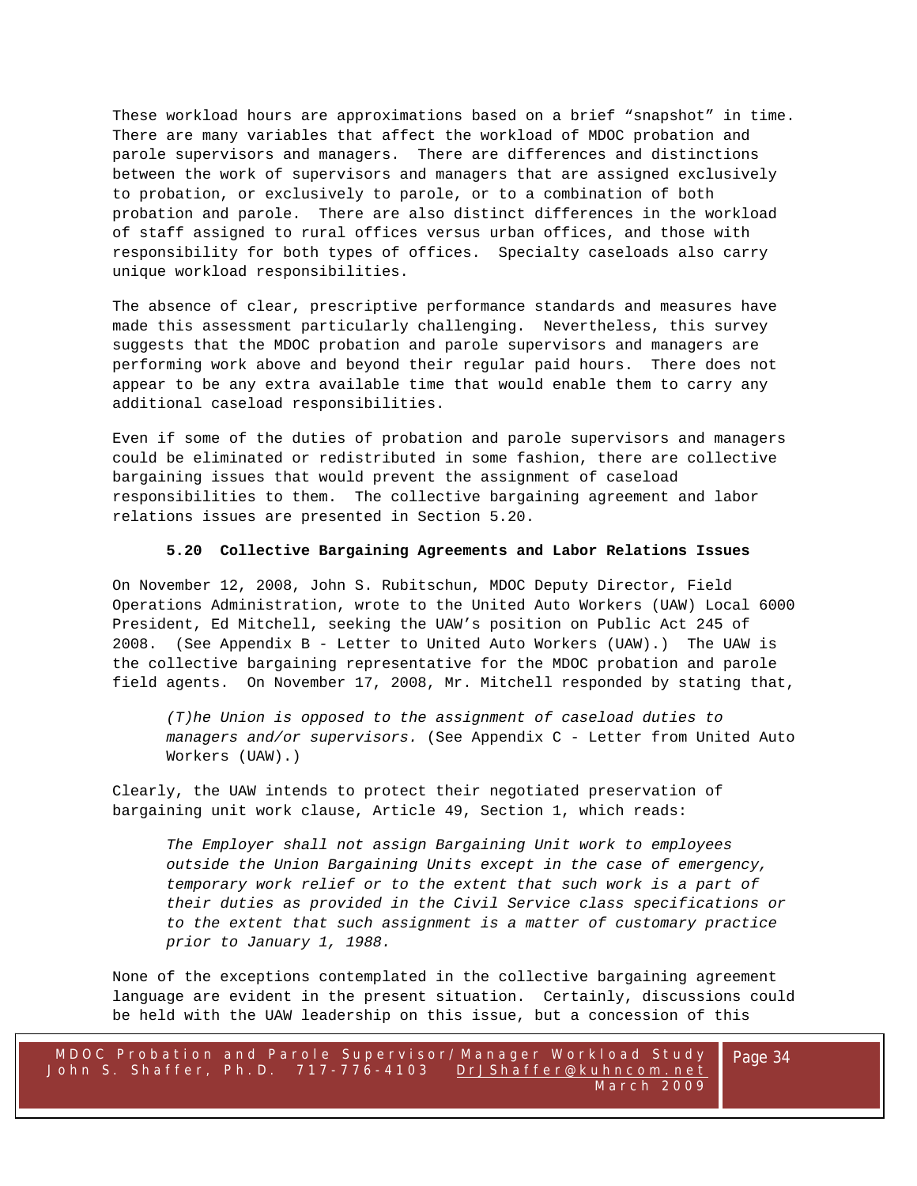These workload hours are approximations based on a brief "snapshot" in time. There are many variables that affect the workload of MDOC probation and parole supervisors and managers. There are differences and distinctions between the work of supervisors and managers that are assigned exclusively to probation, or exclusively to parole, or to a combination of both probation and parole. There are also distinct differences in the workload of staff assigned to rural offices versus urban offices, and those with responsibility for both types of offices. Specialty caseloads also carry unique workload responsibilities.

The absence of clear, prescriptive performance standards and measures have made this assessment particularly challenging. Nevertheless, this survey suggests that the MDOC probation and parole supervisors and managers are performing work above and beyond their regular paid hours. There does not appear to be any extra available time that would enable them to carry any additional caseload responsibilities.

Even if some of the duties of probation and parole supervisors and managers could be eliminated or redistributed in some fashion, there are collective bargaining issues that would prevent the assignment of caseload responsibilities to them. The collective bargaining agreement and labor relations issues are presented in Section 5.20.

### 5.20 Collective Bargaining Agreements and Labor Relations Issues

On November 12, 2008, John S. Rubitschun, MDOC Deputy Director, Field Operations Administration, wrote to the United Auto Workers (UAW) Local 6000 President, Ed Mitchell, seeking the UAW's position on Public Act 245 of 2008. (See Appendix B - Letter to United Auto Workers (UAW).) The UAW is the collective bargaining representative for the MDOC probation and parole field agents. On November 17, 2008, Mr. Mitchell responded by stating that,

> *(T)he Union is opposed to the assignment of caseload duties to managers and/or supervisors.* (See Appendix C - Letter from United Auto Workers (UAW).)

Clearly, the UAW intends to protect their negotiated preservation of bargaining unit work clause, Article 49, Section 1, which reads:

> *The Employer shall not assign Bargaining Unit work to employees outside the Union Bargaining Units except in the case of emergency, temporary work relief or to the extent that such work is a part of their duties as provided in the Civil Service class specifications or to the extent that such assignment is a matter of customary practice prior to January 1, 1988.*

None of the exceptions contemplated in the collective bargaining agreement language are evident in the present situation. Certainly, discussions could be held with the UAW leadership on this issue, but a concession of this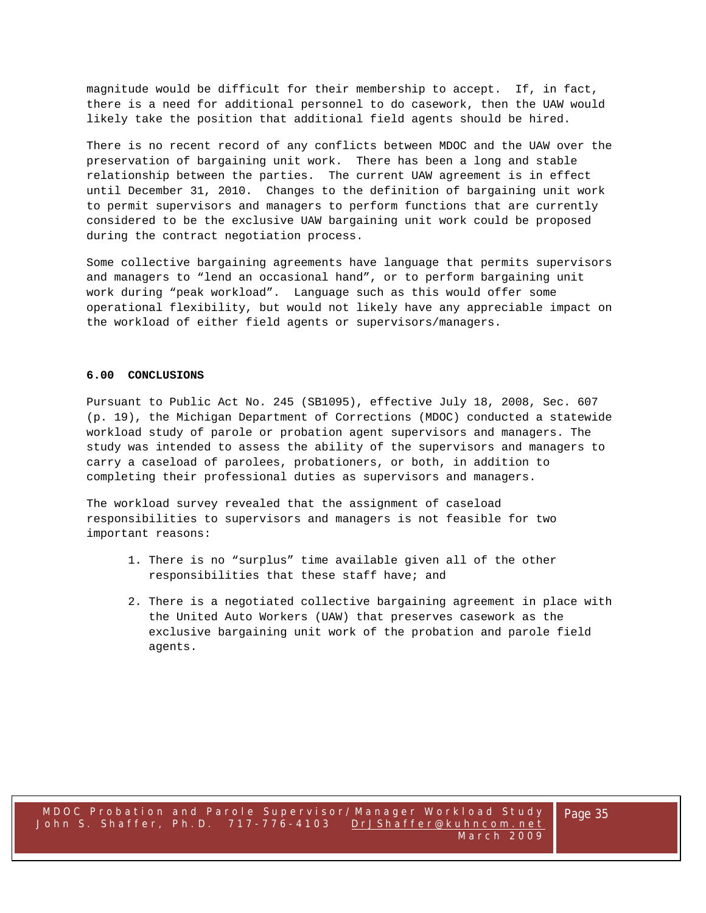magnitude would be difficult for their membership to accept. If, in fact, there is a need for additional personnel to do casework, then the UAW would likely take the position that additional field agents should be hired.

There is no recent record of any conflicts between MDOC and the UAW over the preservation of bargaining unit work. There has been a long and stable relationship between the parties. The current UAW agreement is in effect until December 31, 2010. Changes to the definition of bargaining unit work to permit supervisors and managers to perform functions that are currently considered to be the exclusive UAW bargaining unit work could be proposed during the contract negotiation process.

Some collective bargaining agreements have language that permits supervisors and managers to "lend an occasional hand", or to perform bargaining unit work during "peak workload". Language such as this would offer some operational flexibility, but would not likely have any appreciable impact on the workload of either field agents or supervisors/managers.

## 6.00 CONCLUSIONS

Pursuant to Public Act No. 245 (SB1095), effective July 18, 2008, Sec. 607 (p. 19), the Michigan Department of Corrections (MDOC) conducted a statewide workload study of parole or probation agent supervisors and managers. The study was intended to assess the ability of the supervisors and managers to carry a caseload of parolees, probationers, or both, in addition to completing their professional duties as supervisors and managers.

The workload survey revealed that the assignment of caseload responsibilities to supervisors and managers is not feasible for two important reasons:

1. There is no "surplus" time available given all of the other responsibilities that these staff have; and
2. There is a negotiated collective bargaining agreement in place with the United Auto Workers (UAW) that preserves casework as the exclusive bargaining unit work of the probation and parole field agents.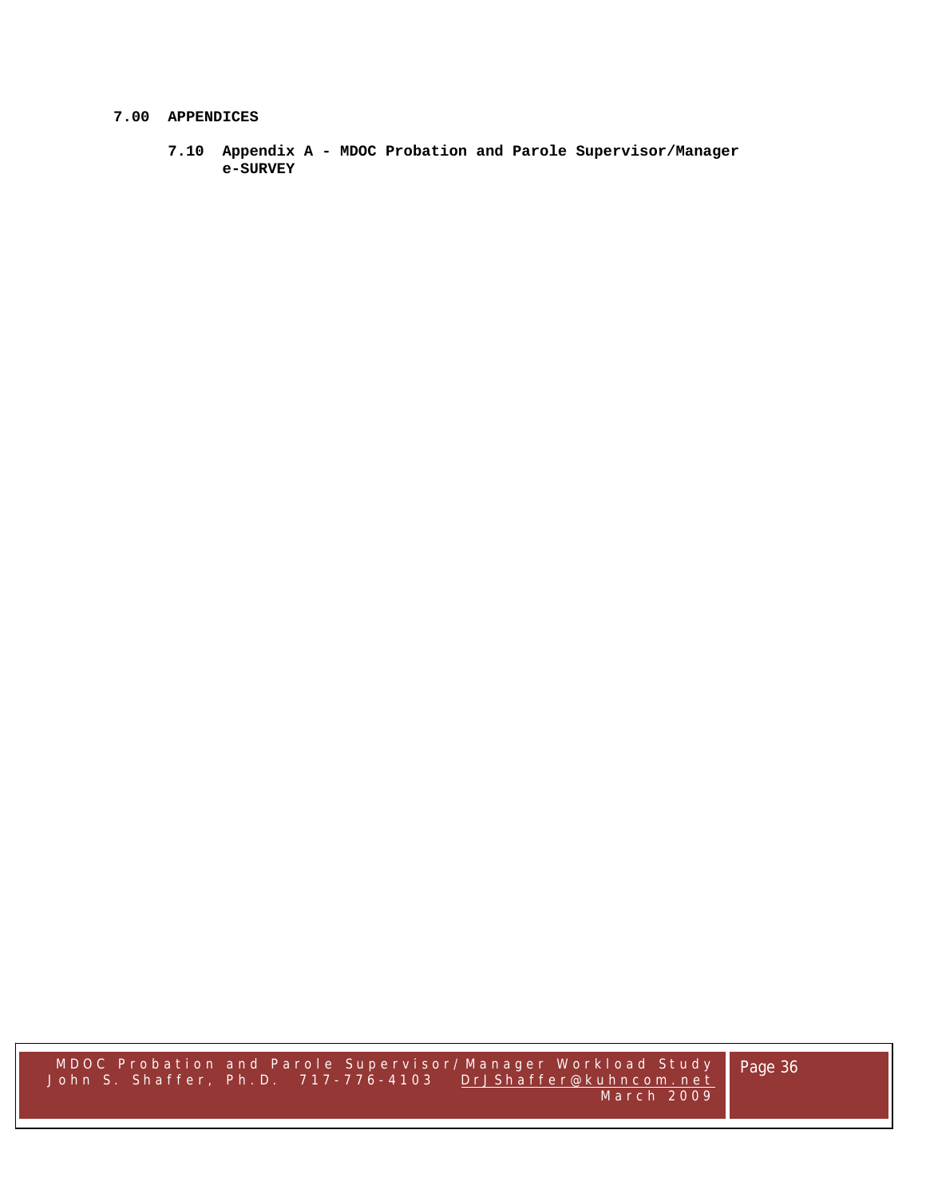# 7.00 APPENDICES

## 7.10 Appendix A - MDOC Probation and Parole Supervisor/Manager e-SURVEY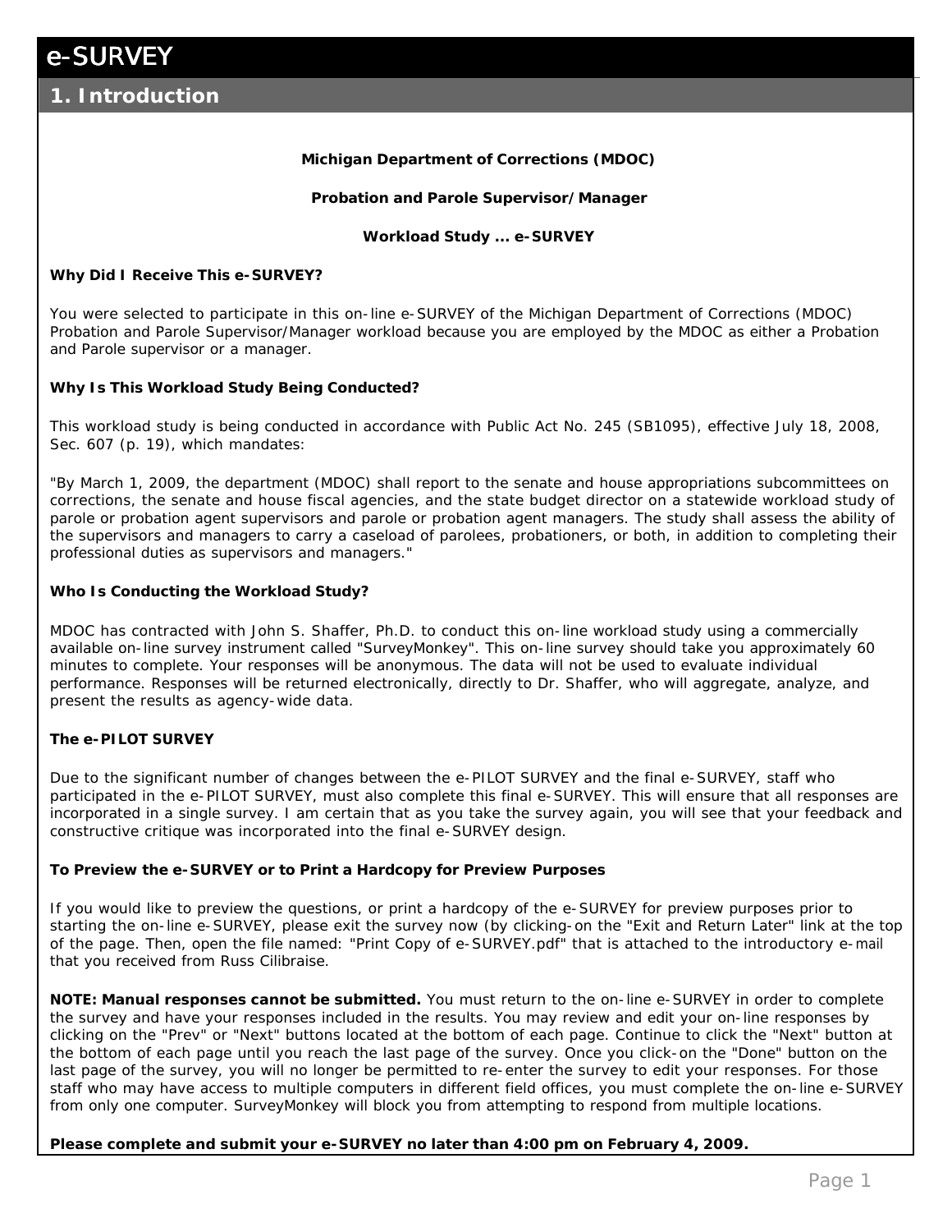# e-SURVEY

## 1. Introduction

**Michigan Department of Corrections (MDOC)**

**Probation and Parole Supervisor/Manager**

**Workload Study ... e-SURVEY**

**Why Did I Receive This e-SURVEY?**

You were selected to participate in this on-line e-SURVEY of the Michigan Department of Corrections (MDOC) Probation and Parole Supervisor/Manager workload because you are employed by the MDOC as either a Probation and Parole supervisor or a manager.

**Why Is This Workload Study Being Conducted?**

This workload study is being conducted in accordance with Public Act No. 245 (SB1095), effective July 18, 2008, Sec. 607 (p. 19), which mandates:

"By March 1, 2009, the department (MDOC) shall report to the senate and house appropriations subcommittees on corrections, the senate and house fiscal agencies, and the state budget director on a statewide workload study of parole or probation agent supervisors and parole or probation agent managers. The study shall assess the ability of the supervisors and managers to carry a caseload of parolees, probationers, or both, in addition to completing their professional duties as supervisors and managers."

**Who Is Conducting the Workload Study?**

MDOC has contracted with John S. Shaffer, Ph.D. to conduct this on-line workload study using a commercially available on-line survey instrument called "SurveyMonkey". This on-line survey should take you approximately 60 minutes to complete. Your responses will be anonymous. The data will not be used to evaluate individual performance. Responses will be returned electronically, directly to Dr. Shaffer, who will aggregate, analyze, and present the results as agency-wide data.

**The e-PILOT SURVEY**

Due to the significant number of changes between the e-PILOT SURVEY and the final e-SURVEY, staff who participated in the e-PILOT SURVEY, must also complete this final e-SURVEY. This will ensure that all responses are incorporated in a single survey. I am certain that as you take the survey again, you will see that your feedback and constructive critique was incorporated into the final e-SURVEY design.

**To Preview the e-SURVEY or to Print a Hardcopy for Preview Purposes**

If you would like to preview the questions, or print a hardcopy of the e-SURVEY for preview purposes prior to starting the on-line e-SURVEY, please exit the survey now (by clicking-on the "Exit and Return Later" link at the top of the page. Then, open the file named: "Print Copy of e-SURVEY.pdf" that is attached to the introductory e-mail that you received from Russ Cilibraise.

**NOTE: Manual responses cannot be submitted.** You must return to the on-line e-SURVEY in order to complete the survey and have your responses included in the results. You may review and edit your on-line responses by clicking on the "Prev" or "Next" buttons located at the bottom of each page. Continue to click the "Next" button at the bottom of each page until you reach the last page of the survey. Once you click-on the "Done" button on the last page of the survey, you will no longer be permitted to re-enter the survey to edit your responses. For those staff who may have access to multiple computers in different field offices, you must complete the on-line e-SURVEY from only one computer. SurveyMonkey will block you from attempting to respond from multiple locations.

**Please complete and submit your e-SURVEY no later than 4:00 pm on February 4, 2009.**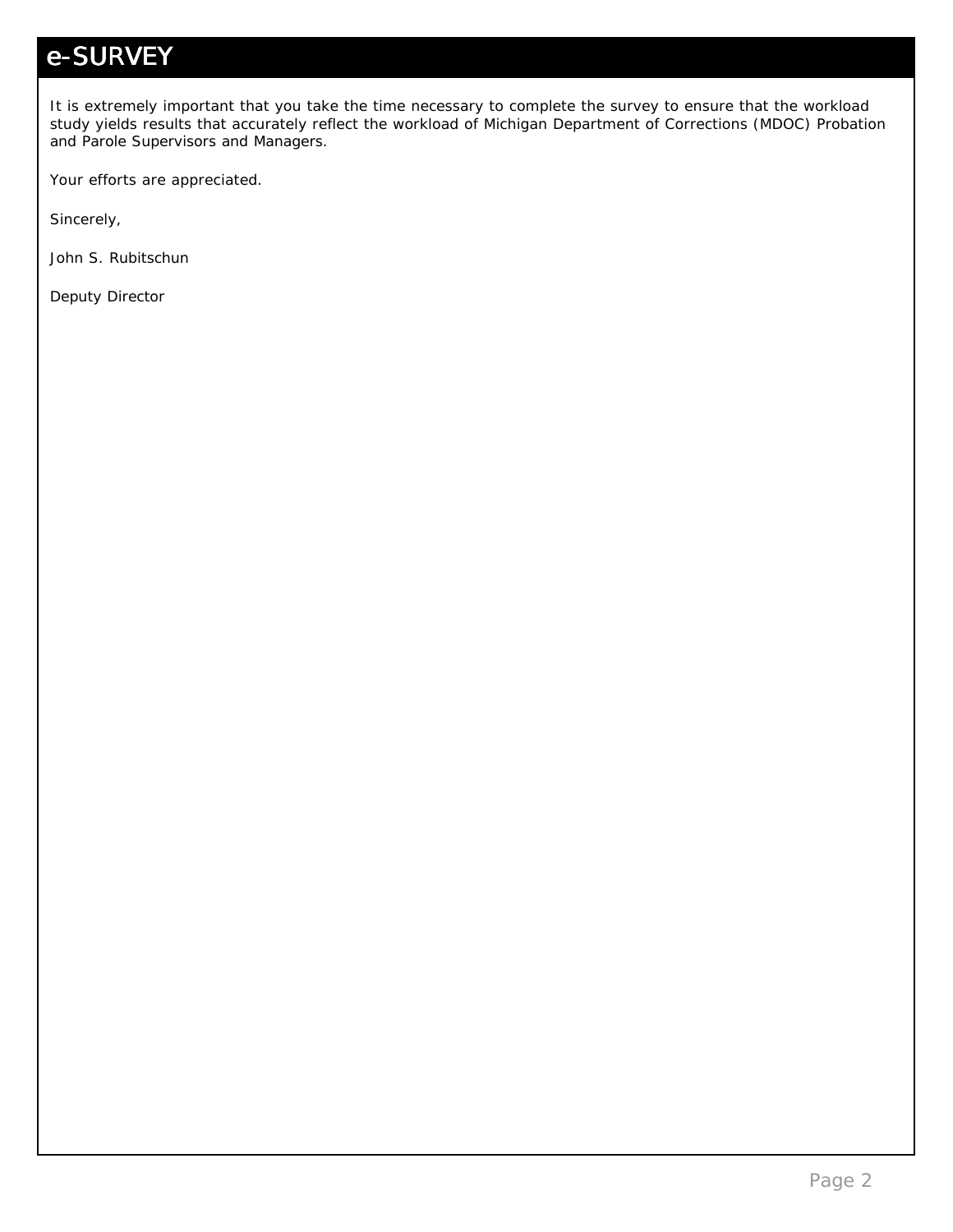# e-SURVEY

It is extremely important that you take the time necessary to complete the survey to ensure that the workload study yields results that accurately reflect the workload of Michigan Department of Corrections (MDOC) Probation and Parole Supervisors and Managers.

Your efforts are appreciated.

Sincerely,

John S. Rubitschun

Deputy Director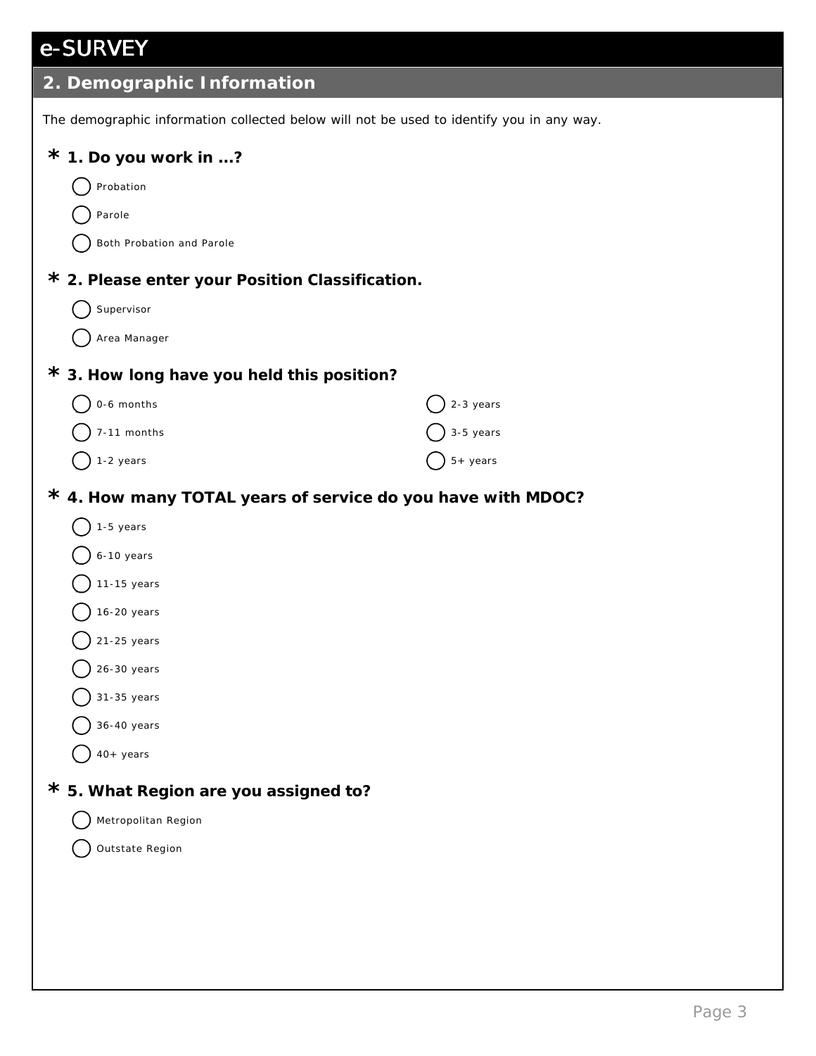# e-SURVEY

## 2. Demographic Information

The demographic information collected below will not be used to identify you in any way.

**\* 1. Do you work in ...?**

- ◯ Probation
- ◯ Parole
- ◯ Both Probation and Parole

**\* 2. Please enter your Position Classification.**

- ◯ Supervisor
- ◯ Area Manager

**\* 3. How long have you held this position?**

- ◯ 0-6 months
- ◯ 7-11 months
- ◯ 1-2 years
- ◯ 2-3 years
- ◯ 3-5 years
- ◯ 5+ years

**\* 4. How many TOTAL years of service do you have with MDOC?**

- ◯ 1-5 years
- ◯ 6-10 years
- ◯ 11-15 years
- ◯ 16-20 years
- ◯ 21-25 years
- ◯ 26-30 years
- ◯ 31-35 years
- ◯ 36-40 years
- ◯ 40+ years

**\* 5. What Region are you assigned to?**

- ◯ Metropolitan Region
- ◯ Outstate Region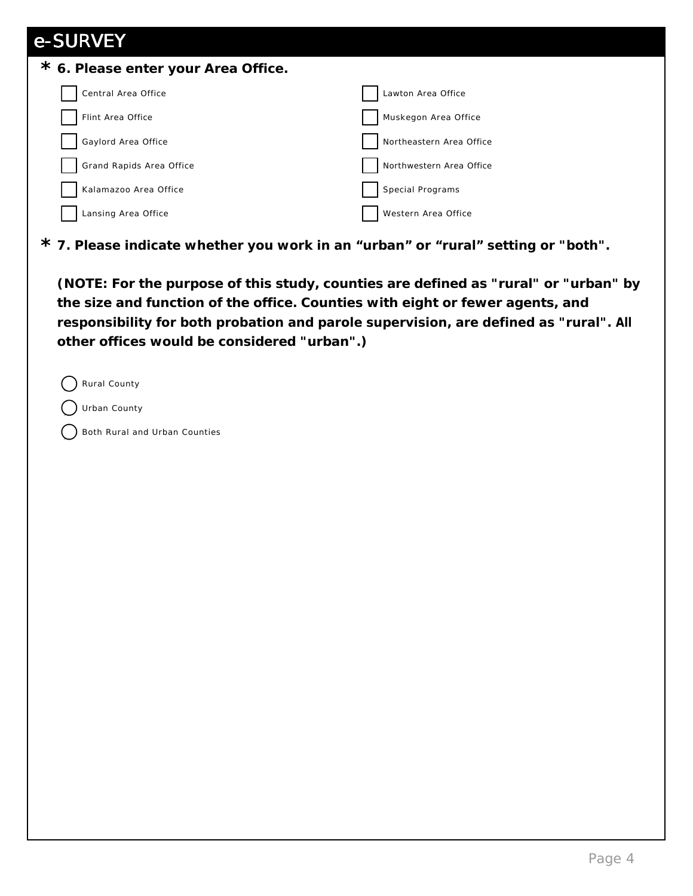# e-SURVEY

**\* 6. Please enter your Area Office.**

- [ ] Central Area Office
- [ ] Flint Area Office
- [ ] Gaylord Area Office
- [ ] Grand Rapids Area Office
- [ ] Kalamazoo Area Office
- [ ] Lansing Area Office
- [ ] Lawton Area Office
- [ ] Muskegon Area Office
- [ ] Northeastern Area Office
- [ ] Northwestern Area Office
- [ ] Special Programs
- [ ] Western Area Office

**\* 7. Please indicate whether you work in an “urban” or “rural” setting or "both".**

**(NOTE: For the purpose of this study, counties are defined as "rural" or "urban" by the size and function of the office. Counties with eight or fewer agents, and responsibility for both probation and parole supervision, are defined as "rural". All other offices would be considered "urban".)**

- ( ) Rural County
- ( ) Urban County
- ( ) Both Rural and Urban Counties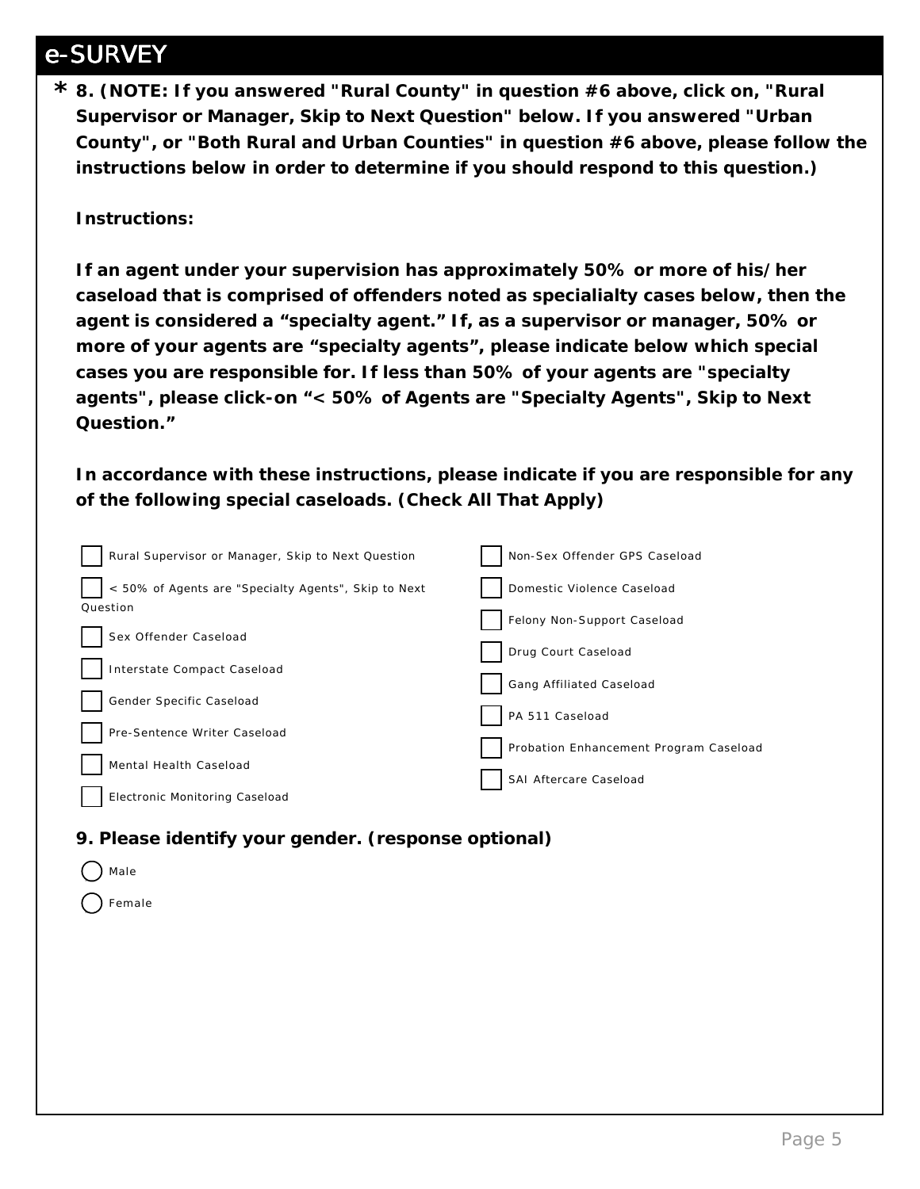## e-SURVEY

**\* 8. (NOTE: If you answered "Rural County" in question #6 above, click on, "Rural Supervisor or Manager, Skip to Next Question" below. If you answered "Urban County", or "Both Rural and Urban Counties" in question #6 above, please follow the instructions below in order to determine if you should respond to this question.)**

**Instructions:**

**If an agent under your supervision has approximately 50% or more of his/her caseload that is comprised of offenders noted as specialialty cases below, then the agent is considered a “specialty agent.” If, as a supervisor or manager, 50% or more of your agents are “specialty agents”, please indicate below which special cases you are responsible for. If less than 50% of your agents are "specialty agents", please click-on “< 50% of Agents are "Specialty Agents", Skip to Next Question.”**

**In accordance with these instructions, please indicate if you are responsible for any of the following special caseloads. (Check All That Apply)**

- [ ] Rural Supervisor or Manager, Skip to Next Question
- [ ] < 50% of Agents are "Specialty Agents", Skip to Next Question
- [ ] Sex Offender Caseload
- [ ] Interstate Compact Caseload
- [ ] Gender Specific Caseload
- [ ] Pre-Sentence Writer Caseload
- [ ] Mental Health Caseload
- [ ] Electronic Monitoring Caseload
- [ ] Non-Sex Offender GPS Caseload
- [ ] Domestic Violence Caseload
- [ ] Felony Non-Support Caseload
- [ ] Drug Court Caseload
- [ ] Gang Affiliated Caseload
- [ ] PA 511 Caseload
- [ ] Probation Enhancement Program Caseload
- [ ] SAI Aftercare Caseload

**9. Please identify your gender. (response optional)**

- ( ) Male
- ( ) Female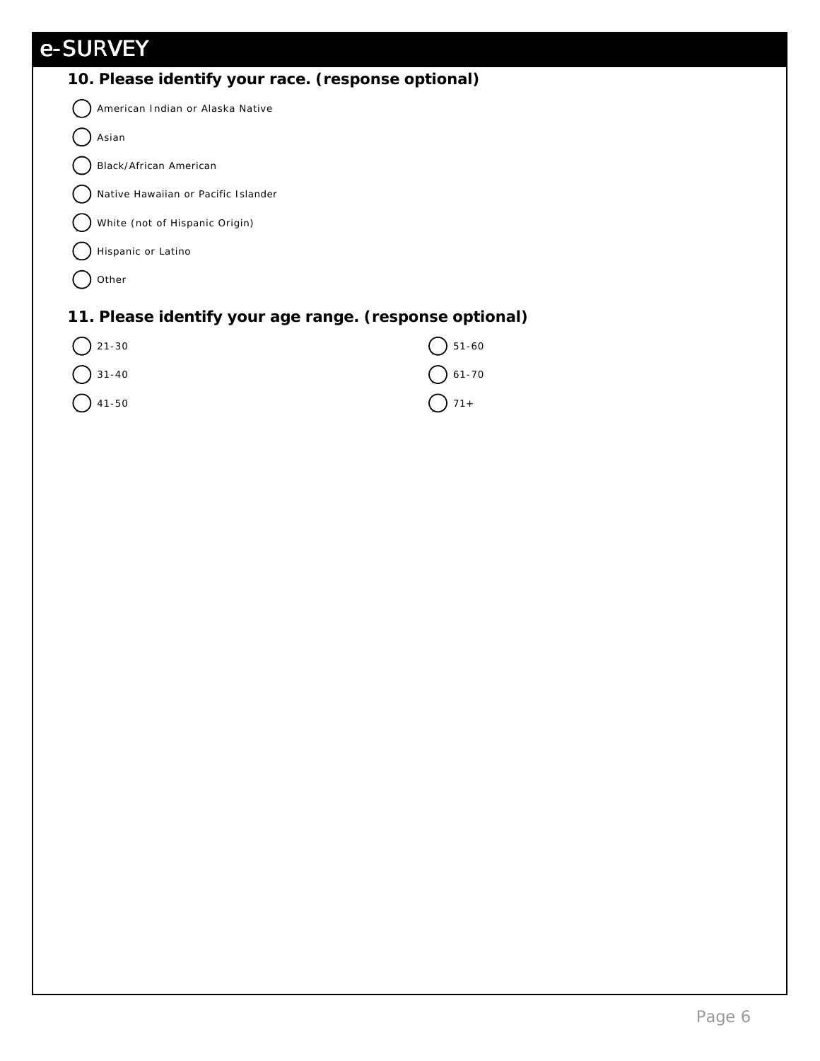# e-SURVEY

### 10. Please identify your race. (response optional)

- ◯ American Indian or Alaska Native
- ◯ Asian
- ◯ Black/African American
- ◯ Native Hawaiian or Pacific Islander
- ◯ White (not of Hispanic Origin)
- ◯ Hispanic or Latino
- ◯ Other

### 11. Please identify your age range. (response optional)

- ◯ 21-30
- ◯ 31-40
- ◯ 41-50
- ◯ 51-60
- ◯ 61-70
- ◯ 71+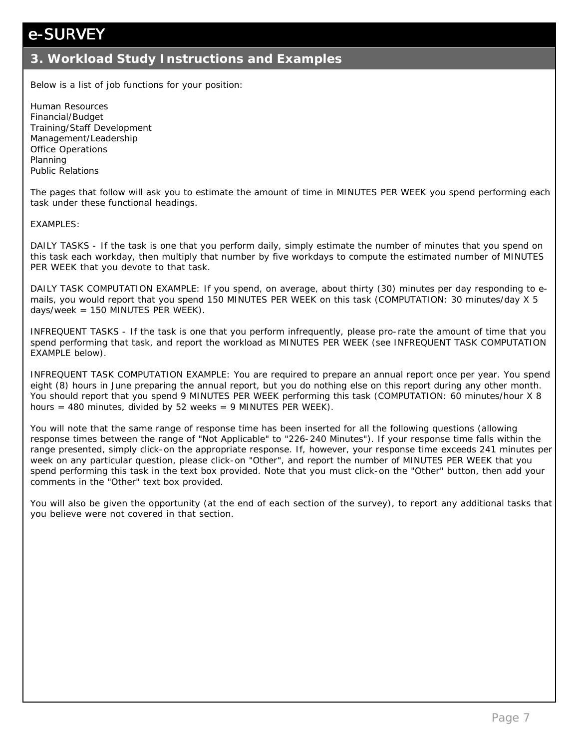# e-SURVEY

## 3. Workload Study Instructions and Examples

Below is a list of job functions for your position:

Human Resources
Financial/Budget
Training/Staff Development
Management/Leadership
Office Operations
Planning
Public Relations

The pages that follow will ask you to estimate the amount of time in MINUTES PER WEEK you spend performing each task under these functional headings.

EXAMPLES:

DAILY TASKS - If the task is one that you perform daily, simply estimate the number of minutes that you spend on this task each workday, then multiply that number by five workdays to compute the estimated number of MINUTES PER WEEK that you devote to that task.

DAILY TASK COMPUTATION EXAMPLE: If you spend, on average, about thirty (30) minutes per day responding to e-mails, you would report that you spend 150 MINUTES PER WEEK on this task (COMPUTATION: 30 minutes/day X 5 days/week = 150 MINUTES PER WEEK).

INFREQUENT TASKS - If the task is one that you perform infrequently, please pro-rate the amount of time that you spend performing that task, and report the workload as MINUTES PER WEEK (see INFREQUENT TASK COMPUTATION EXAMPLE below).

INFREQUENT TASK COMPUTATION EXAMPLE: You are required to prepare an annual report once per year. You spend eight (8) hours in June preparing the annual report, but you do nothing else on this report during any other month. You should report that you spend 9 MINUTES PER WEEK performing this task (COMPUTATION: 60 minutes/hour X 8 hours = 480 minutes, divided by 52 weeks = 9 MINUTES PER WEEK).

You will note that the same range of response time has been inserted for all the following questions (allowing response times between the range of "Not Applicable" to "226-240 Minutes"). If your response time falls within the range presented, simply click-on the appropriate response. If, however, your response time exceeds 241 minutes per week on any particular question, please click-on "Other", and report the number of MINUTES PER WEEK that you spend performing this task in the text box provided. Note that you must click-on the "Other" button, then add your comments in the "Other" text box provided.

You will also be given the opportunity (at the end of each section of the survey), to report any additional tasks that you believe were not covered in that section.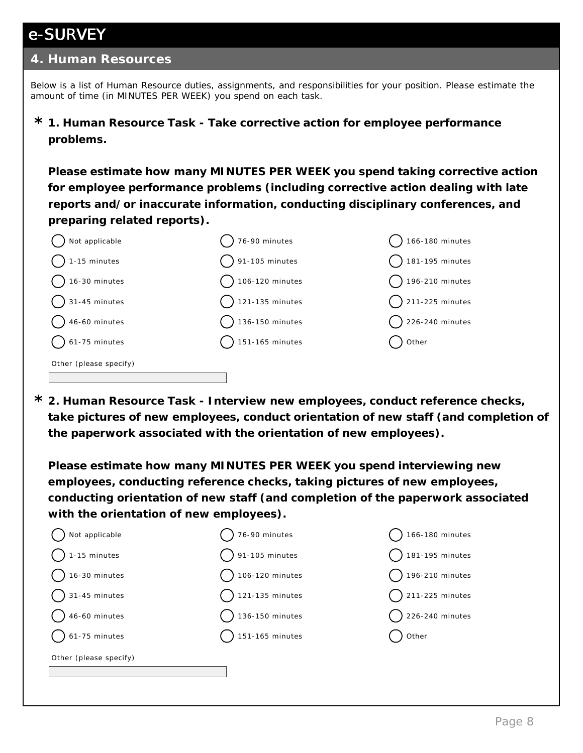# e-SURVEY

## 4. Human Resources

Below is a list of Human Resource duties, assignments, and responsibilities for your position. Please estimate the amount of time (in MINUTES PER WEEK) you spend on each task.

**\* 1. Human Resource Task - Take corrective action for employee performance problems.**

**Please estimate how many MINUTES PER WEEK you spend taking corrective action for employee performance problems (including corrective action dealing with late reports and/or inaccurate information, conducting disciplinary conferences, and preparing related reports).**

| | | |
|---|---|---|
| ◯ Not applicable | ◯ 76-90 minutes | ◯ 166-180 minutes |
| ◯ 1-15 minutes | ◯ 91-105 minutes | ◯ 181-195 minutes |
| ◯ 16-30 minutes | ◯ 106-120 minutes | ◯ 196-210 minutes |
| ◯ 31-45 minutes | ◯ 121-135 minutes | ◯ 211-225 minutes |
| ◯ 46-60 minutes | ◯ 136-150 minutes | ◯ 226-240 minutes |
| ◯ 61-75 minutes | ◯ 151-165 minutes | ◯ Other |

Other (please specify)

**\* 2. Human Resource Task - Interview new employees, conduct reference checks, take pictures of new employees, conduct orientation of new staff (and completion of the paperwork associated with the orientation of new employees).**

**Please estimate how many MINUTES PER WEEK you spend interviewing new employees, conducting reference checks, taking pictures of new employees, conducting orientation of new staff (and completion of the paperwork associated with the orientation of new employees).**

| | | |
|---|---|---|
| ◯ Not applicable | ◯ 76-90 minutes | ◯ 166-180 minutes |
| ◯ 1-15 minutes | ◯ 91-105 minutes | ◯ 181-195 minutes |
| ◯ 16-30 minutes | ◯ 106-120 minutes | ◯ 196-210 minutes |
| ◯ 31-45 minutes | ◯ 121-135 minutes | ◯ 211-225 minutes |
| ◯ 46-60 minutes | ◯ 136-150 minutes | ◯ 226-240 minutes |
| ◯ 61-75 minutes | ◯ 151-165 minutes | ◯ Other |

Other (please specify)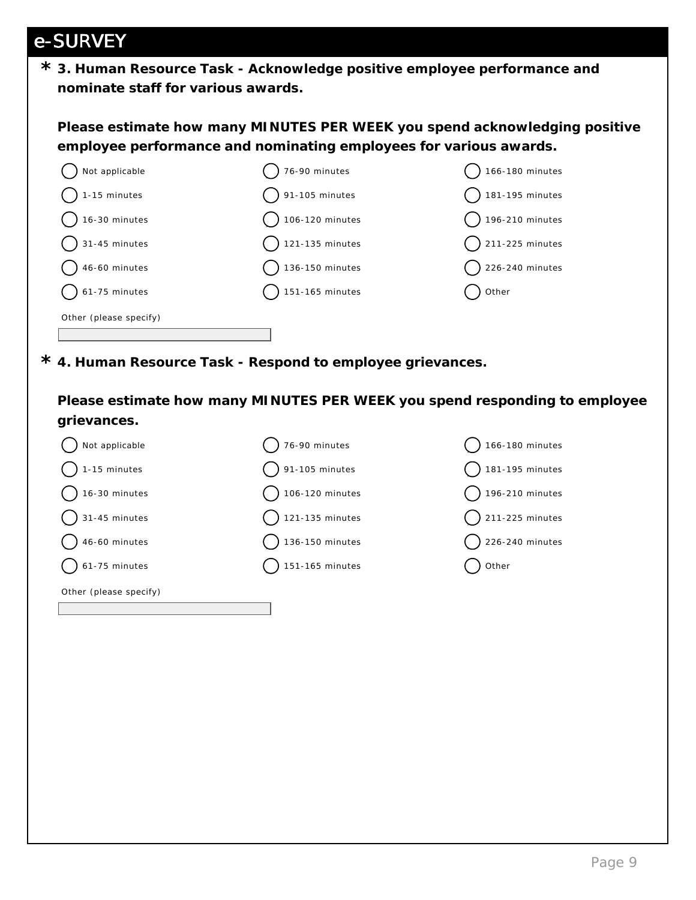## e-SURVEY

**\* 3. Human Resource Task - Acknowledge positive employee performance and nominate staff for various awards.**

**Please estimate how many MINUTES PER WEEK you spend acknowledging positive employee performance and nominating employees for various awards.**

- ( ) Not applicable
- ( ) 1-15 minutes
- ( ) 16-30 minutes
- ( ) 31-45 minutes
- ( ) 46-60 minutes
- ( ) 61-75 minutes
- ( ) 76-90 minutes
- ( ) 91-105 minutes
- ( ) 106-120 minutes
- ( ) 121-135 minutes
- ( ) 136-150 minutes
- ( ) 151-165 minutes
- ( ) 166-180 minutes
- ( ) 181-195 minutes
- ( ) 196-210 minutes
- ( ) 211-225 minutes
- ( ) 226-240 minutes
- ( ) Other

Other (please specify)

\_\_\_\_\_\_\_\_\_\_\_\_\_\_\_\_\_\_\_\_

**\* 4. Human Resource Task - Respond to employee grievances.**

**Please estimate how many MINUTES PER WEEK you spend responding to employee grievances.**

- ( ) Not applicable
- ( ) 1-15 minutes
- ( ) 16-30 minutes
- ( ) 31-45 minutes
- ( ) 46-60 minutes
- ( ) 61-75 minutes
- ( ) 76-90 minutes
- ( ) 91-105 minutes
- ( ) 106-120 minutes
- ( ) 121-135 minutes
- ( ) 136-150 minutes
- ( ) 151-165 minutes
- ( ) 166-180 minutes
- ( ) 181-195 minutes
- ( ) 196-210 minutes
- ( ) 211-225 minutes
- ( ) 226-240 minutes
- ( ) Other

Other (please specify)

\_\_\_\_\_\_\_\_\_\_\_\_\_\_\_\_\_\_\_\_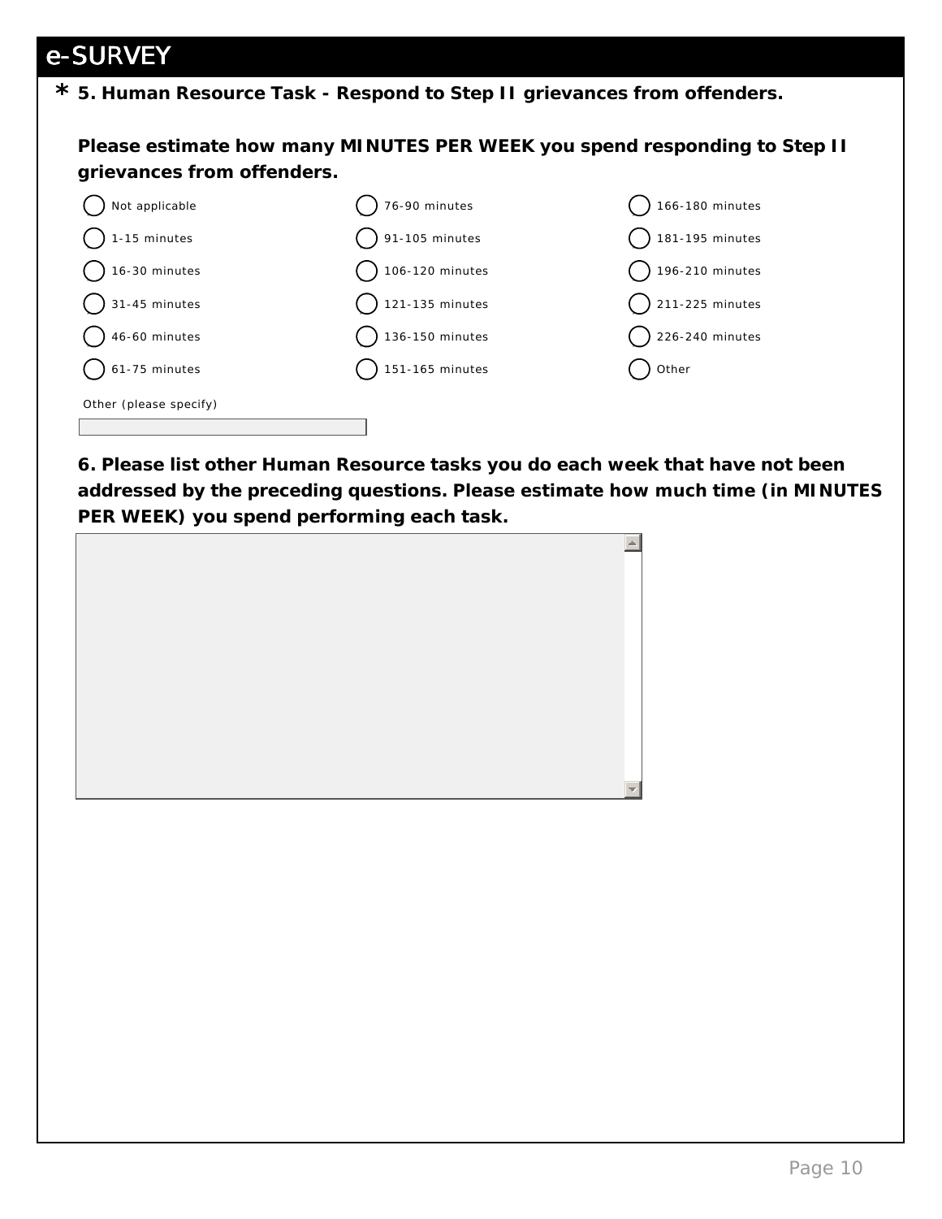# e-SURVEY

**\* 5. Human Resource Task - Respond to Step II grievances from offenders.**

**Please estimate how many MINUTES PER WEEK you spend responding to Step II grievances from offenders.**

- ( ) Not applicable
- ( ) 1-15 minutes
- ( ) 16-30 minutes
- ( ) 31-45 minutes
- ( ) 46-60 minutes
- ( ) 61-75 minutes
- ( ) 76-90 minutes
- ( ) 91-105 minutes
- ( ) 106-120 minutes
- ( ) 121-135 minutes
- ( ) 136-150 minutes
- ( ) 151-165 minutes
- ( ) 166-180 minutes
- ( ) 181-195 minutes
- ( ) 196-210 minutes
- ( ) 211-225 minutes
- ( ) 226-240 minutes
- ( ) Other

Other (please specify)

**6. Please list other Human Resource tasks you do each week that have not been addressed by the preceding questions. Please estimate how much time (in MINUTES PER WEEK) you spend performing each task.**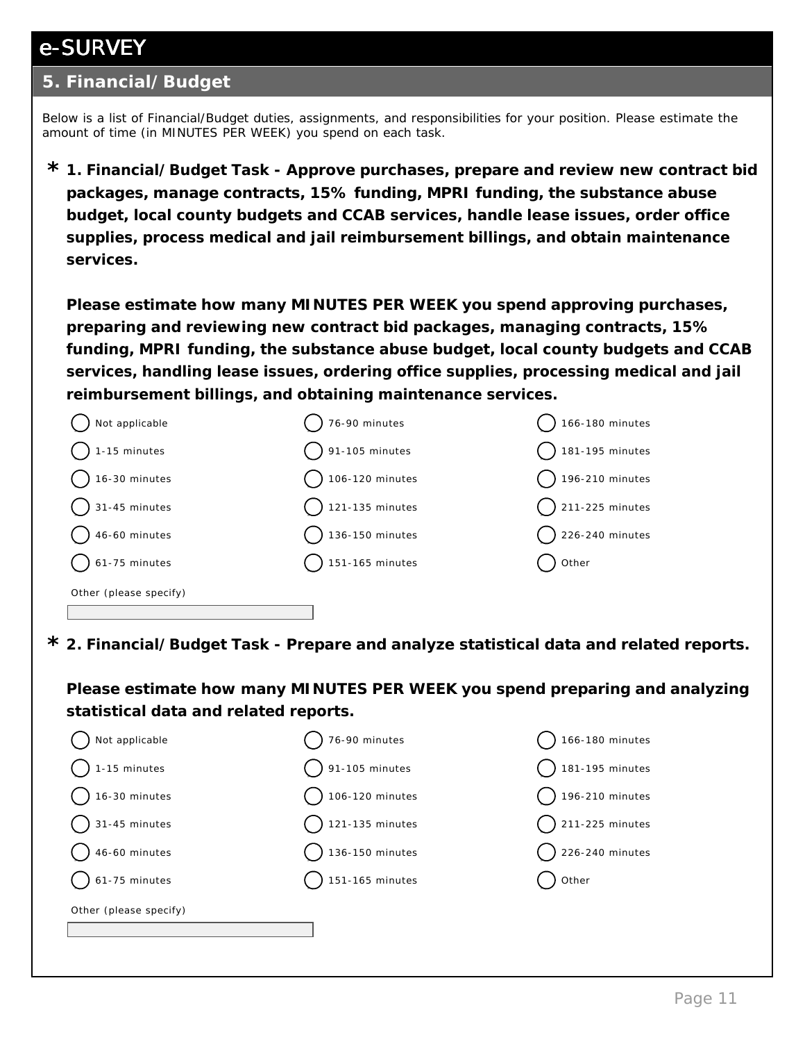# e-SURVEY

## 5. Financial/Budget

Below is a list of Financial/Budget duties, assignments, and responsibilities for your position. Please estimate the amount of time (in MINUTES PER WEEK) you spend on each task.

*** 1. Financial/Budget Task - Approve purchases, prepare and review new contract bid packages, manage contracts, 15% funding, MPRI funding, the substance abuse budget, local county budgets and CCAB services, handle lease issues, order office supplies, process medical and jail reimbursement billings, and obtain maintenance services.**

**Please estimate how many MINUTES PER WEEK you spend approving purchases, preparing and reviewing new contract bid packages, managing contracts, 15% funding, MPRI funding, the substance abuse budget, local county budgets and CCAB services, handling lease issues, ordering office supplies, processing medical and jail reimbursement billings, and obtaining maintenance services.**

- ◯ Not applicable
- ◯ 1-15 minutes
- ◯ 16-30 minutes
- ◯ 31-45 minutes
- ◯ 46-60 minutes
- ◯ 61-75 minutes
- ◯ 76-90 minutes
- ◯ 91-105 minutes
- ◯ 106-120 minutes
- ◯ 121-135 minutes
- ◯ 136-150 minutes
- ◯ 151-165 minutes
- ◯ 166-180 minutes
- ◯ 181-195 minutes
- ◯ 196-210 minutes
- ◯ 211-225 minutes
- ◯ 226-240 minutes
- ◯ Other

Other (please specify)

________________________

*** 2. Financial/Budget Task - Prepare and analyze statistical data and related reports.**

**Please estimate how many MINUTES PER WEEK you spend preparing and analyzing statistical data and related reports.**

- ◯ Not applicable
- ◯ 1-15 minutes
- ◯ 16-30 minutes
- ◯ 31-45 minutes
- ◯ 46-60 minutes
- ◯ 61-75 minutes
- ◯ 76-90 minutes
- ◯ 91-105 minutes
- ◯ 106-120 minutes
- ◯ 121-135 minutes
- ◯ 136-150 minutes
- ◯ 151-165 minutes
- ◯ 166-180 minutes
- ◯ 181-195 minutes
- ◯ 196-210 minutes
- ◯ 211-225 minutes
- ◯ 226-240 minutes
- ◯ Other

Other (please specify)

________________________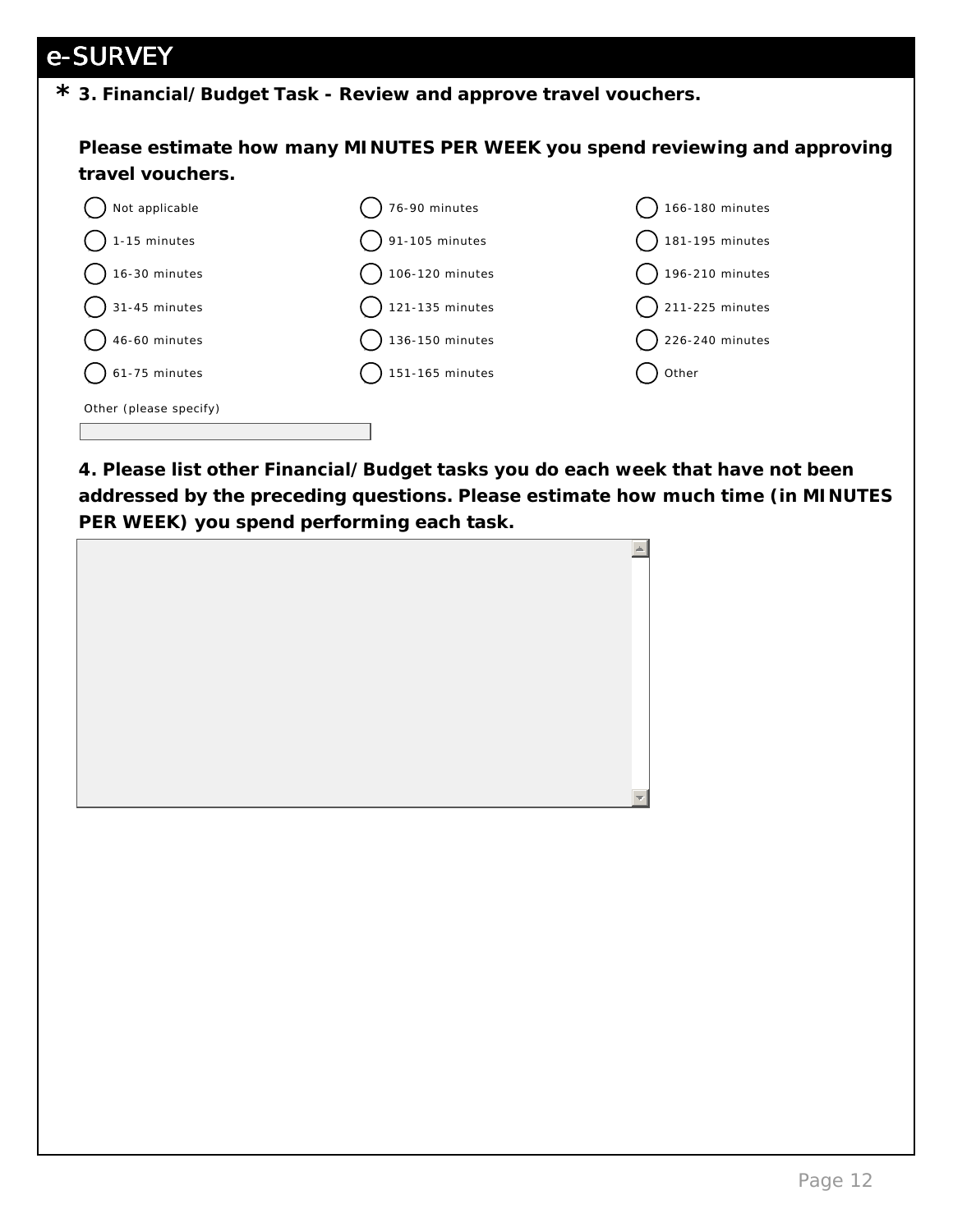# e-SURVEY

**\* 3. Financial/Budget Task - Review and approve travel vouchers.**

**Please estimate how many MINUTES PER WEEK you spend reviewing and approving travel vouchers.**

- ( ) Not applicable
- ( ) 1-15 minutes
- ( ) 16-30 minutes
- ( ) 31-45 minutes
- ( ) 46-60 minutes
- ( ) 61-75 minutes
- ( ) 76-90 minutes
- ( ) 91-105 minutes
- ( ) 106-120 minutes
- ( ) 121-135 minutes
- ( ) 136-150 minutes
- ( ) 151-165 minutes
- ( ) 166-180 minutes
- ( ) 181-195 minutes
- ( ) 196-210 minutes
- ( ) 211-225 minutes
- ( ) 226-240 minutes
- ( ) Other

Other (please specify)

[ ]

**4. Please list other Financial/Budget tasks you do each week that have not been addressed by the preceding questions. Please estimate how much time (in MINUTES PER WEEK) you spend performing each task.**

[ ]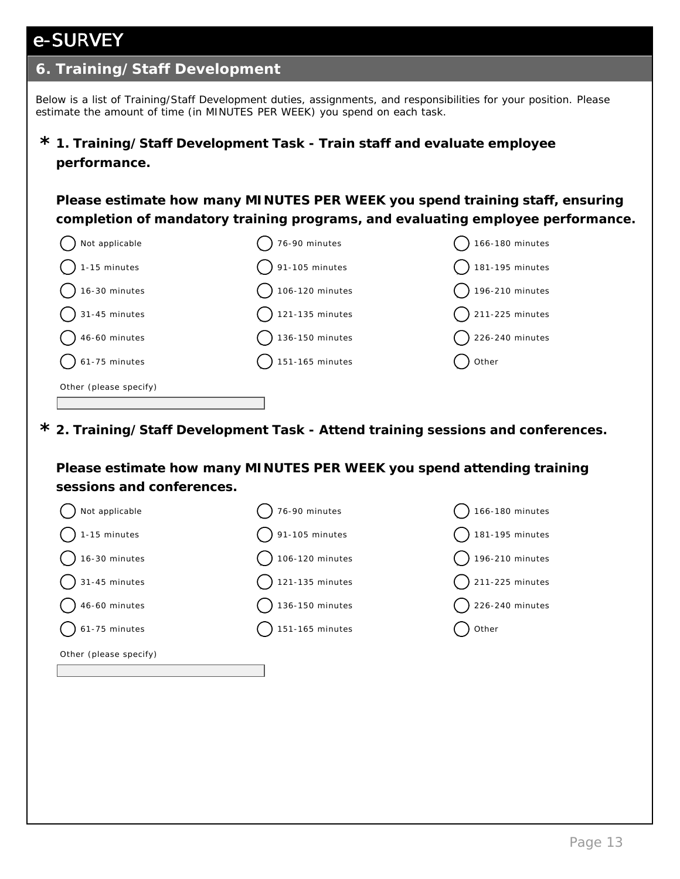# e-SURVEY

## 6. Training/Staff Development

Below is a list of Training/Staff Development duties, assignments, and responsibilities for your position. Please estimate the amount of time (in MINUTES PER WEEK) you spend on each task.

### * 1. Training/Staff Development Task - Train staff and evaluate employee performance.

**Please estimate how many MINUTES PER WEEK you spend training staff, ensuring completion of mandatory training programs, and evaluating employee performance.**

- ◯ Not applicable
- ◯ 1-15 minutes
- ◯ 16-30 minutes
- ◯ 31-45 minutes
- ◯ 46-60 minutes
- ◯ 61-75 minutes
- ◯ 76-90 minutes
- ◯ 91-105 minutes
- ◯ 106-120 minutes
- ◯ 121-135 minutes
- ◯ 136-150 minutes
- ◯ 151-165 minutes
- ◯ 166-180 minutes
- ◯ 181-195 minutes
- ◯ 196-210 minutes
- ◯ 211-225 minutes
- ◯ 226-240 minutes
- ◯ Other

Other (please specify)

___________________________

### * 2. Training/Staff Development Task - Attend training sessions and conferences.

**Please estimate how many MINUTES PER WEEK you spend attending training sessions and conferences.**

- ◯ Not applicable
- ◯ 1-15 minutes
- ◯ 16-30 minutes
- ◯ 31-45 minutes
- ◯ 46-60 minutes
- ◯ 61-75 minutes
- ◯ 76-90 minutes
- ◯ 91-105 minutes
- ◯ 106-120 minutes
- ◯ 121-135 minutes
- ◯ 136-150 minutes
- ◯ 151-165 minutes
- ◯ 166-180 minutes
- ◯ 181-195 minutes
- ◯ 196-210 minutes
- ◯ 211-225 minutes
- ◯ 226-240 minutes
- ◯ Other

Other (please specify)

___________________________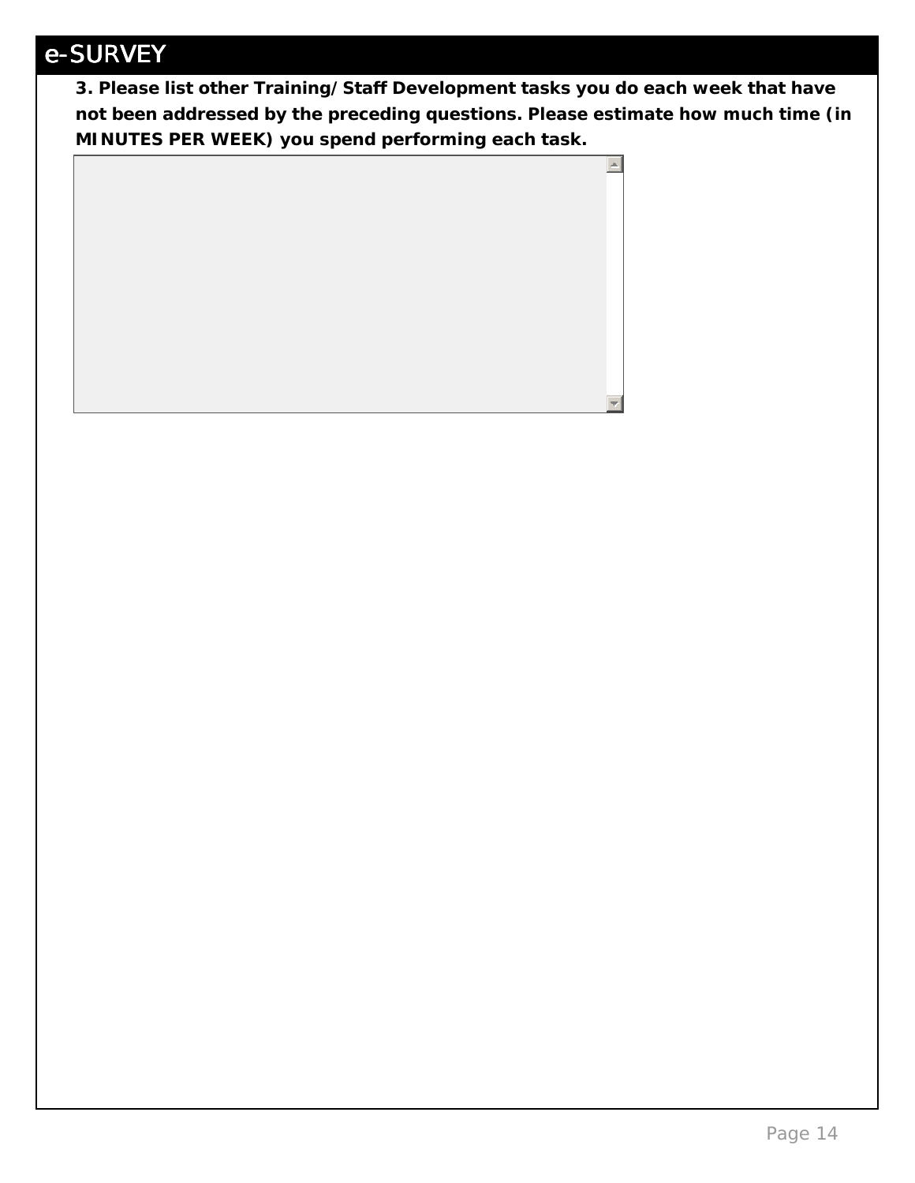# e-SURVEY

**3. Please list other Training/Staff Development tasks you do each week that have not been addressed by the preceding questions. Please estimate how much time (in MINUTES PER WEEK) you spend performing each task.**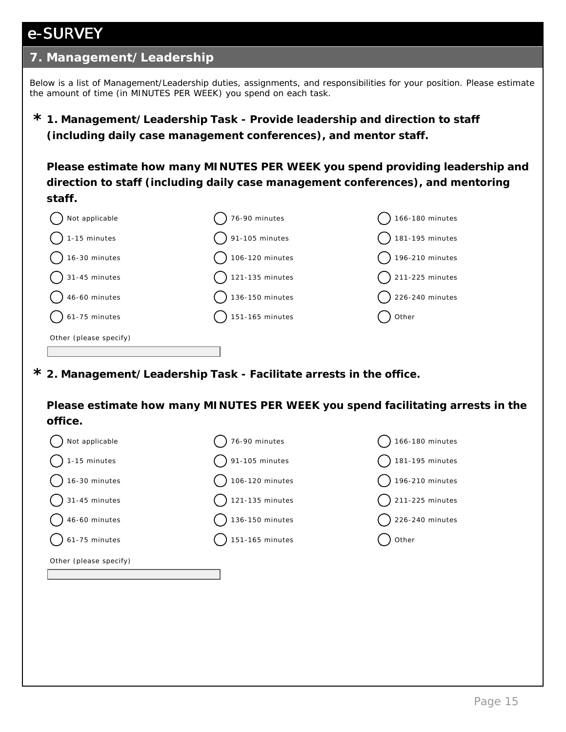# e-SURVEY

## 7. Management/Leadership

Below is a list of Management/Leadership duties, assignments, and responsibilities for your position. Please estimate the amount of time (in MINUTES PER WEEK) you spend on each task.

**\* 1. Management/Leadership Task - Provide leadership and direction to staff (including daily case management conferences), and mentor staff.**

**Please estimate how many MINUTES PER WEEK you spend providing leadership and direction to staff (including daily case management conferences), and mentoring staff.**

- ( ) Not applicable
- ( ) 1-15 minutes
- ( ) 16-30 minutes
- ( ) 31-45 minutes
- ( ) 46-60 minutes
- ( ) 61-75 minutes
- ( ) 76-90 minutes
- ( ) 91-105 minutes
- ( ) 106-120 minutes
- ( ) 121-135 minutes
- ( ) 136-150 minutes
- ( ) 151-165 minutes
- ( ) 166-180 minutes
- ( ) 181-195 minutes
- ( ) 196-210 minutes
- ( ) 211-225 minutes
- ( ) 226-240 minutes
- ( ) Other

Other (please specify)

**\* 2. Management/Leadership Task - Facilitate arrests in the office.**

**Please estimate how many MINUTES PER WEEK you spend facilitating arrests in the office.**

- ( ) Not applicable
- ( ) 1-15 minutes
- ( ) 16-30 minutes
- ( ) 31-45 minutes
- ( ) 46-60 minutes
- ( ) 61-75 minutes
- ( ) 76-90 minutes
- ( ) 91-105 minutes
- ( ) 106-120 minutes
- ( ) 121-135 minutes
- ( ) 136-150 minutes
- ( ) 151-165 minutes
- ( ) 166-180 minutes
- ( ) 181-195 minutes
- ( ) 196-210 minutes
- ( ) 211-225 minutes
- ( ) 226-240 minutes
- ( ) Other

Other (please specify)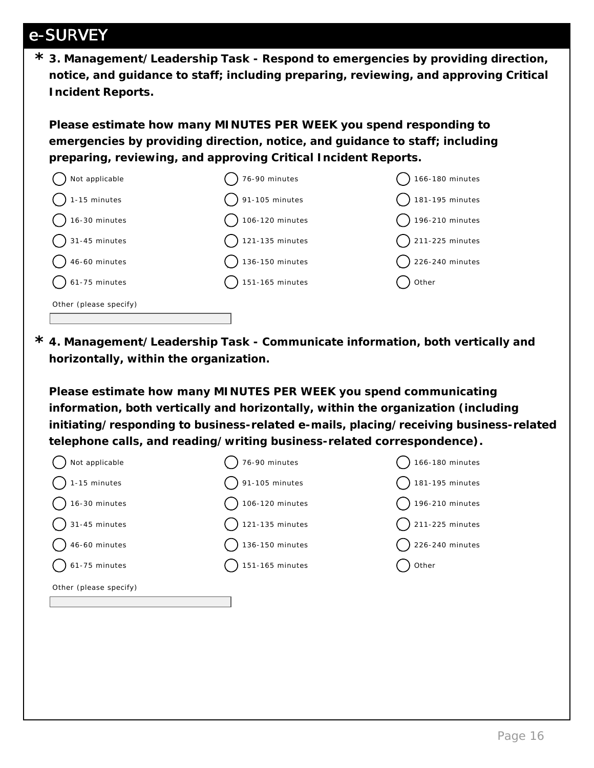## e-SURVEY

**\* 3. Management/Leadership Task - Respond to emergencies by providing direction, notice, and guidance to staff; including preparing, reviewing, and approving Critical Incident Reports.**

**Please estimate how many MINUTES PER WEEK you spend responding to emergencies by providing direction, notice, and guidance to staff; including preparing, reviewing, and approving Critical Incident Reports.**

- ◯ Not applicable
- ◯ 1-15 minutes
- ◯ 16-30 minutes
- ◯ 31-45 minutes
- ◯ 46-60 minutes
- ◯ 61-75 minutes
- ◯ 76-90 minutes
- ◯ 91-105 minutes
- ◯ 106-120 minutes
- ◯ 121-135 minutes
- ◯ 136-150 minutes
- ◯ 151-165 minutes
- ◯ 166-180 minutes
- ◯ 181-195 minutes
- ◯ 196-210 minutes
- ◯ 211-225 minutes
- ◯ 226-240 minutes
- ◯ Other

Other (please specify)

**\* 4. Management/Leadership Task - Communicate information, both vertically and horizontally, within the organization.**

**Please estimate how many MINUTES PER WEEK you spend communicating information, both vertically and horizontally, within the organization (including initiating/responding to business-related e-mails, placing/receiving business-related telephone calls, and reading/writing business-related correspondence).**

- ◯ Not applicable
- ◯ 1-15 minutes
- ◯ 16-30 minutes
- ◯ 31-45 minutes
- ◯ 46-60 minutes
- ◯ 61-75 minutes
- ◯ 76-90 minutes
- ◯ 91-105 minutes
- ◯ 106-120 minutes
- ◯ 121-135 minutes
- ◯ 136-150 minutes
- ◯ 151-165 minutes
- ◯ 166-180 minutes
- ◯ 181-195 minutes
- ◯ 196-210 minutes
- ◯ 211-225 minutes
- ◯ 226-240 minutes
- ◯ Other

Other (please specify)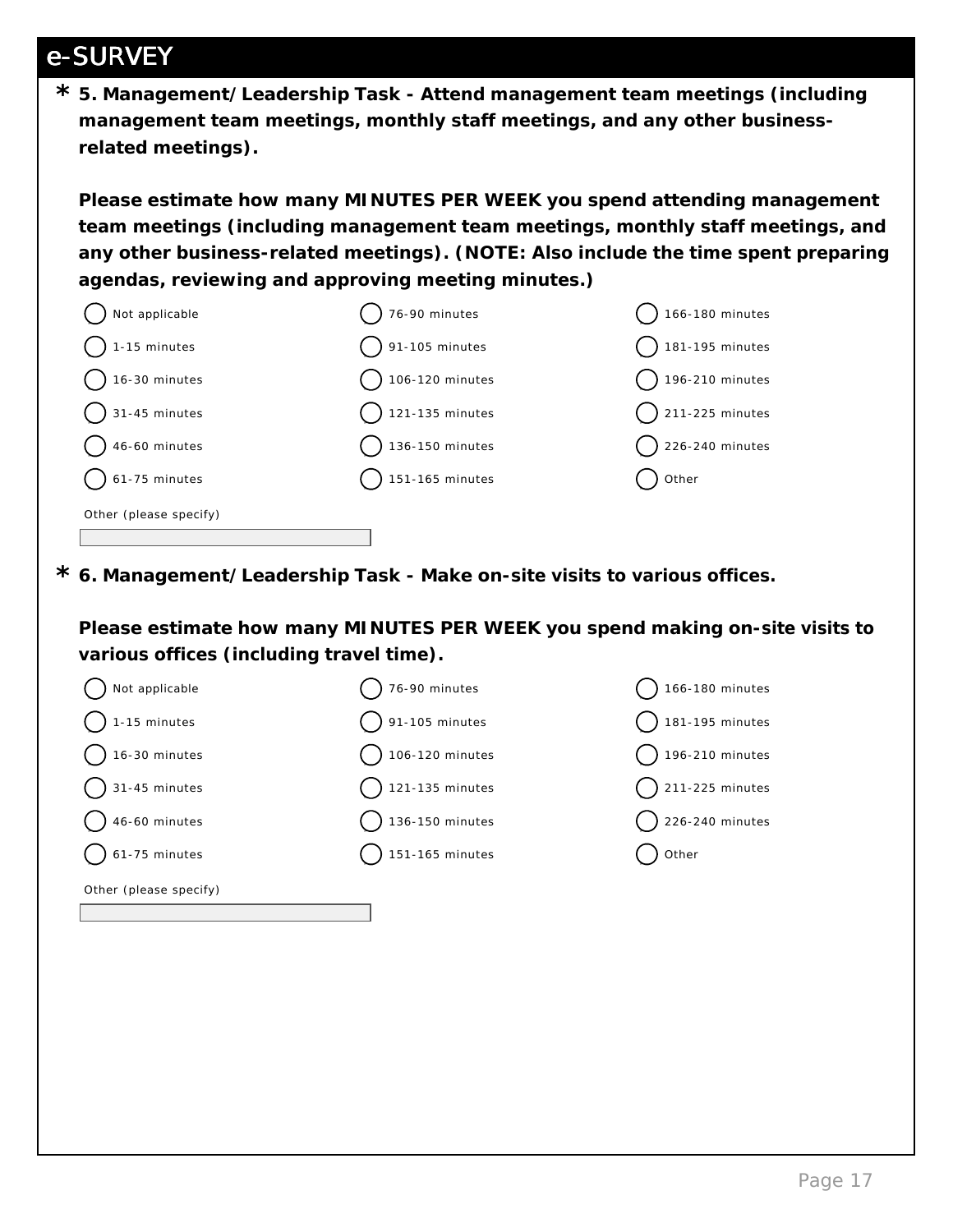## e-SURVEY

**\* 5. Management/Leadership Task - Attend management team meetings (including management team meetings, monthly staff meetings, and any other business-related meetings).**

**Please estimate how many MINUTES PER WEEK you spend attending management team meetings (including management team meetings, monthly staff meetings, and any other business-related meetings). (NOTE: Also include the time spent preparing agendas, reviewing and approving meeting minutes.)**

- ◯ Not applicable
- ◯ 1-15 minutes
- ◯ 16-30 minutes
- ◯ 31-45 minutes
- ◯ 46-60 minutes
- ◯ 61-75 minutes
- ◯ 76-90 minutes
- ◯ 91-105 minutes
- ◯ 106-120 minutes
- ◯ 121-135 minutes
- ◯ 136-150 minutes
- ◯ 151-165 minutes
- ◯ 166-180 minutes
- ◯ 181-195 minutes
- ◯ 196-210 minutes
- ◯ 211-225 minutes
- ◯ 226-240 minutes
- ◯ Other

Other (please specify)

\_\_\_\_\_\_\_\_\_\_\_\_\_\_\_\_\_\_\_\_

**\* 6. Management/Leadership Task - Make on-site visits to various offices.**

**Please estimate how many MINUTES PER WEEK you spend making on-site visits to various offices (including travel time).**

- ◯ Not applicable
- ◯ 1-15 minutes
- ◯ 16-30 minutes
- ◯ 31-45 minutes
- ◯ 46-60 minutes
- ◯ 61-75 minutes
- ◯ 76-90 minutes
- ◯ 91-105 minutes
- ◯ 106-120 minutes
- ◯ 121-135 minutes
- ◯ 136-150 minutes
- ◯ 151-165 minutes
- ◯ 166-180 minutes
- ◯ 181-195 minutes
- ◯ 196-210 minutes
- ◯ 211-225 minutes
- ◯ 226-240 minutes
- ◯ Other

Other (please specify)

\_\_\_\_\_\_\_\_\_\_\_\_\_\_\_\_\_\_\_\_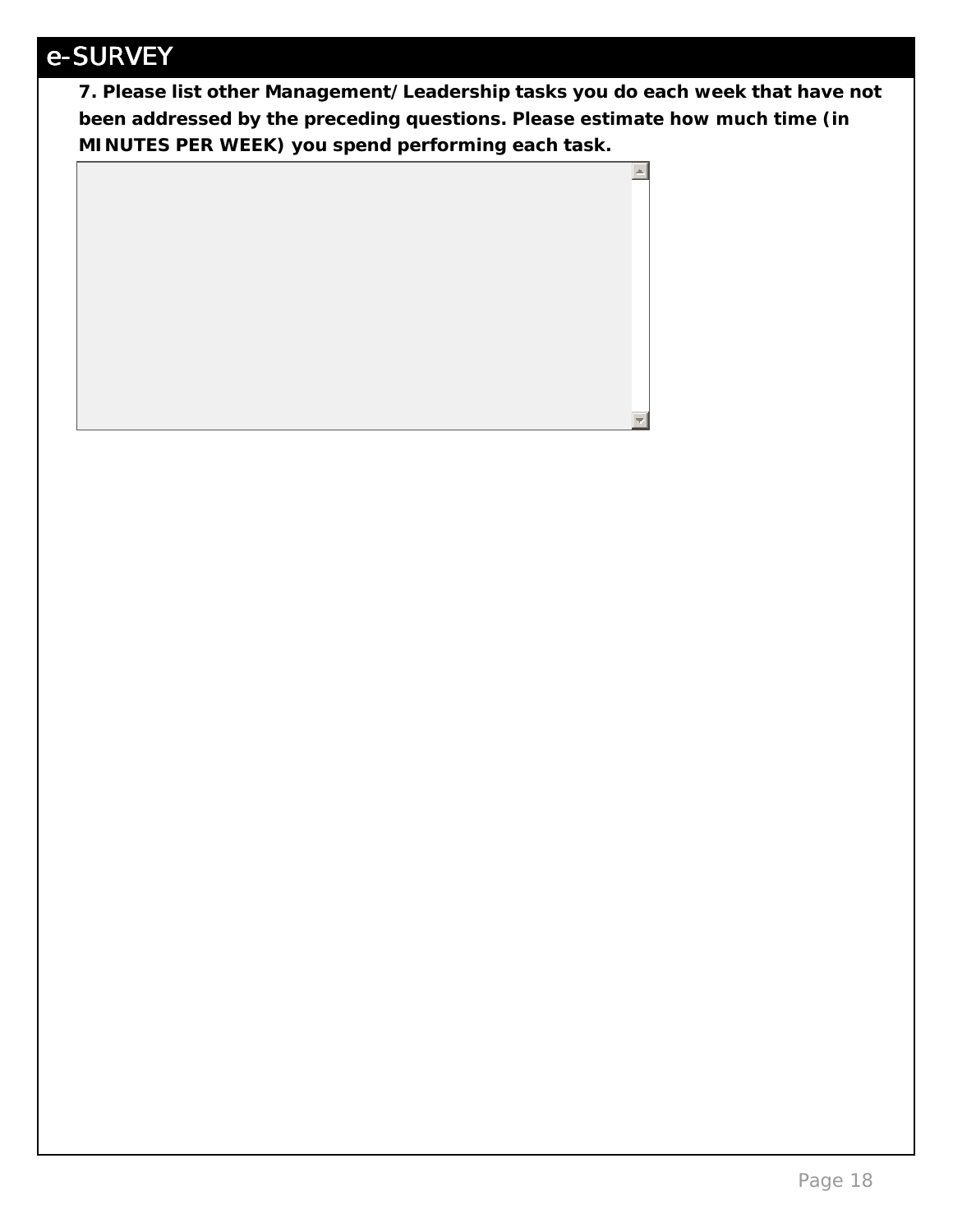**7. Please list other Management/Leadership tasks you do each week that have not been addressed by the preceding questions. Please estimate how much time (in MINUTES PER WEEK) you spend performing each task.**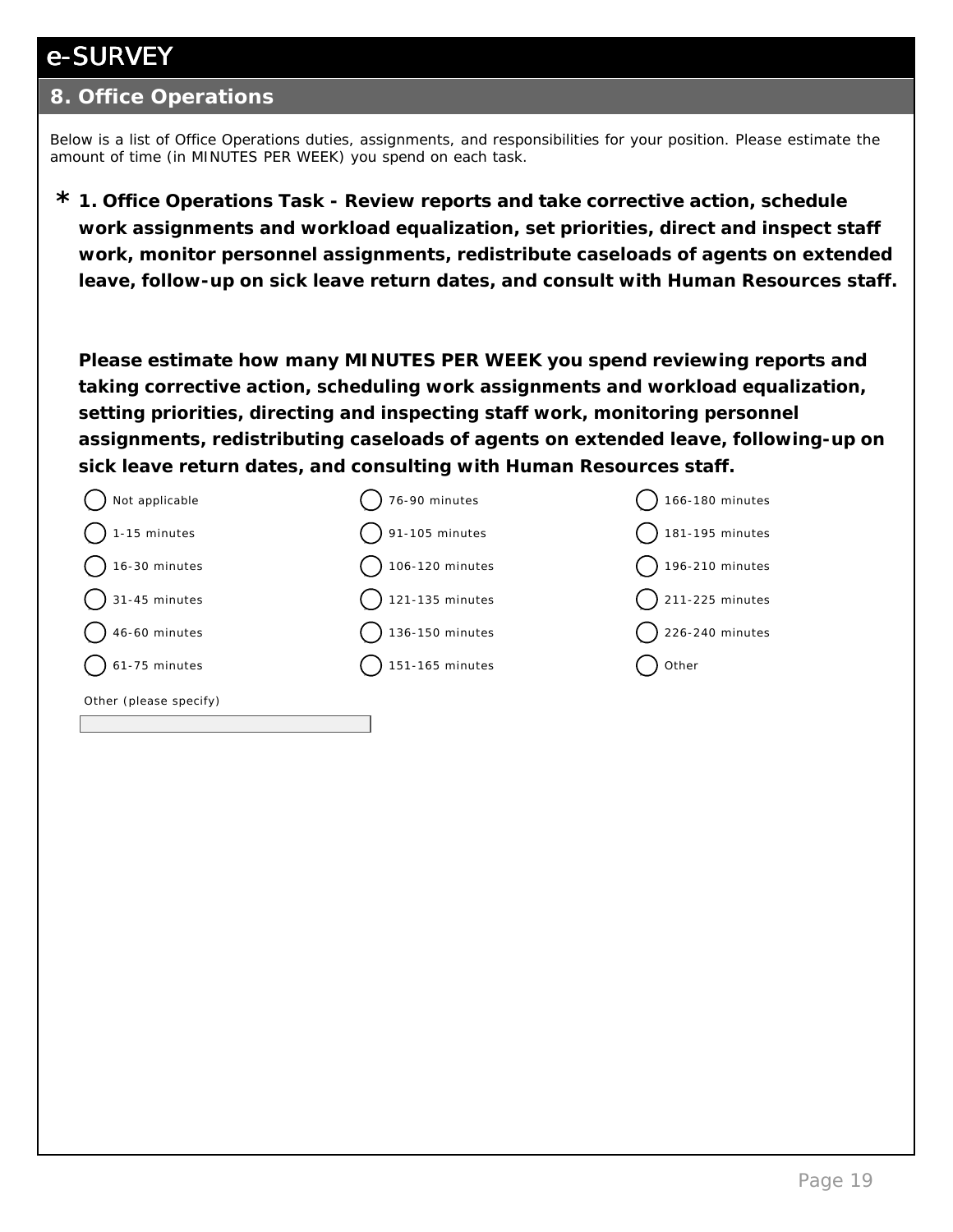# e-SURVEY

## 8. Office Operations

Below is a list of Office Operations duties, assignments, and responsibilities for your position. Please estimate the amount of time (in MINUTES PER WEEK) you spend on each task.

**\* 1. Office Operations Task - Review reports and take corrective action, schedule work assignments and workload equalization, set priorities, direct and inspect staff work, monitor personnel assignments, redistribute caseloads of agents on extended leave, follow-up on sick leave return dates, and consult with Human Resources staff.**

**Please estimate how many MINUTES PER WEEK you spend reviewing reports and taking corrective action, scheduling work assignments and workload equalization, setting priorities, directing and inspecting staff work, monitoring personnel assignments, redistributing caseloads of agents on extended leave, following-up on sick leave return dates, and consulting with Human Resources staff.**

- ◯ Not applicable
- ◯ 1-15 minutes
- ◯ 16-30 minutes
- ◯ 31-45 minutes
- ◯ 46-60 minutes
- ◯ 61-75 minutes
- ◯ 76-90 minutes
- ◯ 91-105 minutes
- ◯ 106-120 minutes
- ◯ 121-135 minutes
- ◯ 136-150 minutes
- ◯ 151-165 minutes
- ◯ 166-180 minutes
- ◯ 181-195 minutes
- ◯ 196-210 minutes
- ◯ 211-225 minutes
- ◯ 226-240 minutes
- ◯ Other

Other (please specify)

\_\_\_\_\_\_\_\_\_\_\_\_\_\_\_\_\_\_\_\_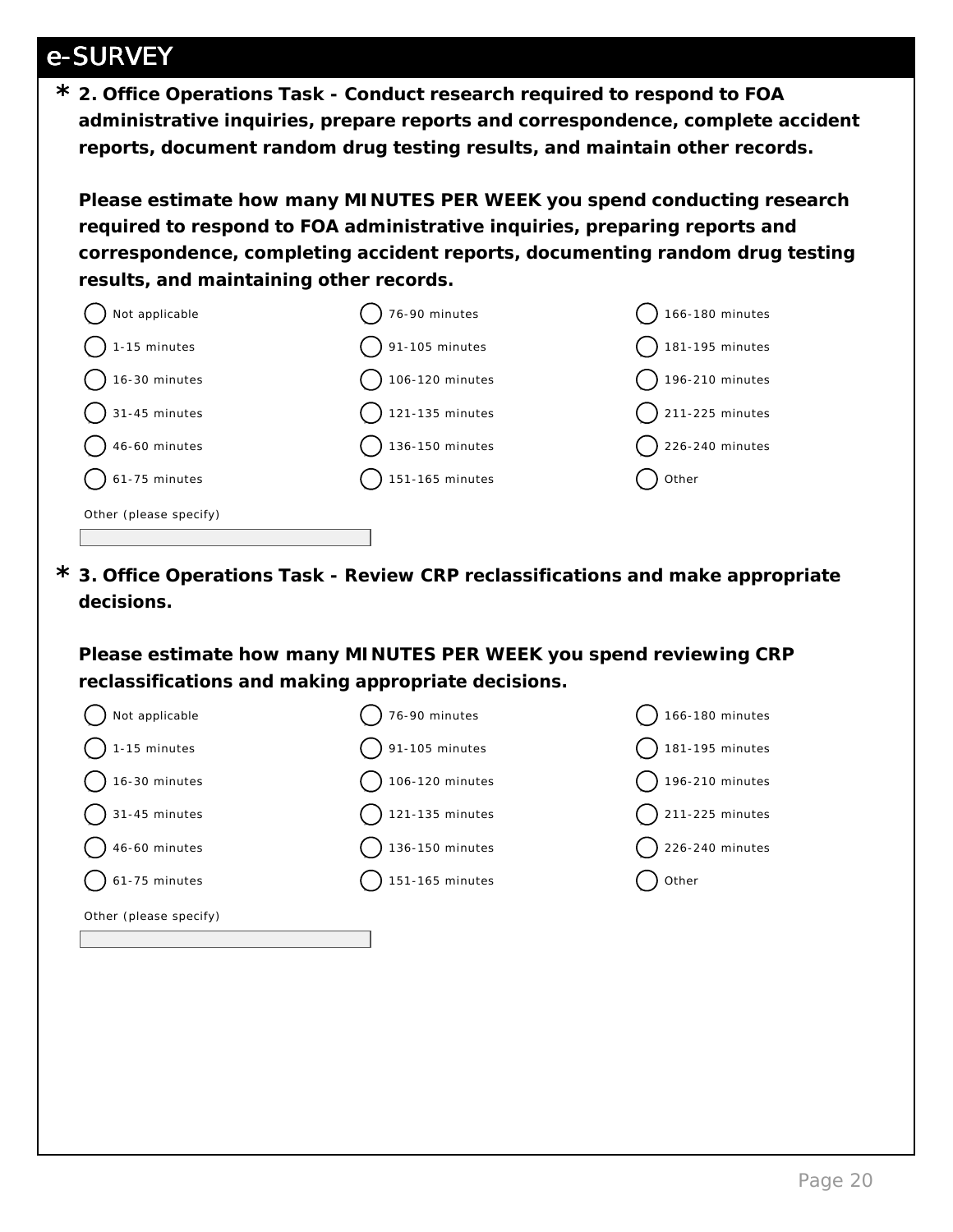## e-SURVEY

**\* 2. Office Operations Task - Conduct research required to respond to FOA administrative inquiries, prepare reports and correspondence, complete accident reports, document random drug testing results, and maintain other records.**

**Please estimate how many MINUTES PER WEEK you spend conducting research required to respond to FOA administrative inquiries, preparing reports and correspondence, completing accident reports, documenting random drug testing results, and maintaining other records.**

- ◯ Not applicable
- ◯ 1-15 minutes
- ◯ 16-30 minutes
- ◯ 31-45 minutes
- ◯ 46-60 minutes
- ◯ 61-75 minutes
- ◯ 76-90 minutes
- ◯ 91-105 minutes
- ◯ 106-120 minutes
- ◯ 121-135 minutes
- ◯ 136-150 minutes
- ◯ 151-165 minutes
- ◯ 166-180 minutes
- ◯ 181-195 minutes
- ◯ 196-210 minutes
- ◯ 211-225 minutes
- ◯ 226-240 minutes
- ◯ Other

Other (please specify)

______________________

**\* 3. Office Operations Task - Review CRP reclassifications and make appropriate decisions.**

**Please estimate how many MINUTES PER WEEK you spend reviewing CRP reclassifications and making appropriate decisions.**

- ◯ Not applicable
- ◯ 1-15 minutes
- ◯ 16-30 minutes
- ◯ 31-45 minutes
- ◯ 46-60 minutes
- ◯ 61-75 minutes
- ◯ 76-90 minutes
- ◯ 91-105 minutes
- ◯ 106-120 minutes
- ◯ 121-135 minutes
- ◯ 136-150 minutes
- ◯ 151-165 minutes
- ◯ 166-180 minutes
- ◯ 181-195 minutes
- ◯ 196-210 minutes
- ◯ 211-225 minutes
- ◯ 226-240 minutes
- ◯ Other

Other (please specify)

______________________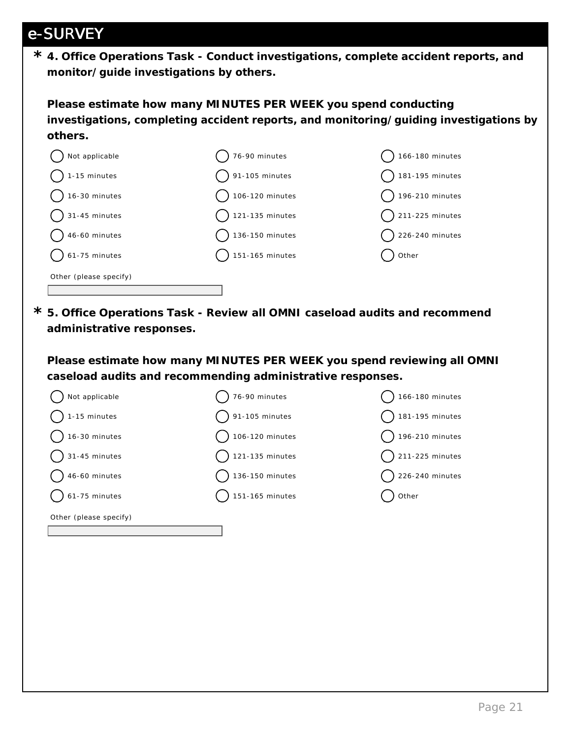# e-SURVEY

**\* 4. Office Operations Task - Conduct investigations, complete accident reports, and monitor/guide investigations by others.**

**Please estimate how many MINUTES PER WEEK you spend conducting investigations, completing accident reports, and monitoring/guiding investigations by others.**

- ◯ Not applicable
- ◯ 1-15 minutes
- ◯ 16-30 minutes
- ◯ 31-45 minutes
- ◯ 46-60 minutes
- ◯ 61-75 minutes
- ◯ 76-90 minutes
- ◯ 91-105 minutes
- ◯ 106-120 minutes
- ◯ 121-135 minutes
- ◯ 136-150 minutes
- ◯ 151-165 minutes
- ◯ 166-180 minutes
- ◯ 181-195 minutes
- ◯ 196-210 minutes
- ◯ 211-225 minutes
- ◯ 226-240 minutes
- ◯ Other

Other (please specify)

\_\_\_\_\_\_\_\_\_\_\_\_\_\_\_\_\_\_\_\_

**\* 5. Office Operations Task - Review all OMNI caseload audits and recommend administrative responses.**

**Please estimate how many MINUTES PER WEEK you spend reviewing all OMNI caseload audits and recommending administrative responses.**

- ◯ Not applicable
- ◯ 1-15 minutes
- ◯ 16-30 minutes
- ◯ 31-45 minutes
- ◯ 46-60 minutes
- ◯ 61-75 minutes
- ◯ 76-90 minutes
- ◯ 91-105 minutes
- ◯ 106-120 minutes
- ◯ 121-135 minutes
- ◯ 136-150 minutes
- ◯ 151-165 minutes
- ◯ 166-180 minutes
- ◯ 181-195 minutes
- ◯ 196-210 minutes
- ◯ 211-225 minutes
- ◯ 226-240 minutes
- ◯ Other

Other (please specify)

\_\_\_\_\_\_\_\_\_\_\_\_\_\_\_\_\_\_\_\_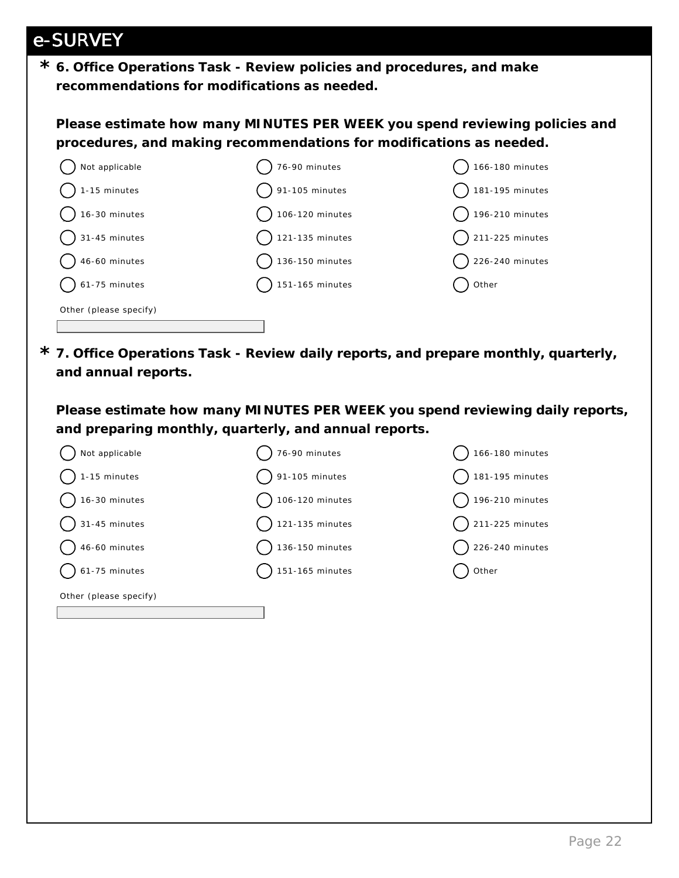## e-SURVEY

**\* 6. Office Operations Task - Review policies and procedures, and make recommendations for modifications as needed.**

**Please estimate how many MINUTES PER WEEK you spend reviewing policies and procedures, and making recommendations for modifications as needed.**

- ( ) Not applicable
- ( ) 1-15 minutes
- ( ) 16-30 minutes
- ( ) 31-45 minutes
- ( ) 46-60 minutes
- ( ) 61-75 minutes
- ( ) 76-90 minutes
- ( ) 91-105 minutes
- ( ) 106-120 minutes
- ( ) 121-135 minutes
- ( ) 136-150 minutes
- ( ) 151-165 minutes
- ( ) 166-180 minutes
- ( ) 181-195 minutes
- ( ) 196-210 minutes
- ( ) 211-225 minutes
- ( ) 226-240 minutes
- ( ) Other

Other (please specify)

\_\_\_\_\_\_\_\_\_\_\_\_\_\_\_\_\_\_\_\_

**\* 7. Office Operations Task - Review daily reports, and prepare monthly, quarterly, and annual reports.**

**Please estimate how many MINUTES PER WEEK you spend reviewing daily reports, and preparing monthly, quarterly, and annual reports.**

- ( ) Not applicable
- ( ) 1-15 minutes
- ( ) 16-30 minutes
- ( ) 31-45 minutes
- ( ) 46-60 minutes
- ( ) 61-75 minutes
- ( ) 76-90 minutes
- ( ) 91-105 minutes
- ( ) 106-120 minutes
- ( ) 121-135 minutes
- ( ) 136-150 minutes
- ( ) 151-165 minutes
- ( ) 166-180 minutes
- ( ) 181-195 minutes
- ( ) 196-210 minutes
- ( ) 211-225 minutes
- ( ) 226-240 minutes
- ( ) Other

Other (please specify)

\_\_\_\_\_\_\_\_\_\_\_\_\_\_\_\_\_\_\_\_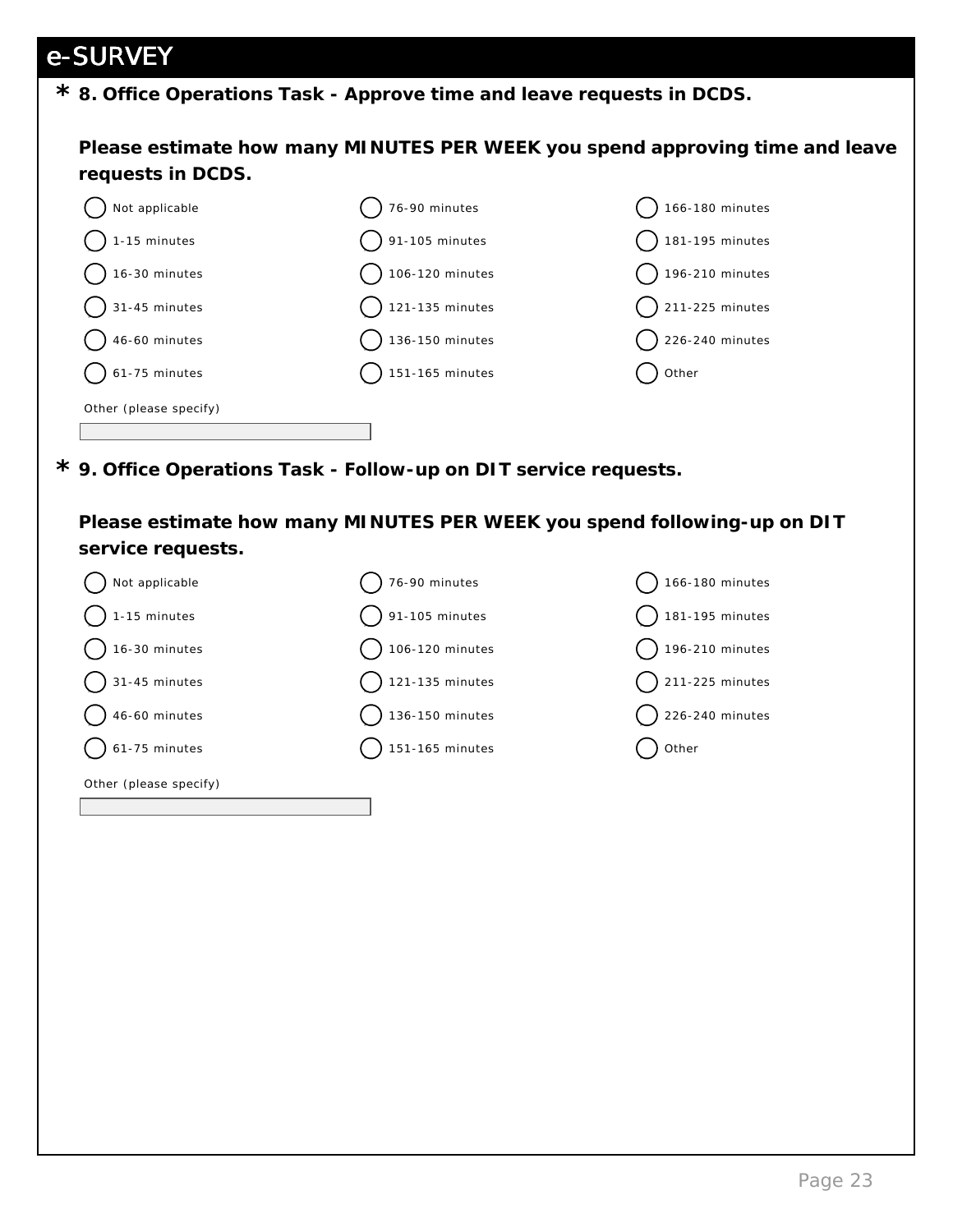## e-SURVEY

**\* 8. Office Operations Task - Approve time and leave requests in DCDS.**

**Please estimate how many MINUTES PER WEEK you spend approving time and leave requests in DCDS.**

- ◯ Not applicable
- ◯ 1-15 minutes
- ◯ 16-30 minutes
- ◯ 31-45 minutes
- ◯ 46-60 minutes
- ◯ 61-75 minutes
- ◯ 76-90 minutes
- ◯ 91-105 minutes
- ◯ 106-120 minutes
- ◯ 121-135 minutes
- ◯ 136-150 minutes
- ◯ 151-165 minutes
- ◯ 166-180 minutes
- ◯ 181-195 minutes
- ◯ 196-210 minutes
- ◯ 211-225 minutes
- ◯ 226-240 minutes
- ◯ Other

Other (please specify)

\_\_\_\_\_\_\_\_\_\_\_\_\_\_\_\_\_\_\_\_

**\* 9. Office Operations Task - Follow-up on DIT service requests.**

**Please estimate how many MINUTES PER WEEK you spend following-up on DIT service requests.**

- ◯ Not applicable
- ◯ 1-15 minutes
- ◯ 16-30 minutes
- ◯ 31-45 minutes
- ◯ 46-60 minutes
- ◯ 61-75 minutes
- ◯ 76-90 minutes
- ◯ 91-105 minutes
- ◯ 106-120 minutes
- ◯ 121-135 minutes
- ◯ 136-150 minutes
- ◯ 151-165 minutes
- ◯ 166-180 minutes
- ◯ 181-195 minutes
- ◯ 196-210 minutes
- ◯ 211-225 minutes
- ◯ 226-240 minutes
- ◯ Other

Other (please specify)

\_\_\_\_\_\_\_\_\_\_\_\_\_\_\_\_\_\_\_\_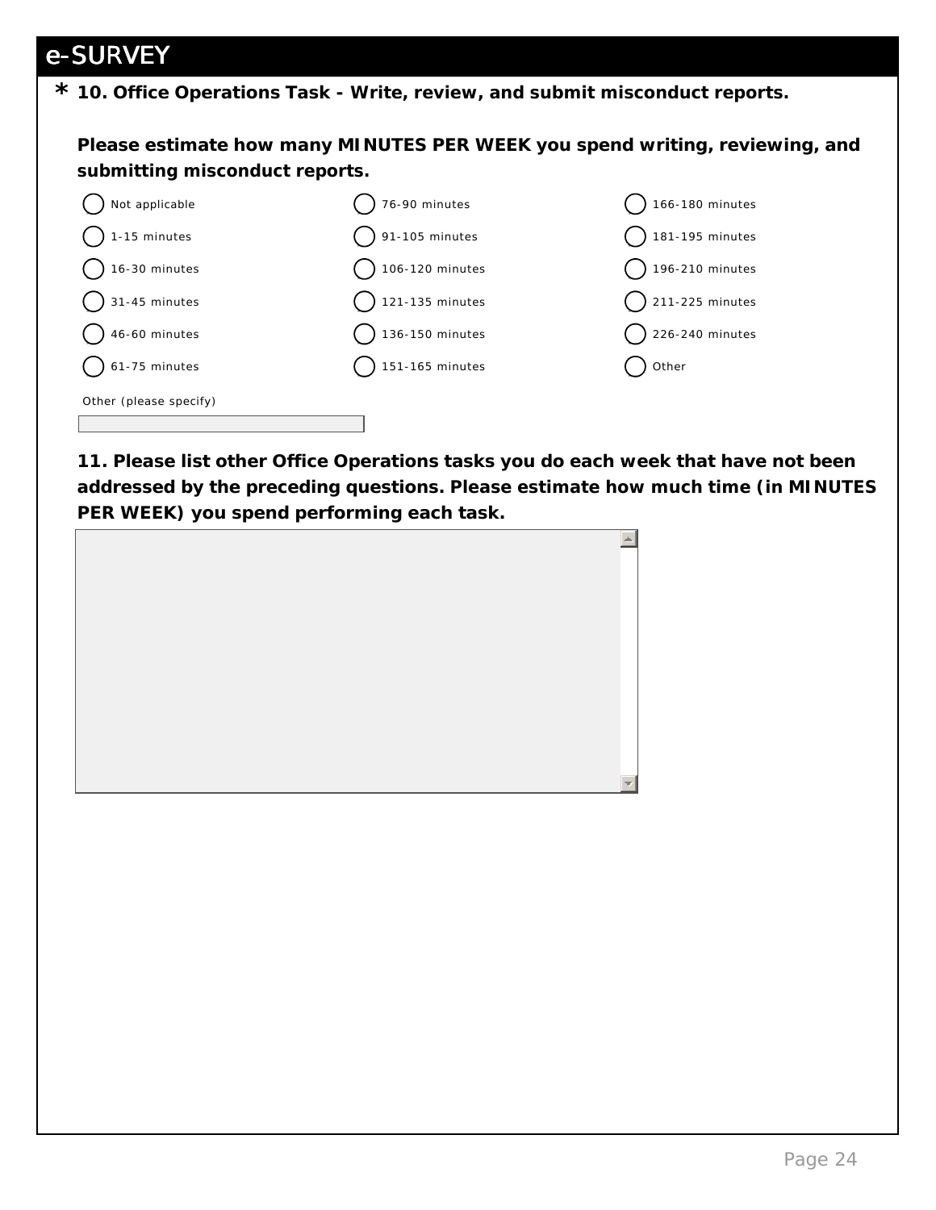# e-SURVEY

**\* 10. Office Operations Task - Write, review, and submit misconduct reports.**

**Please estimate how many MINUTES PER WEEK you spend writing, reviewing, and submitting misconduct reports.**

- ( ) Not applicable
- ( ) 1-15 minutes
- ( ) 16-30 minutes
- ( ) 31-45 minutes
- ( ) 46-60 minutes
- ( ) 61-75 minutes
- ( ) 76-90 minutes
- ( ) 91-105 minutes
- ( ) 106-120 minutes
- ( ) 121-135 minutes
- ( ) 136-150 minutes
- ( ) 151-165 minutes
- ( ) 166-180 minutes
- ( ) 181-195 minutes
- ( ) 196-210 minutes
- ( ) 211-225 minutes
- ( ) 226-240 minutes
- ( ) Other

Other (please specify)

[ ]

**11. Please list other Office Operations tasks you do each week that have not been addressed by the preceding questions. Please estimate how much time (in MINUTES PER WEEK) you spend performing each task.**

[ ]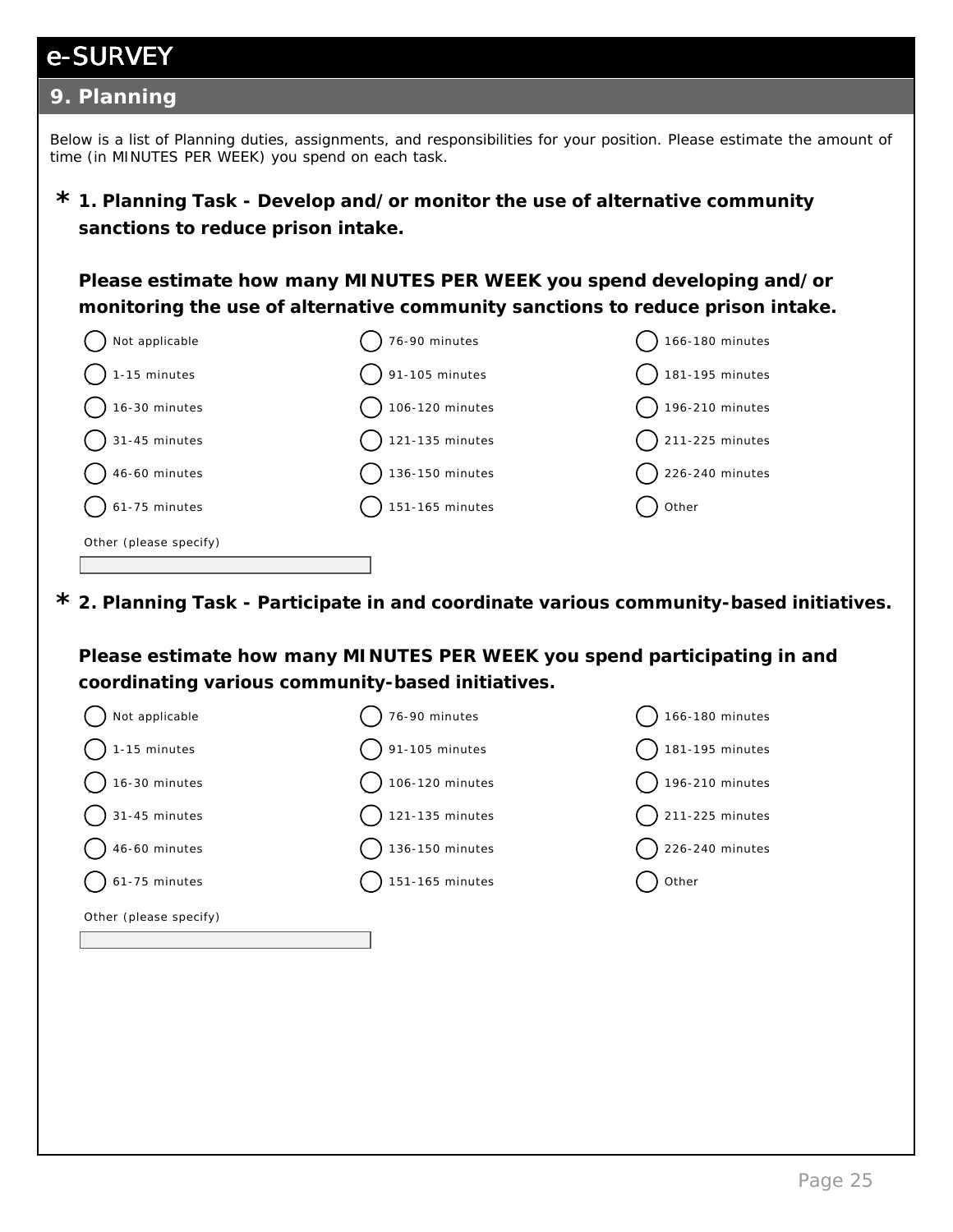# e-SURVEY

## 9. Planning

Below is a list of Planning duties, assignments, and responsibilities for your position. Please estimate the amount of time (in MINUTES PER WEEK) you spend on each task.

**\* 1. Planning Task - Develop and/or monitor the use of alternative community sanctions to reduce prison intake.**

**Please estimate how many MINUTES PER WEEK you spend developing and/or monitoring the use of alternative community sanctions to reduce prison intake.**

- ( ) Not applicable
- ( ) 1-15 minutes
- ( ) 16-30 minutes
- ( ) 31-45 minutes
- ( ) 46-60 minutes
- ( ) 61-75 minutes
- ( ) 76-90 minutes
- ( ) 91-105 minutes
- ( ) 106-120 minutes
- ( ) 121-135 minutes
- ( ) 136-150 minutes
- ( ) 151-165 minutes
- ( ) 166-180 minutes
- ( ) 181-195 minutes
- ( ) 196-210 minutes
- ( ) 211-225 minutes
- ( ) 226-240 minutes
- ( ) Other

Other (please specify)

____________________

**\* 2. Planning Task - Participate in and coordinate various community-based initiatives.**

**Please estimate how many MINUTES PER WEEK you spend participating in and coordinating various community-based initiatives.**

- ( ) Not applicable
- ( ) 1-15 minutes
- ( ) 16-30 minutes
- ( ) 31-45 minutes
- ( ) 46-60 minutes
- ( ) 61-75 minutes
- ( ) 76-90 minutes
- ( ) 91-105 minutes
- ( ) 106-120 minutes
- ( ) 121-135 minutes
- ( ) 136-150 minutes
- ( ) 151-165 minutes
- ( ) 166-180 minutes
- ( ) 181-195 minutes
- ( ) 196-210 minutes
- ( ) 211-225 minutes
- ( ) 226-240 minutes
- ( ) Other

Other (please specify)

____________________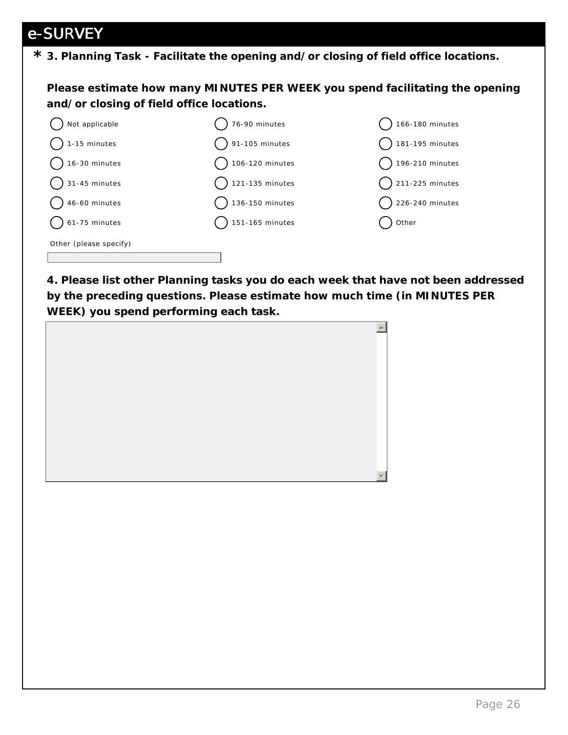## e-SURVEY

**\* 3. Planning Task - Facilitate the opening and/or closing of field office locations.**

**Please estimate how many MINUTES PER WEEK you spend facilitating the opening and/or closing of field office locations.**

- ( ) Not applicable
- ( ) 1-15 minutes
- ( ) 16-30 minutes
- ( ) 31-45 minutes
- ( ) 46-60 minutes
- ( ) 61-75 minutes
- ( ) 76-90 minutes
- ( ) 91-105 minutes
- ( ) 106-120 minutes
- ( ) 121-135 minutes
- ( ) 136-150 minutes
- ( ) 151-165 minutes
- ( ) 166-180 minutes
- ( ) 181-195 minutes
- ( ) 196-210 minutes
- ( ) 211-225 minutes
- ( ) 226-240 minutes
- ( ) Other

Other (please specify)

**4. Please list other Planning tasks you do each week that have not been addressed by the preceding questions. Please estimate how much time (in MINUTES PER WEEK) you spend performing each task.**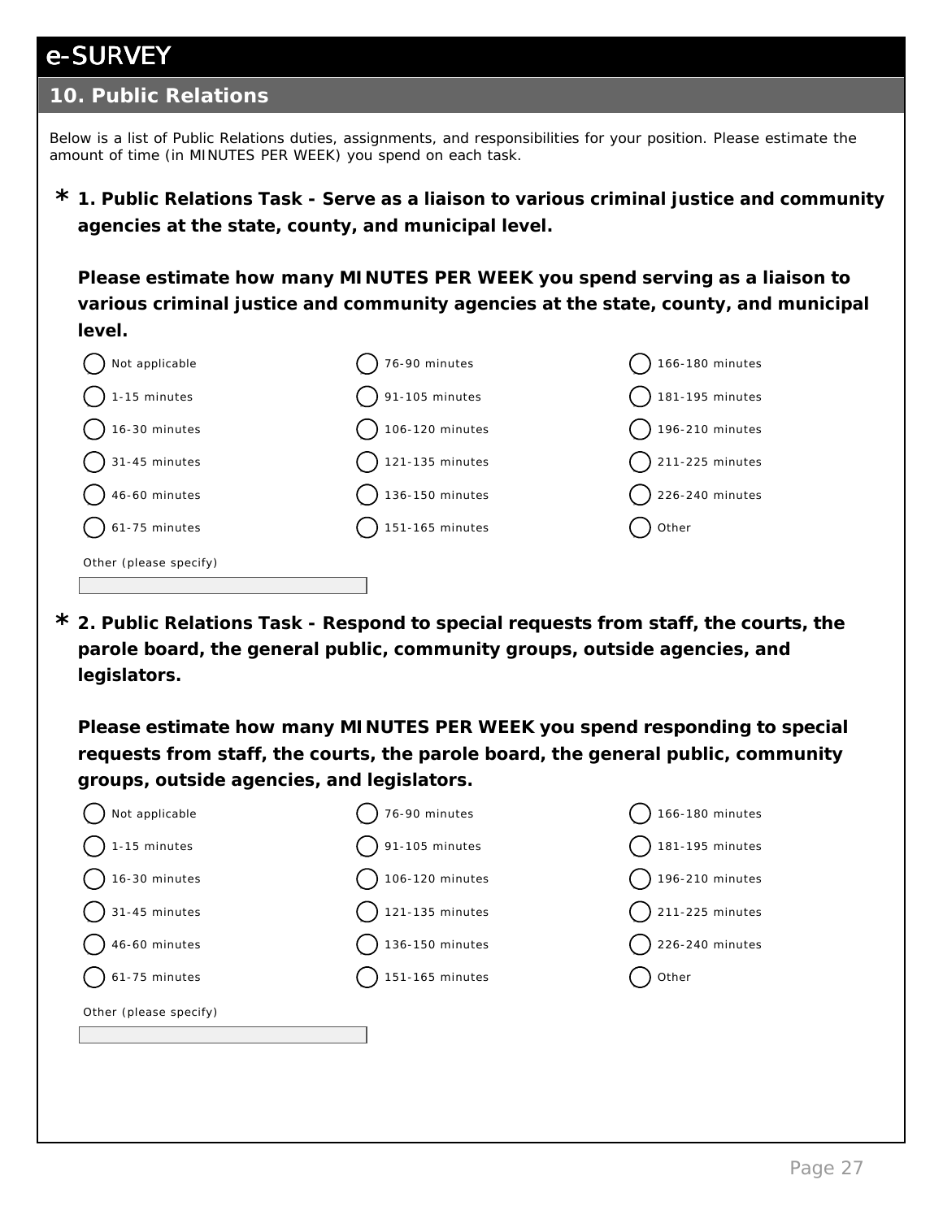# e-SURVEY

## 10. Public Relations

Below is a list of Public Relations duties, assignments, and responsibilities for your position. Please estimate the amount of time (in MINUTES PER WEEK) you spend on each task.

**\* 1. Public Relations Task - Serve as a liaison to various criminal justice and community agencies at the state, county, and municipal level.**

**Please estimate how many MINUTES PER WEEK you spend serving as a liaison to various criminal justice and community agencies at the state, county, and municipal level.**

- ( ) Not applicable
- ( ) 1-15 minutes
- ( ) 16-30 minutes
- ( ) 31-45 minutes
- ( ) 46-60 minutes
- ( ) 61-75 minutes
- ( ) 76-90 minutes
- ( ) 91-105 minutes
- ( ) 106-120 minutes
- ( ) 121-135 minutes
- ( ) 136-150 minutes
- ( ) 151-165 minutes
- ( ) 166-180 minutes
- ( ) 181-195 minutes
- ( ) 196-210 minutes
- ( ) 211-225 minutes
- ( ) 226-240 minutes
- ( ) Other

Other (please specify)

**\* 2. Public Relations Task - Respond to special requests from staff, the courts, the parole board, the general public, community groups, outside agencies, and legislators.**

**Please estimate how many MINUTES PER WEEK you spend responding to special requests from staff, the courts, the parole board, the general public, community groups, outside agencies, and legislators.**

- ( ) Not applicable
- ( ) 1-15 minutes
- ( ) 16-30 minutes
- ( ) 31-45 minutes
- ( ) 46-60 minutes
- ( ) 61-75 minutes
- ( ) 76-90 minutes
- ( ) 91-105 minutes
- ( ) 106-120 minutes
- ( ) 121-135 minutes
- ( ) 136-150 minutes
- ( ) 151-165 minutes
- ( ) 166-180 minutes
- ( ) 181-195 minutes
- ( ) 196-210 minutes
- ( ) 211-225 minutes
- ( ) 226-240 minutes
- ( ) Other

Other (please specify)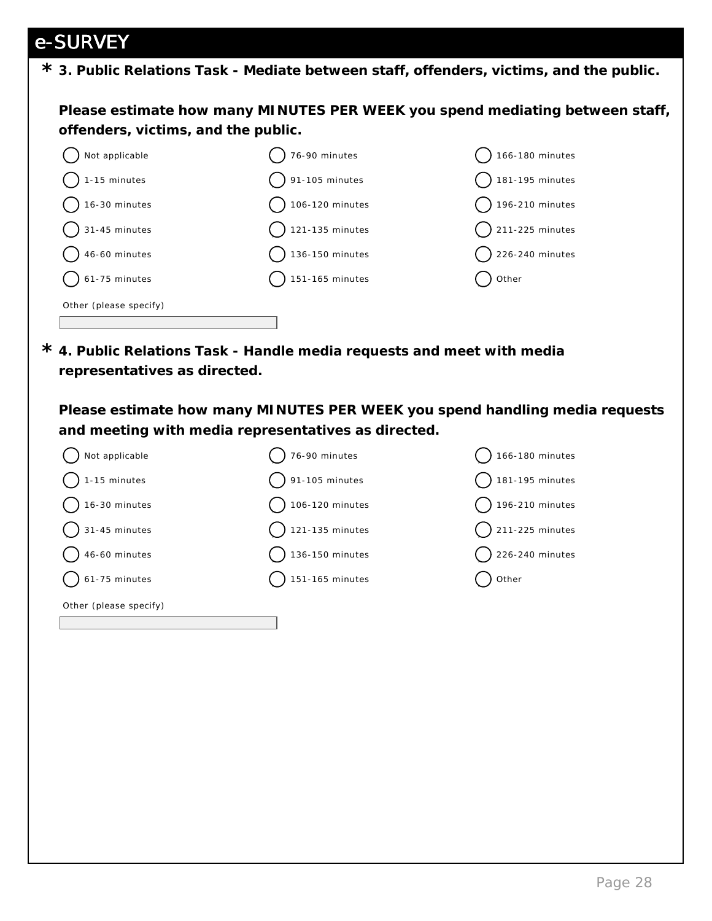## e-SURVEY

**\* 3. Public Relations Task - Mediate between staff, offenders, victims, and the public.**

**Please estimate how many MINUTES PER WEEK you spend mediating between staff, offenders, victims, and the public.**

- ( ) Not applicable
- ( ) 1-15 minutes
- ( ) 16-30 minutes
- ( ) 31-45 minutes
- ( ) 46-60 minutes
- ( ) 61-75 minutes
- ( ) 76-90 minutes
- ( ) 91-105 minutes
- ( ) 106-120 minutes
- ( ) 121-135 minutes
- ( ) 136-150 minutes
- ( ) 151-165 minutes
- ( ) 166-180 minutes
- ( ) 181-195 minutes
- ( ) 196-210 minutes
- ( ) 211-225 minutes
- ( ) 226-240 minutes
- ( ) Other

Other (please specify)

______________________

**\* 4. Public Relations Task - Handle media requests and meet with media representatives as directed.**

**Please estimate how many MINUTES PER WEEK you spend handling media requests and meeting with media representatives as directed.**

- ( ) Not applicable
- ( ) 1-15 minutes
- ( ) 16-30 minutes
- ( ) 31-45 minutes
- ( ) 46-60 minutes
- ( ) 61-75 minutes
- ( ) 76-90 minutes
- ( ) 91-105 minutes
- ( ) 106-120 minutes
- ( ) 121-135 minutes
- ( ) 136-150 minutes
- ( ) 151-165 minutes
- ( ) 166-180 minutes
- ( ) 181-195 minutes
- ( ) 196-210 minutes
- ( ) 211-225 minutes
- ( ) 226-240 minutes
- ( ) Other

Other (please specify)

______________________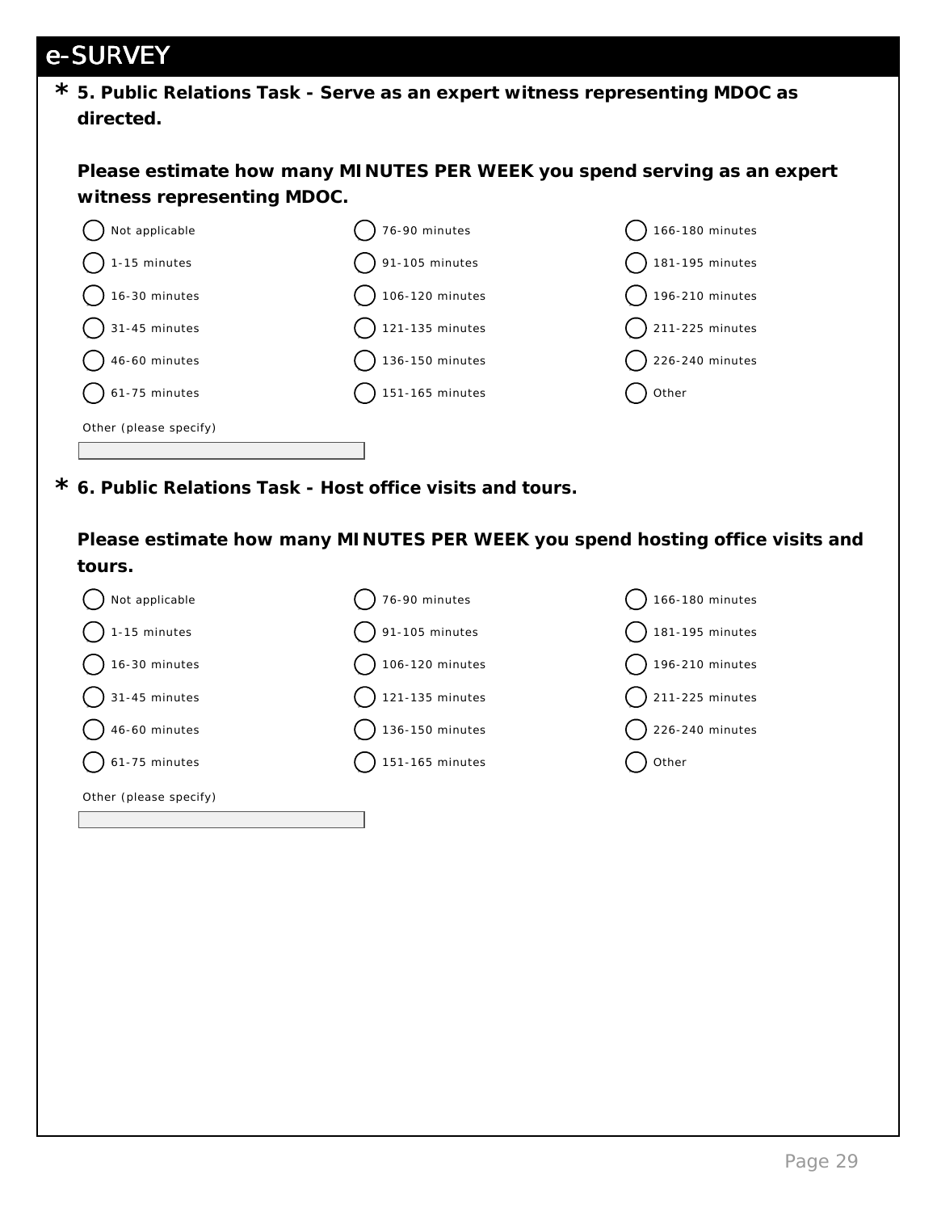## e-SURVEY

**\* 5. Public Relations Task - Serve as an expert witness representing MDOC as directed.**

**Please estimate how many MINUTES PER WEEK you spend serving as an expert witness representing MDOC.**

- ◯ Not applicable
- ◯ 1-15 minutes
- ◯ 16-30 minutes
- ◯ 31-45 minutes
- ◯ 46-60 minutes
- ◯ 61-75 minutes
- ◯ 76-90 minutes
- ◯ 91-105 minutes
- ◯ 106-120 minutes
- ◯ 121-135 minutes
- ◯ 136-150 minutes
- ◯ 151-165 minutes
- ◯ 166-180 minutes
- ◯ 181-195 minutes
- ◯ 196-210 minutes
- ◯ 211-225 minutes
- ◯ 226-240 minutes
- ◯ Other

Other (please specify)

**\* 6. Public Relations Task - Host office visits and tours.**

**Please estimate how many MINUTES PER WEEK you spend hosting office visits and tours.**

- ◯ Not applicable
- ◯ 1-15 minutes
- ◯ 16-30 minutes
- ◯ 31-45 minutes
- ◯ 46-60 minutes
- ◯ 61-75 minutes
- ◯ 76-90 minutes
- ◯ 91-105 minutes
- ◯ 106-120 minutes
- ◯ 121-135 minutes
- ◯ 136-150 minutes
- ◯ 151-165 minutes
- ◯ 166-180 minutes
- ◯ 181-195 minutes
- ◯ 196-210 minutes
- ◯ 211-225 minutes
- ◯ 226-240 minutes
- ◯ Other

Other (please specify)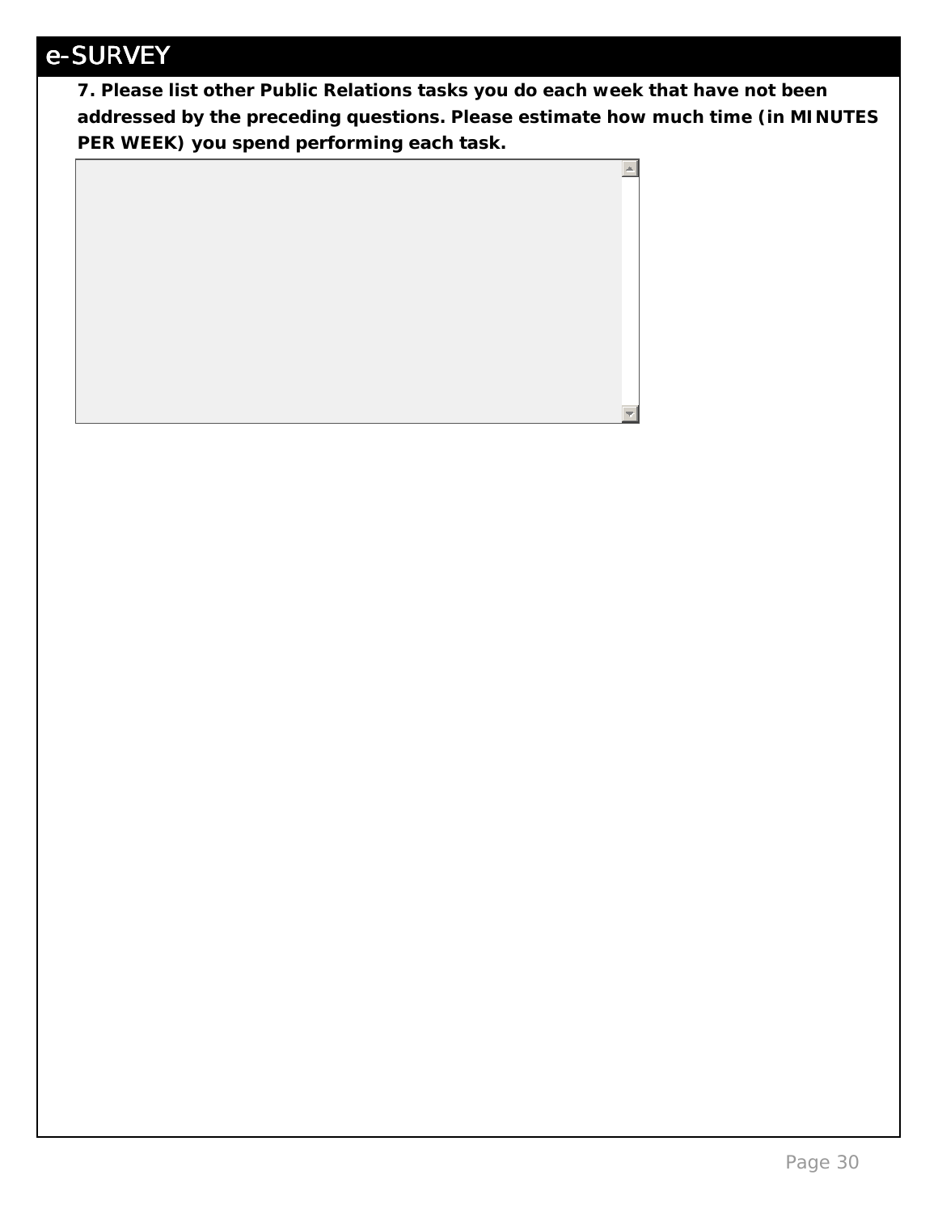# e-SURVEY

**7. Please list other Public Relations tasks you do each week that have not been addressed by the preceding questions. Please estimate how much time (in MINUTES PER WEEK) you spend performing each task.**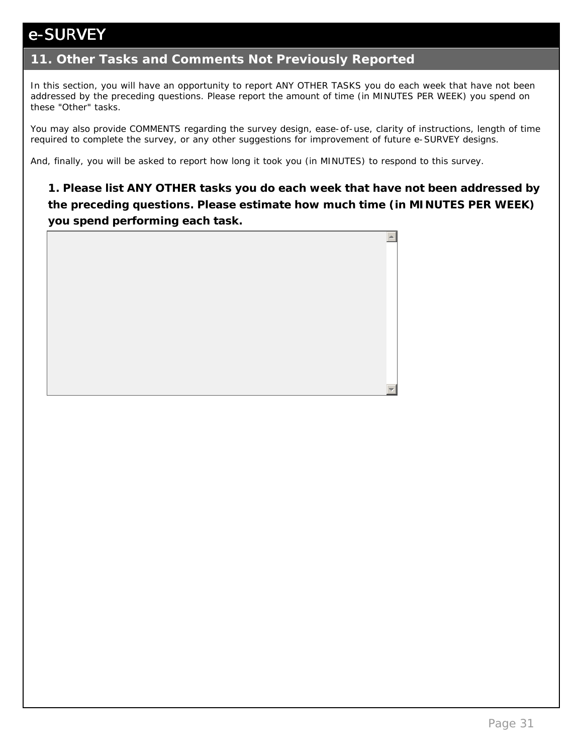# e-SURVEY

## 11. Other Tasks and Comments Not Previously Reported

In this section, you will have an opportunity to report ANY OTHER TASKS you do each week that have not been addressed by the preceding questions. Please report the amount of time (in MINUTES PER WEEK) you spend on these "Other" tasks.

You may also provide COMMENTS regarding the survey design, ease-of-use, clarity of instructions, length of time required to complete the survey, or any other suggestions for improvement of future e-SURVEY designs.

And, finally, you will be asked to report how long it took you (in MINUTES) to respond to this survey.

**1. Please list ANY OTHER tasks you do each week that have not been addressed by the preceding questions. Please estimate how much time (in MINUTES PER WEEK) you spend performing each task.**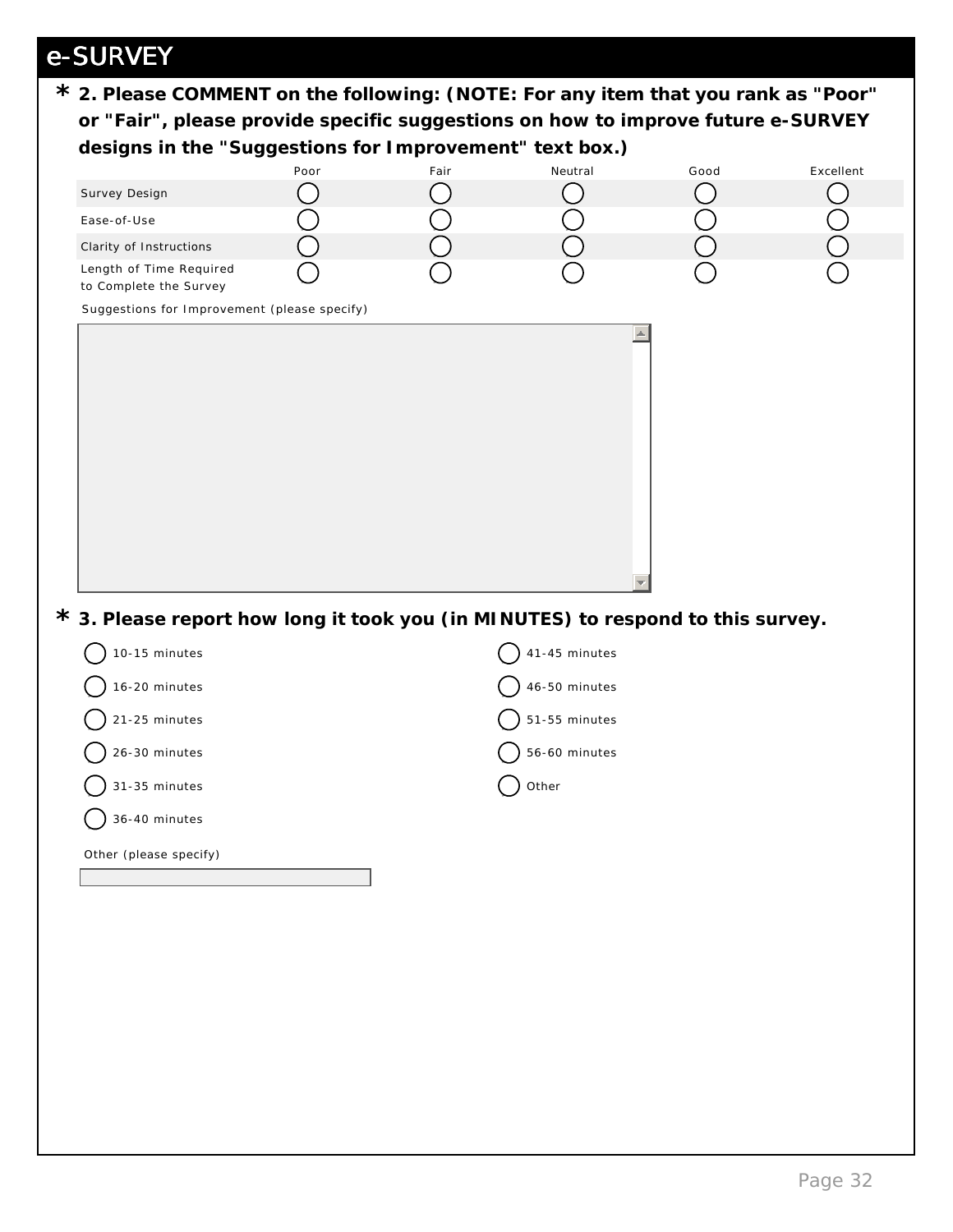# e-SURVEY

**\* 2. Please COMMENT on the following: (NOTE: For any item that you rank as "Poor" or "Fair", please provide specific suggestions on how to improve future e-SURVEY designs in the "Suggestions for Improvement" text box.)**

| | Poor | Fair | Neutral | Good | Excellent |
|---|---|---|---|---|---|
| Survey Design | ◯ | ◯ | ◯ | ◯ | ◯ |
| Ease-of-Use | ◯ | ◯ | ◯ | ◯ | ◯ |
| Clarity of Instructions | ◯ | ◯ | ◯ | ◯ | ◯ |
| Length of Time Required to Complete the Survey | ◯ | ◯ | ◯ | ◯ | ◯ |

Suggestions for Improvement (please specify)

**\* 3. Please report how long it took you (in MINUTES) to respond to this survey.**

- ◯ 10-15 minutes
- ◯ 16-20 minutes
- ◯ 21-25 minutes
- ◯ 26-30 minutes
- ◯ 31-35 minutes
- ◯ 36-40 minutes
- ◯ 41-45 minutes
- ◯ 46-50 minutes
- ◯ 51-55 minutes
- ◯ 56-60 minutes
- ◯ Other

Other (please specify)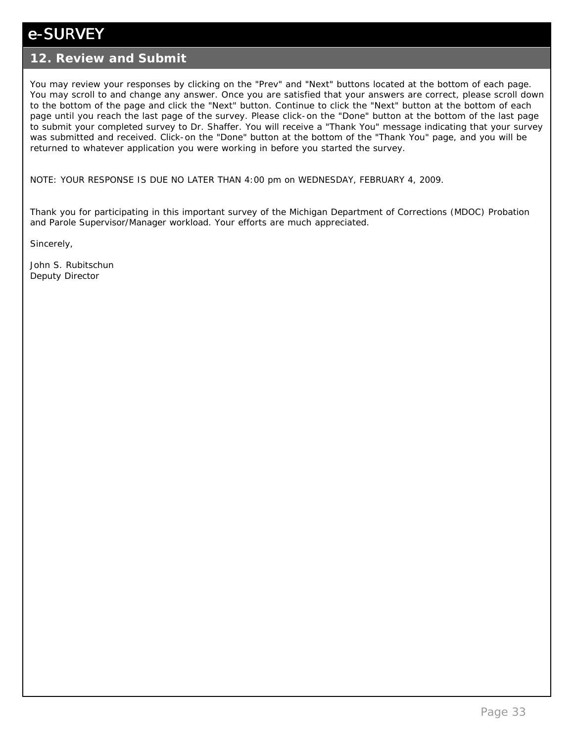# e-SURVEY

## 12. Review and Submit

You may review your responses by clicking on the "Prev" and "Next" buttons located at the bottom of each page. You may scroll to and change any answer. Once you are satisfied that your answers are correct, please scroll down to the bottom of the page and click the "Next" button. Continue to click the "Next" button at the bottom of each page until you reach the last page of the survey. Please click-on the "Done" button at the bottom of the last page to submit your completed survey to Dr. Shaffer. You will receive a "Thank You" message indicating that your survey was submitted and received. Click-on the "Done" button at the bottom of the "Thank You" page, and you will be returned to whatever application you were working in before you started the survey.

NOTE: YOUR RESPONSE IS DUE NO LATER THAN 4:00 pm on WEDNESDAY, FEBRUARY 4, 2009.

Thank you for participating in this important survey of the Michigan Department of Corrections (MDOC) Probation and Parole Supervisor/Manager workload. Your efforts are much appreciated.

Sincerely,

John S. Rubitschun
Deputy Director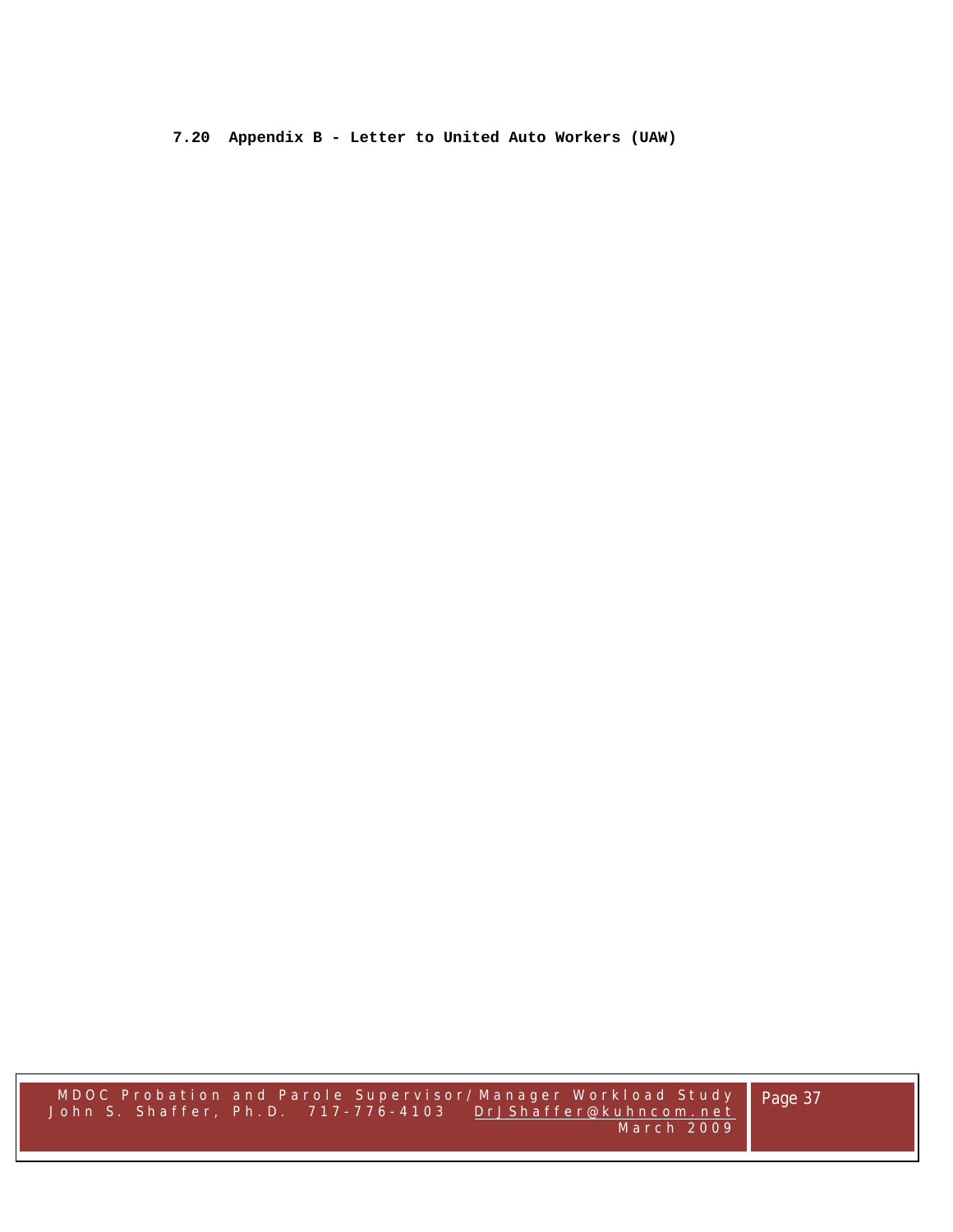### 7.20 Appendix B - Letter to United Auto Workers (UAW)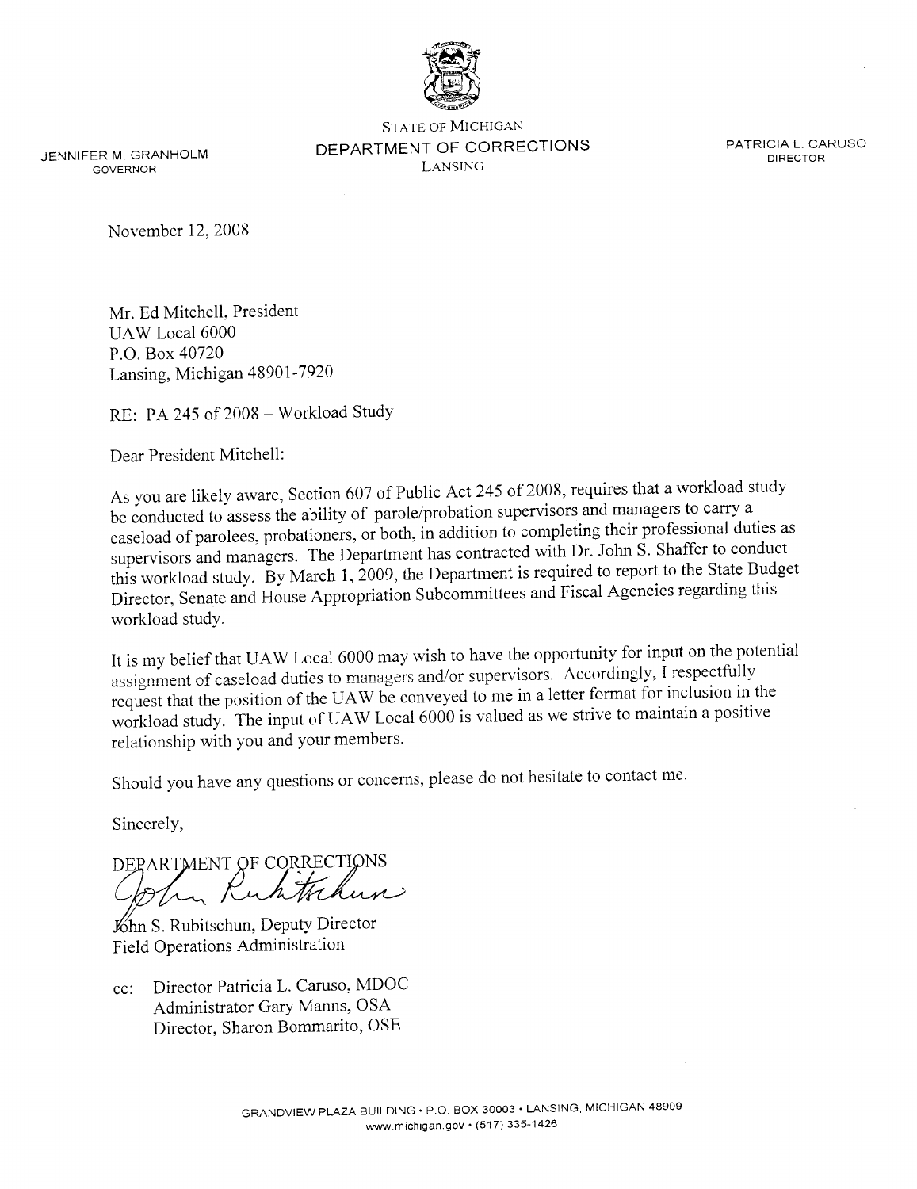STATE OF MICHIGAN
DEPARTMENT OF CORRECTIONS
LANSING

JENNIFER M. GRANHOLM
GOVERNOR

PATRICIA L. CARUSO
DIRECTOR

November 12, 2008

Mr. Ed Mitchell, President
UAW Local 6000
P.O. Box 40720
Lansing, Michigan 48901-7920

RE: PA 245 of 2008 – Workload Study

Dear President Mitchell:

As you are likely aware, Section 607 of Public Act 245 of 2008, requires that a workload study be conducted to assess the ability of parole/probation supervisors and managers to carry a caseload of parolees, probationers, or both, in addition to completing their professional duties as supervisors and managers. The Department has contracted with Dr. John S. Shaffer to conduct this workload study. By March 1, 2009, the Department is required to report to the State Budget Director, Senate and House Appropriation Subcommittees and Fiscal Agencies regarding this workload study.

It is my belief that UAW Local 6000 may wish to have the opportunity for input on the potential assignment of caseload duties to managers and/or supervisors. Accordingly, I respectfully request that the position of the UAW be conveyed to me in a letter format for inclusion in the workload study. The input of UAW Local 6000 is valued as we strive to maintain a positive relationship with you and your members.

Should you have any questions or concerns, please do not hesitate to contact me.

Sincerely,

DEPARTMENT OF CORRECTIONS

John S. Rubitschun, Deputy Director
Field Operations Administration

cc: Director Patricia L. Caruso, MDOC
Administrator Gary Manns, OSA
Director, Sharon Bommarito, OSE

GRANDVIEW PLAZA BUILDING • P.O. BOX 30003 • LANSING, MICHIGAN 48909
www.michigan.gov • (517) 335-1426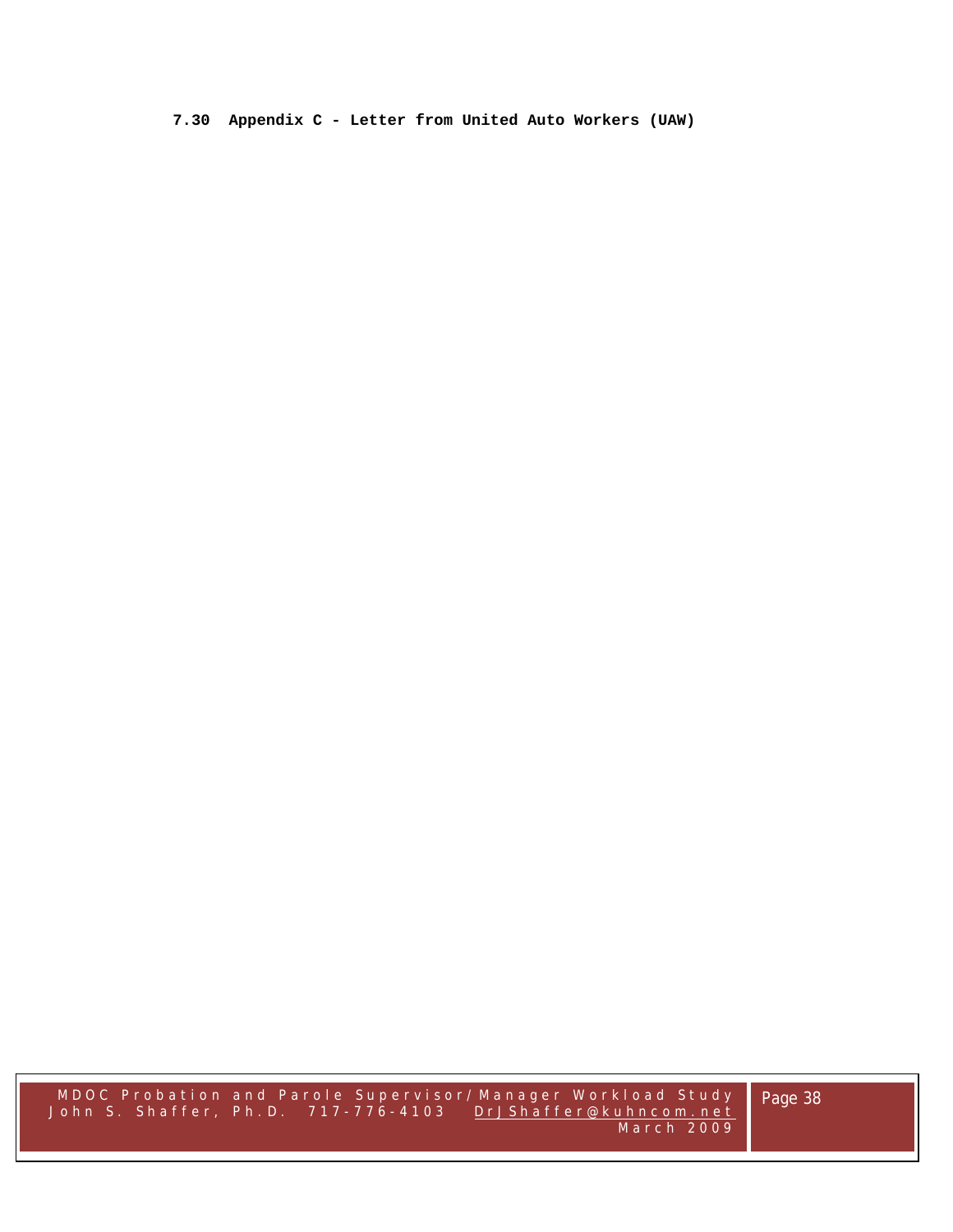## 7.30 Appendix C - Letter from United Auto Workers (UAW)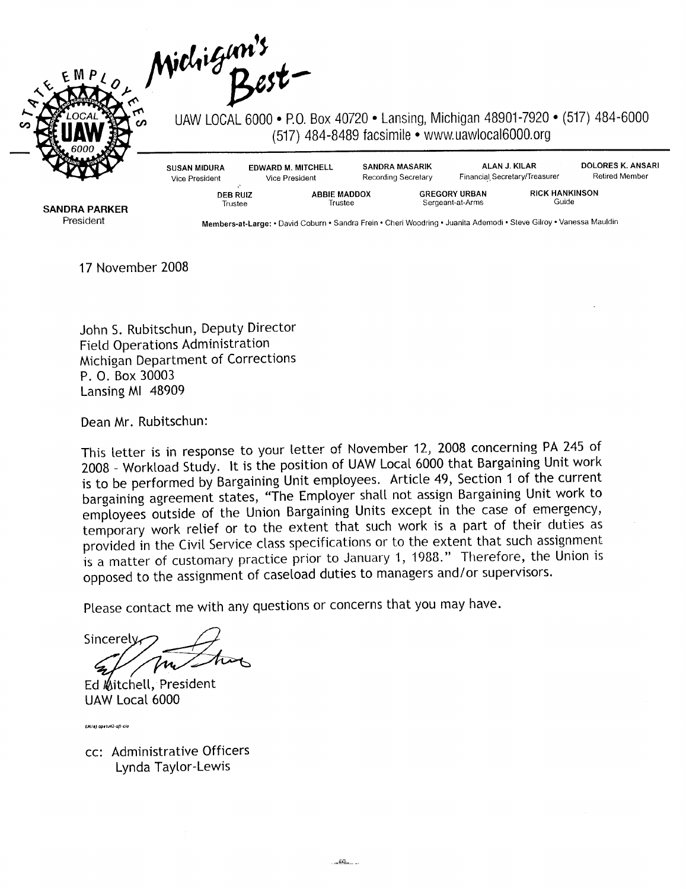Michigan's Best–

UAW LOCAL 6000 • P.O. Box 40720 • Lansing, Michigan 48901-7920 • (517) 484-6000
(517) 484-8489 facsimile • www.uawlocal6000.org

**SUSAN MIDURA** Vice President • **EDWARD M. MITCHELL** Vice President • **SANDRA MASARIK** Recording Secretary • **ALAN J. KILAR** Financial Secretary/Treasurer • **DOLORES K. ANSARI** Retired Member

**DEB RUIZ** Trustee • **ABBIE MADDOX** Trustee • **GREGORY URBAN** Sergeant-at-Arms • **RICK HANKINSON** Guide

**SANDRA PARKER**
President

**Members-at-Large:** • David Coburn • Sandra Frein • Cheri Woodring • Juanita Ademodi • Steve Gilroy • Vanessa Mauldin

17 November 2008

John S. Rubitschun, Deputy Director
Field Operations Administration
Michigan Department of Corrections
P. O. Box 30003
Lansing MI 48909

Dean Mr. Rubitschun:

This letter is in response to your letter of November 12, 2008 concerning PA 245 of 2008 - Workload Study. It is the position of UAW Local 6000 that Bargaining Unit work is to be performed by Bargaining Unit employees. Article 49, Section 1 of the current bargaining agreement states, "The Employer shall not assign Bargaining Unit work to employees outside of the Union Bargaining Units except in the case of emergency, temporary work relief or to the extent that such work is a part of their duties as provided in the Civil Service class specifications or to the extent that such assignment is a matter of customary practice prior to January 1, 1988." Therefore, the Union is opposed to the assignment of caseload duties to managers and/or supervisors.

Please contact me with any questions or concerns that you may have.

Sincerely,

Ed Mitchell, President
UAW Local 6000

EM/ej opeiu42-afl-cio

cc: Administrative Officers
Lynda Taylor-Lewis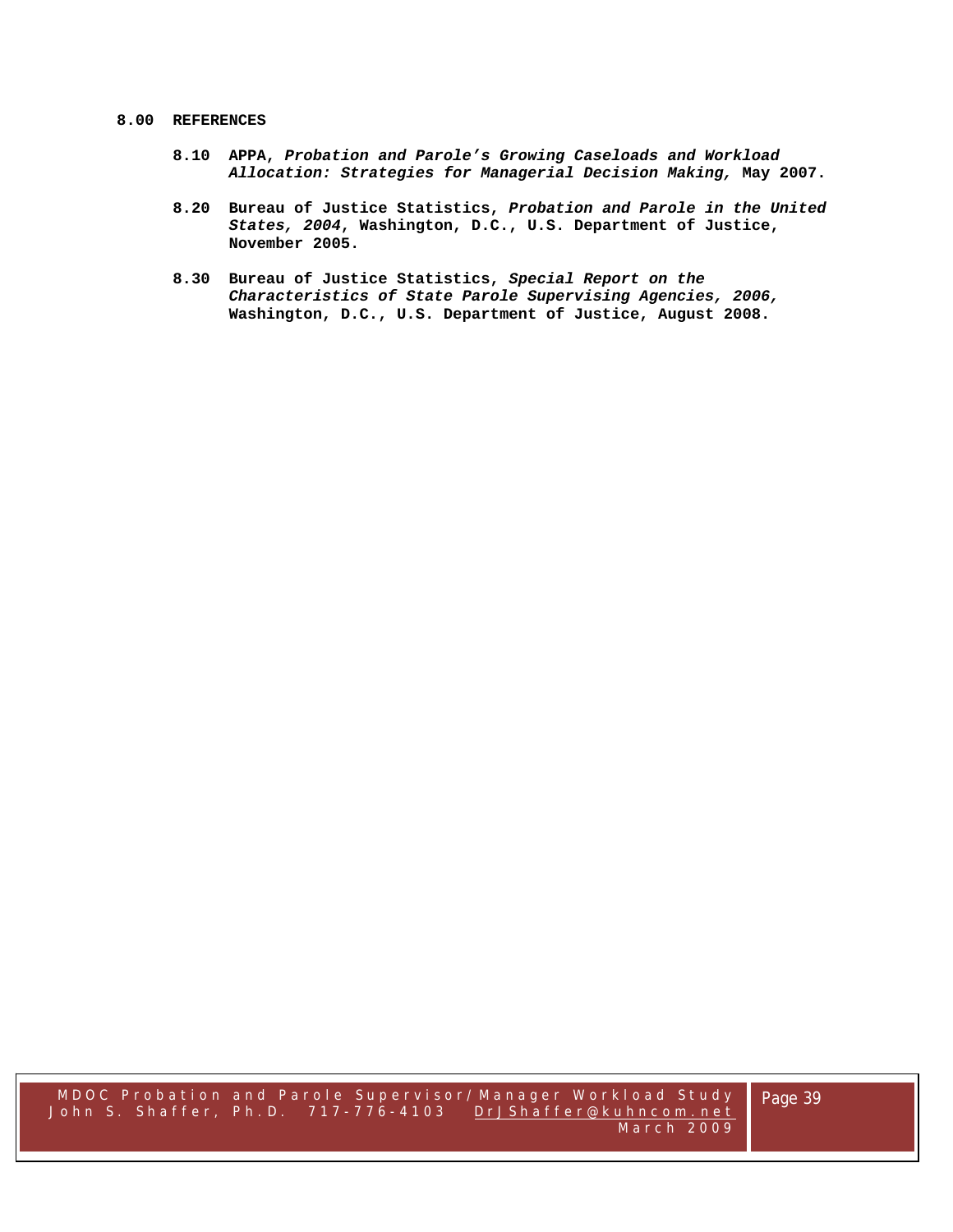## 8.00 REFERENCES

**8.10 APPA, *Probation and Parole's Growing Caseloads and Workload Allocation: Strategies for Managerial Decision Making,* May 2007.**

**8.20 Bureau of Justice Statistics, *Probation and Parole in the United States, 2004*, Washington, D.C., U.S. Department of Justice, November 2005.**

**8.30 Bureau of Justice Statistics, *Special Report on the Characteristics of State Parole Supervising Agencies, 2006,* Washington, D.C., U.S. Department of Justice, August 2008.**